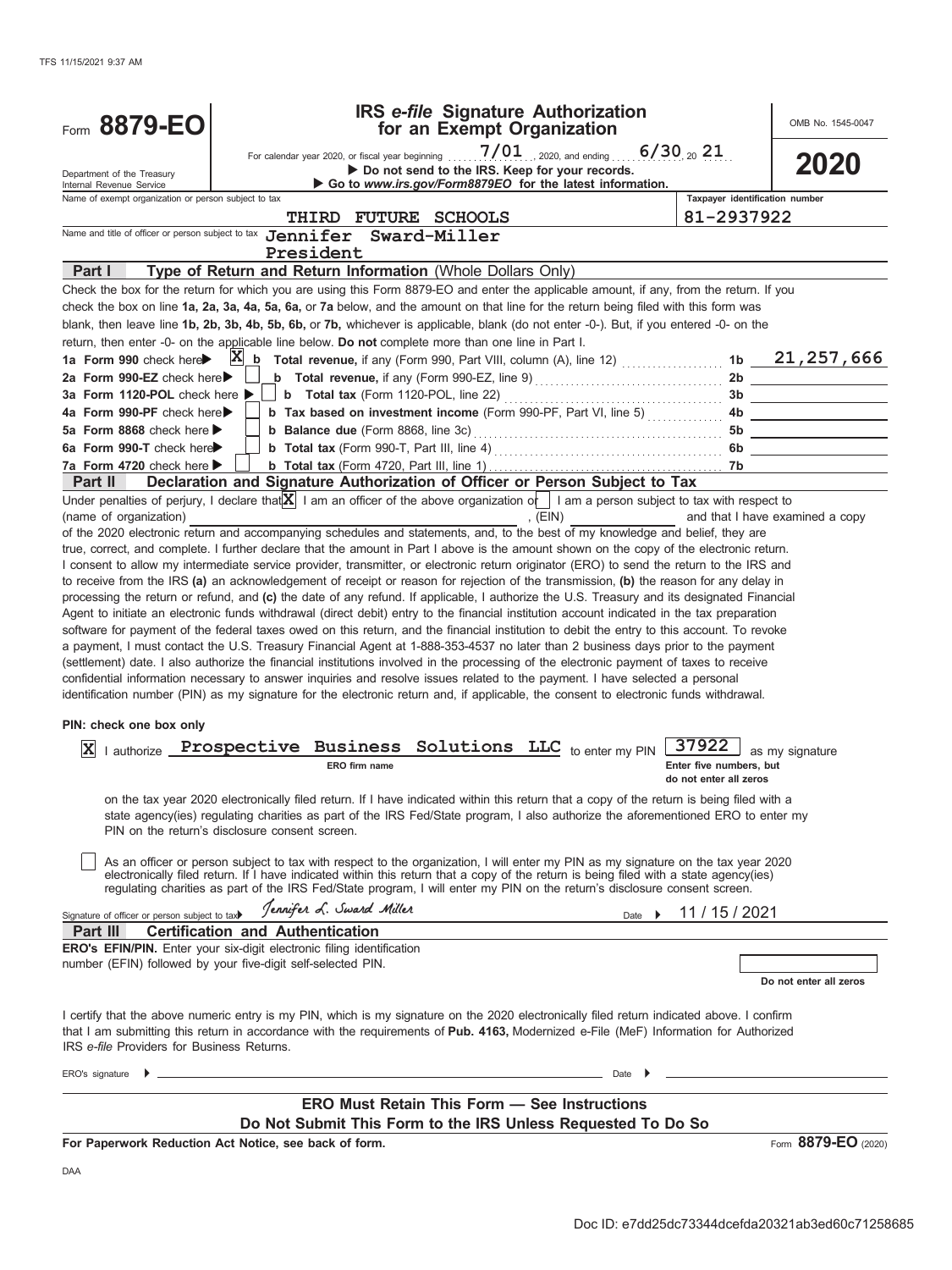TFS 11/15/2021 9:37 AM

# Form 8879-EO

**IRS *e-file* Signature Authorization for an Exempt Organization**

OMB No. 1545-0047

For calendar year 2020, or fiscal year beginning 7/01, 2020, and ending 6/30, 20 21

▶ Do not send to the IRS. Keep for your records.

▶ Go to *www.irs.gov/Form8879EO* for the latest information.

**2020**

Department of the Treasury
Internal Revenue Service

Name of exempt organization or person subject to tax: THIRD FUTURE SCHOOLS

Taxpayer identification number: 81-2937922

Name and title of officer or person subject to tax: Jennifer Sward-Miller, President

## Part I Type of Return and Return Information (Whole Dollars Only)

Check the box for the return for which you are using this Form 8879-EO and enter the applicable amount, if any, from the return. If you check the box on line **1a, 2a, 3a, 4a, 5a, 6a,** or **7a** below, and the amount on that line for the return being filed with this form was blank, then leave line **1b, 2b, 3b, 4b, 5b, 6b,** or **7b,** whichever is applicable, blank (do not enter -0-). But, if you entered -0- on the return, then enter -0- on the applicable line below. **Do not** complete more than one line in Part I.

| | | | |
|---|---|---|---|
| **1a Form 990** check here ▶ [X] | **b Total revenue,** if any (Form 990, Part VIII, column (A), line 12) | 1b | 21,257,666 |
| **2a Form 990-EZ** check here ▶ [ ] | **b Total revenue,** if any (Form 990-EZ, line 9) | 2b | |
| **3a Form 1120-POL** check here ▶ [ ] | **b Total tax** (Form 1120-POL, line 22) | 3b | |
| **4a Form 990-PF** check here ▶ [ ] | **b Tax based on investment income** (Form 990-PF, Part VI, line 5) | 4b | |
| **5a Form 8868** check here ▶ [ ] | **b Balance due** (Form 8868, line 3c) | 5b | |
| **6a Form 990-T** check here ▶ [ ] | **b Total tax** (Form 990-T, Part III, line 4) | 6b | |
| **7a Form 4720** check here ▶ [ ] | **b Total tax** (Form 4720, Part III, line 1) | 7b | |

## Part II Declaration and Signature Authorization of Officer or Person Subject to Tax

Under penalties of perjury, I declare that [X] I am an officer of the above organization or [ ] I am a person subject to tax with respect to (name of organization) ______________, (EIN) ______________ and that I have examined a copy of the 2020 electronic return and accompanying schedules and statements, and, to the best of my knowledge and belief, they are true, correct, and complete. I further declare that the amount in Part I above is the amount shown on the copy of the electronic return. I consent to allow my intermediate service provider, transmitter, or electronic return originator (ERO) to send the return to the IRS and to receive from the IRS **(a)** an acknowledgement of receipt or reason for rejection of the transmission, **(b)** the reason for any delay in processing the return or refund, and **(c)** the date of any refund. If applicable, I authorize the U.S. Treasury and its designated Financial Agent to initiate an electronic funds withdrawal (direct debit) entry to the financial institution account indicated in the tax preparation software for payment of the federal taxes owed on this return, and the financial institution to debit the entry to this account. To revoke a payment, I must contact the U.S. Treasury Financial Agent at 1-888-353-4537 no later than 2 business days prior to the payment (settlement) date. I also authorize the financial institutions involved in the processing of the electronic payment of taxes to receive confidential information necessary to answer inquiries and resolve issues related to the payment. I have selected a personal identification number (PIN) as my signature for the electronic return and, if applicable, the consent to electronic funds withdrawal.

**PIN: check one box only**

[X] I authorize **Prospective Business Solutions LLC** (ERO firm name) to enter my PIN **37922** (Enter five numbers, but do not enter all zeros) as my signature on the tax year 2020 electronically filed return. If I have indicated within this return that a copy of the return is being filed with a state agency(ies) regulating charities as part of the IRS Fed/State program, I also authorize the aforementioned ERO to enter my PIN on the return's disclosure consent screen.

[ ] As an officer or person subject to tax with respect to the organization, I will enter my PIN as my signature on the tax year 2020 electronically filed return. If I have indicated within this return that a copy of the return is being filed with a state agency(ies) regulating charities as part of the IRS Fed/State program, I will enter my PIN on the return's disclosure consent screen.

Signature of officer or person subject to tax ▶ *Jennifer L. Sward Miller* Date ▶ 11 / 15 / 2021

## Part III Certification and Authentication

**ERO's EFIN/PIN.** Enter your six-digit electronic filing identification number (EFIN) followed by your five-digit self-selected PIN.

Do not enter all zeros

I certify that the above numeric entry is my PIN, which is my signature on the 2020 electronically filed return indicated above. I confirm that I am submitting this return in accordance with the requirements of **Pub. 4163,** Modernized e-File (MeF) Information for Authorized IRS *e-file* Providers for Business Returns.

ERO's signature ▶ ______________ Date ▶ ______________

**ERO Must Retain This Form — See Instructions**

**Do Not Submit This Form to the IRS Unless Requested To Do So**

**For Paperwork Reduction Act Notice, see back of form.** Form **8879-EO** (2020)

DAA

Doc ID: e7dd25dc73344dcefda20321ab3ed60c71258685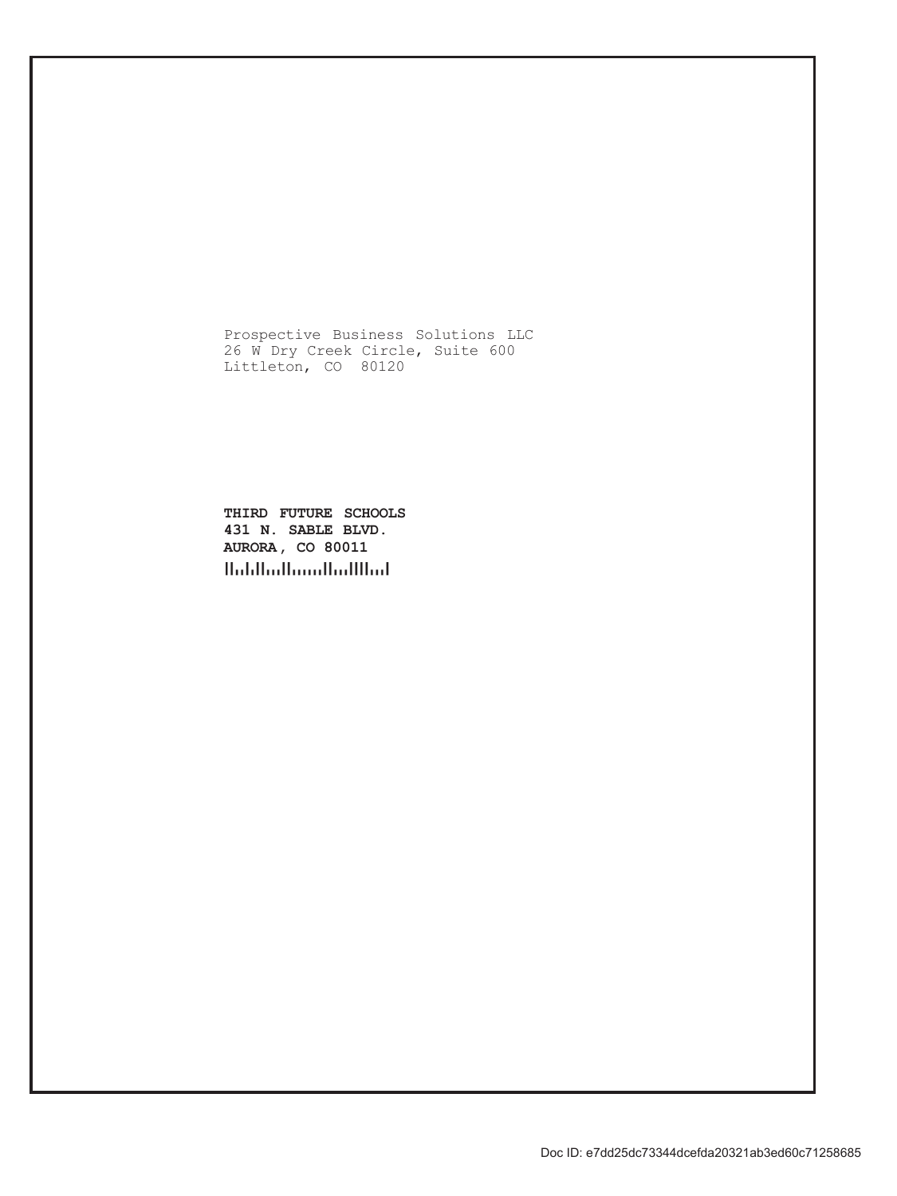Prospective Business Solutions LLC
26 W Dry Creek Circle, Suite 600
Littleton, CO 80120

**THIRD FUTURE SCHOOLS**
**431 N. SABLE BLVD.**
**AURORA, CO 80011**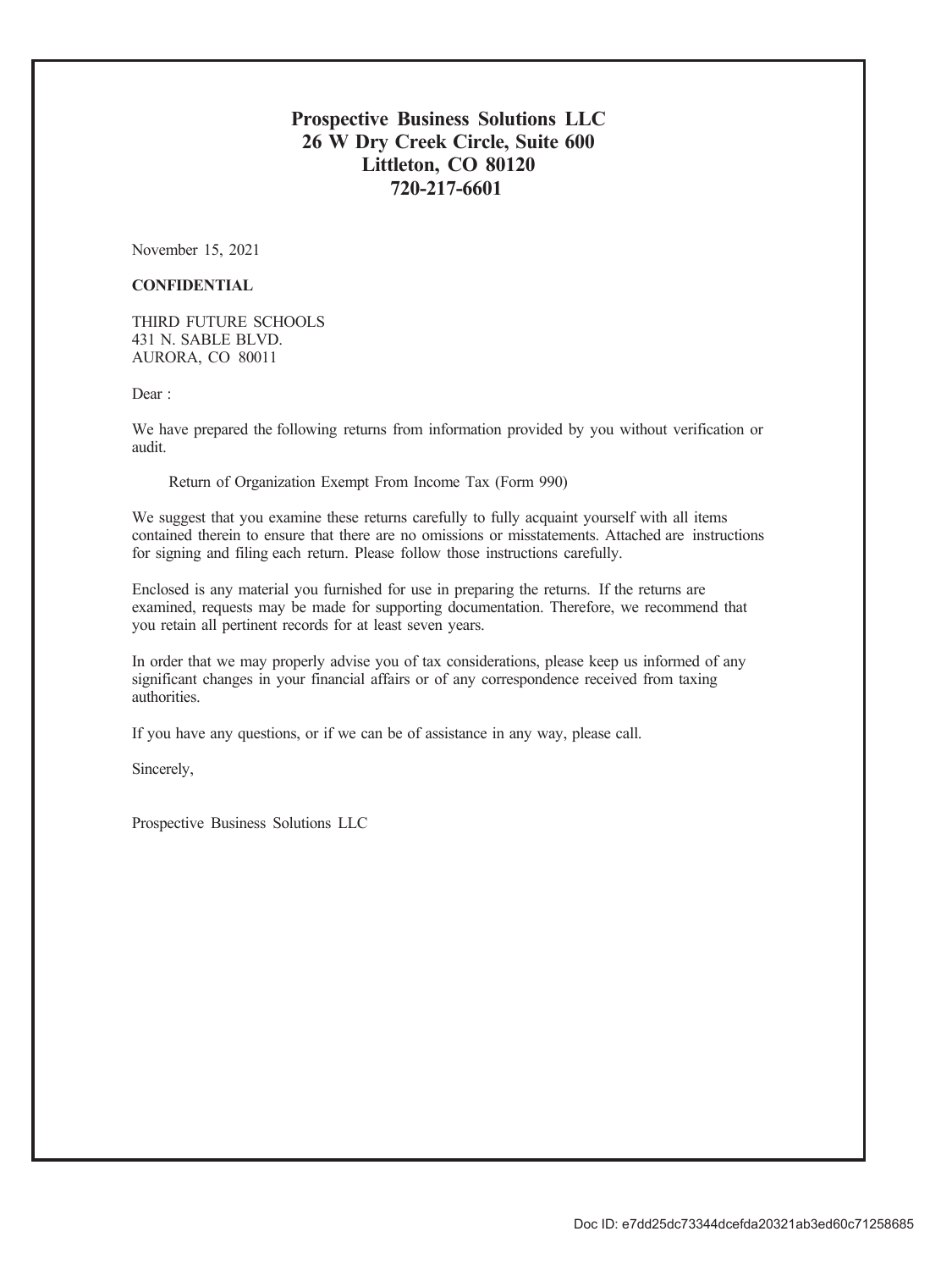**Prospective Business Solutions LLC**
**26 W Dry Creek Circle, Suite 600**
**Littleton, CO 80120**
**720-217-6601**

November 15, 2021

**CONFIDENTIAL**

THIRD FUTURE SCHOOLS
431 N. SABLE BLVD.
AURORA, CO 80011

Dear :

We have prepared the following returns from information provided by you without verification or audit.

Return of Organization Exempt From Income Tax (Form 990)

We suggest that you examine these returns carefully to fully acquaint yourself with all items contained therein to ensure that there are no omissions or misstatements. Attached are instructions for signing and filing each return. Please follow those instructions carefully.

Enclosed is any material you furnished for use in preparing the returns. If the returns are examined, requests may be made for supporting documentation. Therefore, we recommend that you retain all pertinent records for at least seven years.

In order that we may properly advise you of tax considerations, please keep us informed of any significant changes in your financial affairs or of any correspondence received from taxing authorities.

If you have any questions, or if we can be of assistance in any way, please call.

Sincerely,

Prospective Business Solutions LLC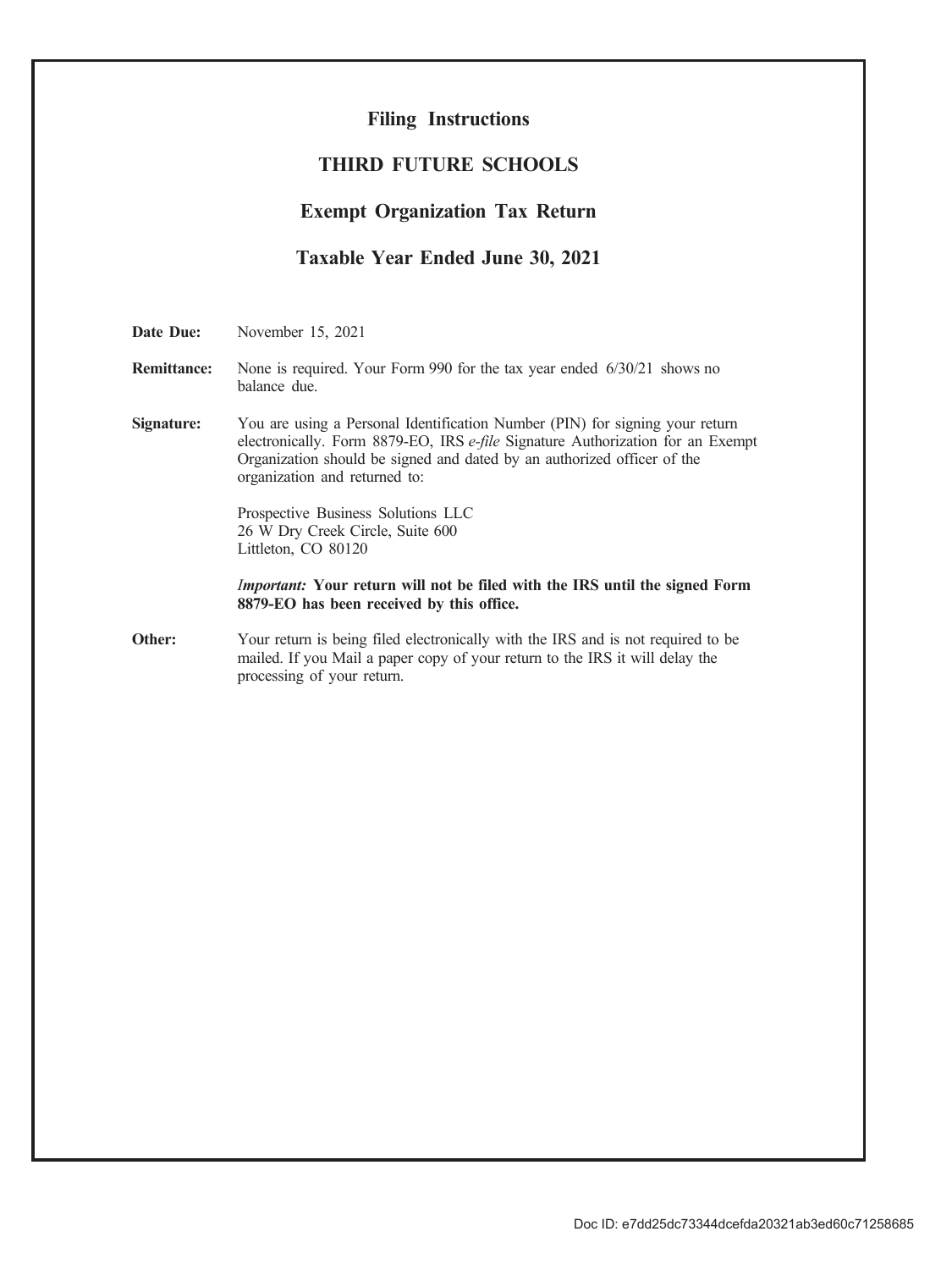# Filing Instructions

## THIRD FUTURE SCHOOLS

## Exempt Organization Tax Return

## Taxable Year Ended June 30, 2021

**Date Due:** November 15, 2021

**Remittance:** None is required. Your Form 990 for the tax year ended 6/30/21 shows no balance due.

**Signature:** You are using a Personal Identification Number (PIN) for signing your return electronically. Form 8879-EO, IRS *e-file* Signature Authorization for an Exempt Organization should be signed and dated by an authorized officer of the organization and returned to:

Prospective Business Solutions LLC
26 W Dry Creek Circle, Suite 600
Littleton, CO 80120

***Important:* Your return will not be filed with the IRS until the signed Form 8879-EO has been received by this office.**

**Other:** Your return is being filed electronically with the IRS and is not required to be mailed. If you Mail a paper copy of your return to the IRS it will delay the processing of your return.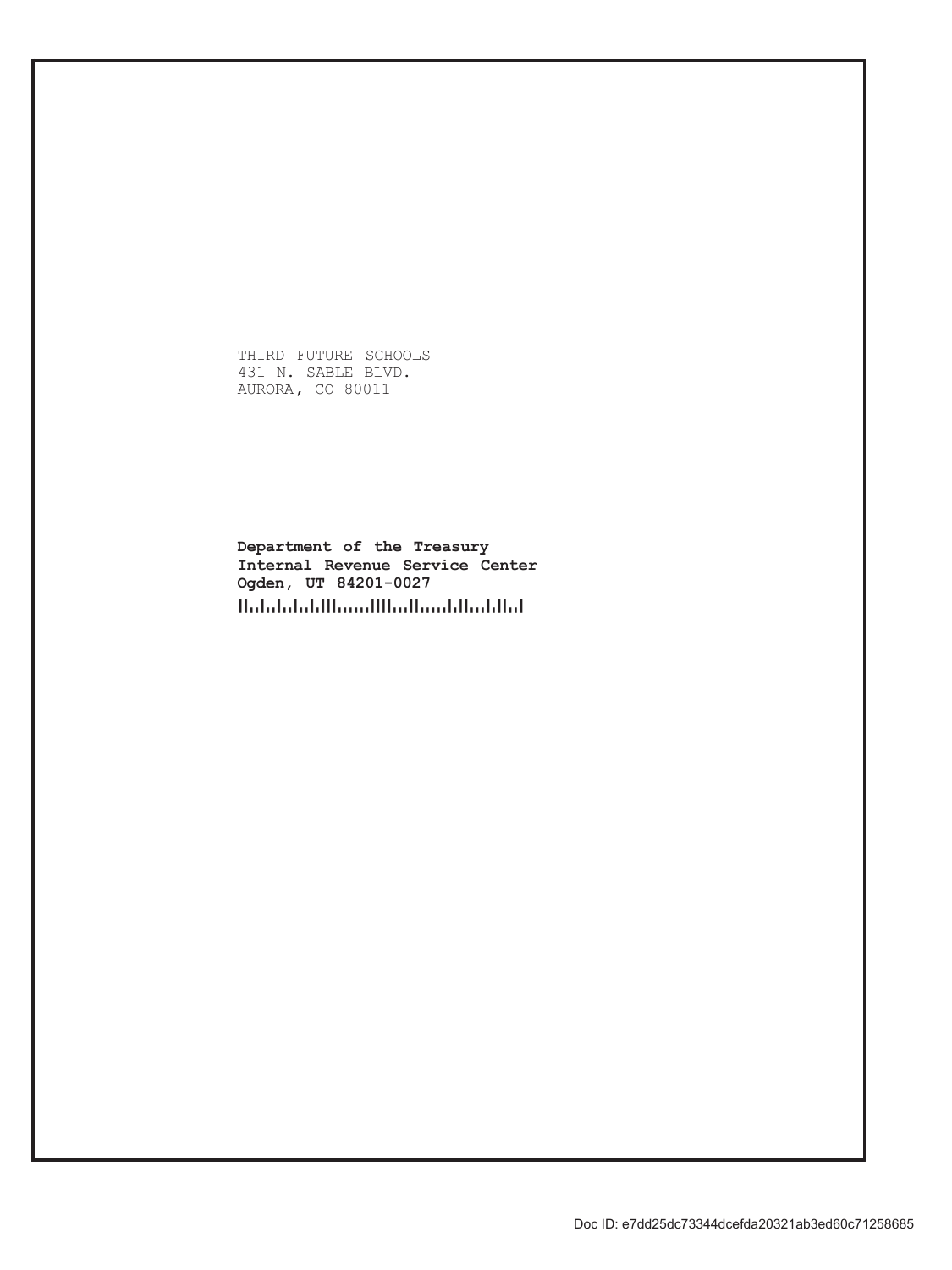THIRD FUTURE SCHOOLS
431 N. SABLE BLVD.
AURORA, CO 80011

**Department of the Treasury**
**Internal Revenue Service Center**
**Ogden, UT 84201-0027**

Doc ID: e7dd25dc73344dcefda20321ab3ed60c71258685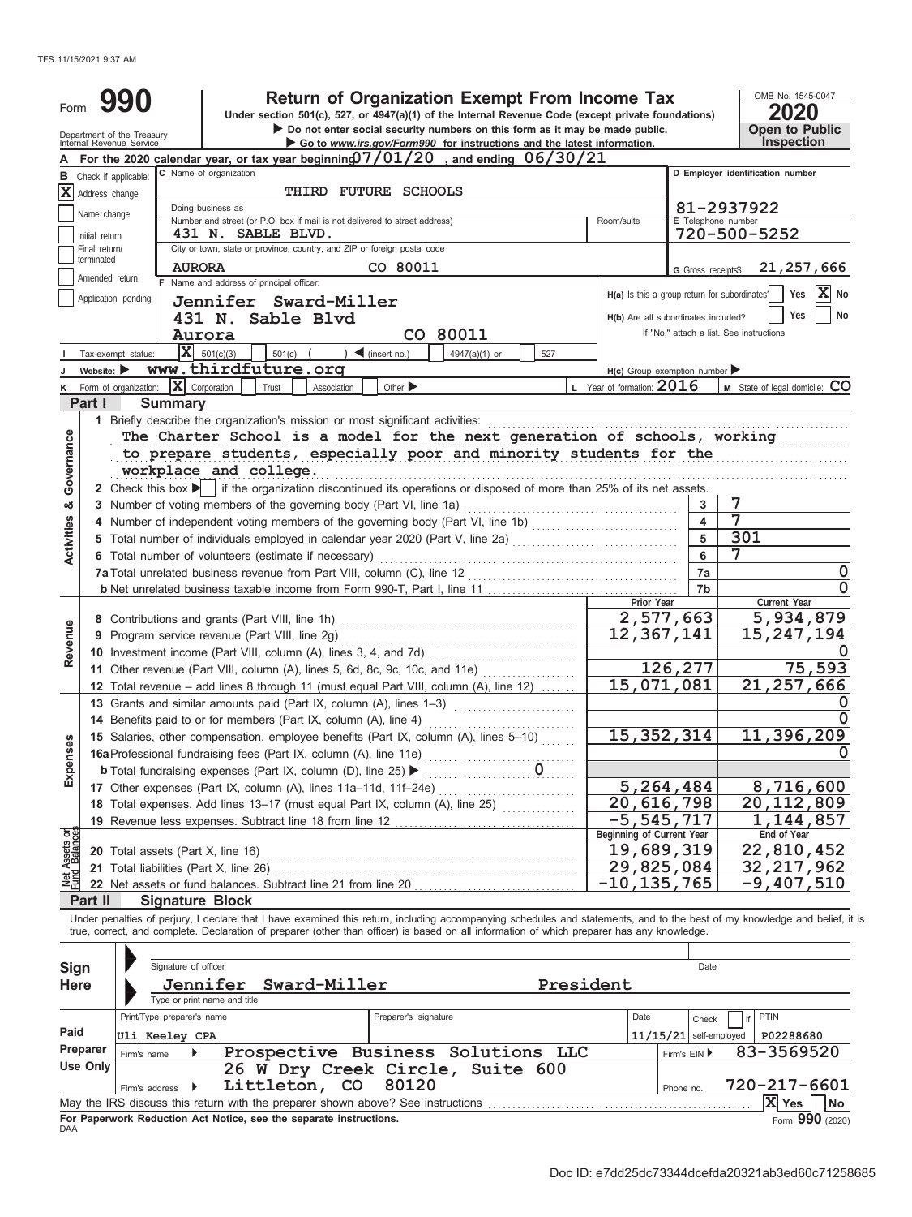TFS 11/15/2021 9:37 AM

# Form 990

## Return of Organization Exempt From Income Tax

Under section 501(c), 527, or 4947(a)(1) of the Internal Revenue Code (except private foundations)

▶ Do not enter social security numbers on this form as it may be made public.

▶ Go to *www.irs.gov/Form990* for instructions and the latest information.

Department of the Treasury Internal Revenue Service

OMB No. 1545-0047

**2020**

**Open to Public Inspection**

**A** For the 2020 calendar year, or tax year beginning 07/01/20 , and ending 06/30/21

**B** Check if applicable:
- [X] Address change
- [ ] Name change
- [ ] Initial return
- [ ] Final return/terminated
- [ ] Amended return
- [ ] Application pending

**C** Name of organization: THIRD FUTURE SCHOOLS

Doing business as

Number and street (or P.O. box if mail is not delivered to street address): 431 N. SABLE BLVD. Room/suite

City or town, state or province, country, and ZIP or foreign postal code: AURORA CO 80011

**D** Employer identification number: 81-2937922

**E** Telephone number: 720-500-5252

**G** Gross receipts$ 21,257,666

**F** Name and address of principal officer: Jennifer Sward-Miller, 431 N. Sable Blvd, Aurora CO 80011

H(a) Is this a group return for subordinates? [ ] Yes [X] No

H(b) Are all subordinates included? [ ] Yes [ ] No

If "No," attach a list. See instructions

**I** Tax-exempt status: [X] 501(c)(3) [ ] 501(c) ( ) ◀ (insert no.) [ ] 4947(a)(1) or [ ] 527

**J** Website: ▶ www.thirdfuture.org

H(c) Group exemption number ▶

**K** Form of organization: [X] Corporation [ ] Trust [ ] Association [ ] Other ▶

**L** Year of formation: 2016

**M** State of legal domicile: CO

## Part I Summary

**Activities & Governance**

1 Briefly describe the organization's mission or most significant activities:
The Charter School is a model for the next generation of schools, working to prepare students, especially poor and minority students for the workplace and college.

2 Check this box ▶ [ ] if the organization discontinued its operations or disposed of more than 25% of its net assets.

| | | |
|---|---|---|
| 3 Number of voting members of the governing body (Part VI, line 1a) | 3 | 7 |
| 4 Number of independent voting members of the governing body (Part VI, line 1b) | 4 | 7 |
| 5 Total number of individuals employed in calendar year 2020 (Part V, line 2a) | 5 | 301 |
| 6 Total number of volunteers (estimate if necessary) | 6 | 7 |
| 7a Total unrelated business revenue from Part VIII, column (C), line 12 | 7a | 0 |
| b Net unrelated business taxable income from Form 990-T, Part I, line 11 | 7b | 0 |

| | Prior Year | Current Year |
|---|---|---|
| **Revenue** | | |
| 8 Contributions and grants (Part VIII, line 1h) | 2,577,663 | 5,934,879 |
| 9 Program service revenue (Part VIII, line 2g) | 12,367,141 | 15,247,194 |
| 10 Investment income (Part VIII, column (A), lines 3, 4, and 7d) | | 0 |
| 11 Other revenue (Part VIII, column (A), lines 5, 6d, 8c, 9c, 10c, and 11e) | 126,277 | 75,593 |
| 12 Total revenue – add lines 8 through 11 (must equal Part VIII, column (A), line 12) | 15,071,081 | 21,257,666 |
| **Expenses** | | |
| 13 Grants and similar amounts paid (Part IX, column (A), lines 1–3) | | 0 |
| 14 Benefits paid to or for members (Part IX, column (A), line 4) | | 0 |
| 15 Salaries, other compensation, employee benefits (Part IX, column (A), lines 5–10) | 15,352,314 | 11,396,209 |
| 16a Professional fundraising fees (Part IX, column (A), line 11e) | | 0 |
| b Total fundraising expenses (Part IX, column (D), line 25) ▶ 0 | | |
| 17 Other expenses (Part IX, column (A), lines 11a–11d, 11f–24e) | 5,264,484 | 8,716,600 |
| 18 Total expenses. Add lines 13–17 (must equal Part IX, column (A), line 25) | 20,616,798 | 20,112,809 |
| 19 Revenue less expenses. Subtract line 18 from line 12 | -5,545,717 | 1,144,857 |
| **Net Assets or Fund Balances** | **Beginning of Current Year** | **End of Year** |
| 20 Total assets (Part X, line 16) | 19,689,319 | 22,810,452 |
| 21 Total liabilities (Part X, line 26) | 29,825,084 | 32,217,962 |
| 22 Net assets or fund balances. Subtract line 21 from line 20 | -10,135,765 | -9,407,510 |

## Part II Signature Block

Under penalties of perjury, I declare that I have examined this return, including accompanying schedules and statements, and to the best of my knowledge and belief, it is true, correct, and complete. Declaration of preparer (other than officer) is based on all information of which preparer has any knowledge.

**Sign Here**

Signature of officer — Date

Jennifer Sward-Miller, President

Type or print name and title

**Paid Preparer Use Only**

| Print/Type preparer's name | Preparer's signature | Date | Check [ ] if self-employed | PTIN |
|---|---|---|---|---|
| Uli Keeley CPA | | 11/15/21 | | P02288680 |

Firm's name ▶ Prospective Business Solutions LLC — Firm's EIN ▶ 83-3569520

Firm's address ▶ 26 W Dry Creek Circle, Suite 600, Littleton, CO 80120 — Phone no. 720-217-6601

May the IRS discuss this return with the preparer shown above? See instructions [X] Yes [ ] No

For Paperwork Reduction Act Notice, see the separate instructions.

DAA Form 990 (2020)

Doc ID: e7dd25dc73344dcefda20321ab3ed60c71258685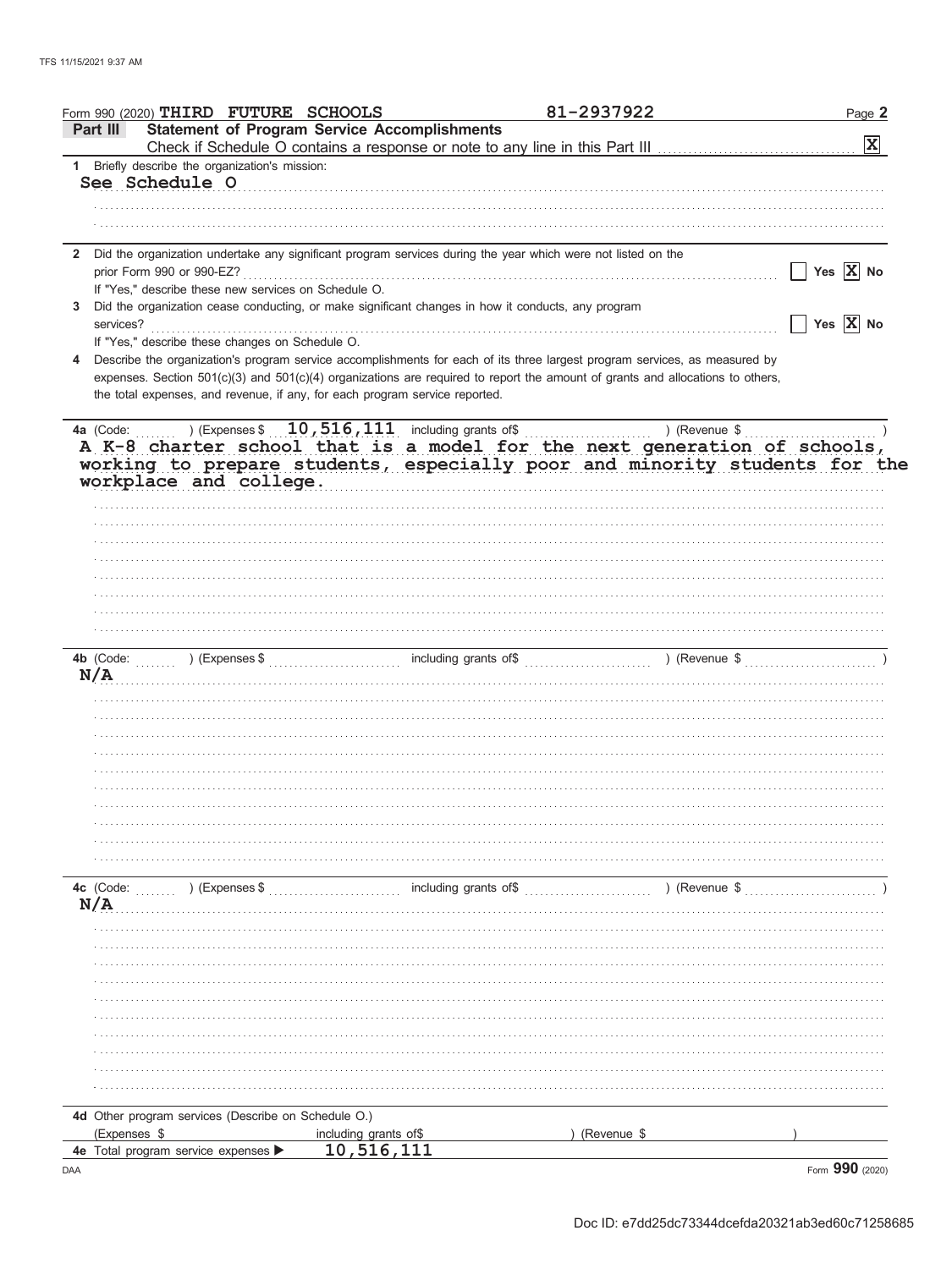Form 990 (2020) THIRD FUTURE SCHOOLS 81-2937922 Page 2

**Part III Statement of Program Service Accomplishments**

Check if Schedule O contains a response or note to any line in this Part III [X]

**1** Briefly describe the organization's mission:

See Schedule O

**2** Did the organization undertake any significant program services during the year which were not listed on the prior Form 990 or 990-EZ? [ ] Yes [X] No

If "Yes," describe these new services on Schedule O.

**3** Did the organization cease conducting, or make significant changes in how it conducts, any program services? [ ] Yes [X] No

If "Yes," describe these changes on Schedule O.

**4** Describe the organization's program service accomplishments for each of its three largest program services, as measured by expenses. Section 501(c)(3) and 501(c)(4) organizations are required to report the amount of grants and allocations to others, the total expenses, and revenue, if any, for each program service reported.

**4a** (Code: ) (Expenses $ 10,516,111 including grants of$ ) (Revenue $ )

A K-8 charter school that is a model for the next generation of schools, working to prepare students, especially poor and minority students for the workplace and college.

**4b** (Code: ) (Expenses $ including grants of$ ) (Revenue $ )

N/A

**4c** (Code: ) (Expenses $ including grants of$ ) (Revenue $ )

N/A

**4d** Other program services (Describe on Schedule O.)

(Expenses $ including grants of$ ) (Revenue $ )

**4e** Total program service expenses ▶ 10,516,111

Form **990** (2020)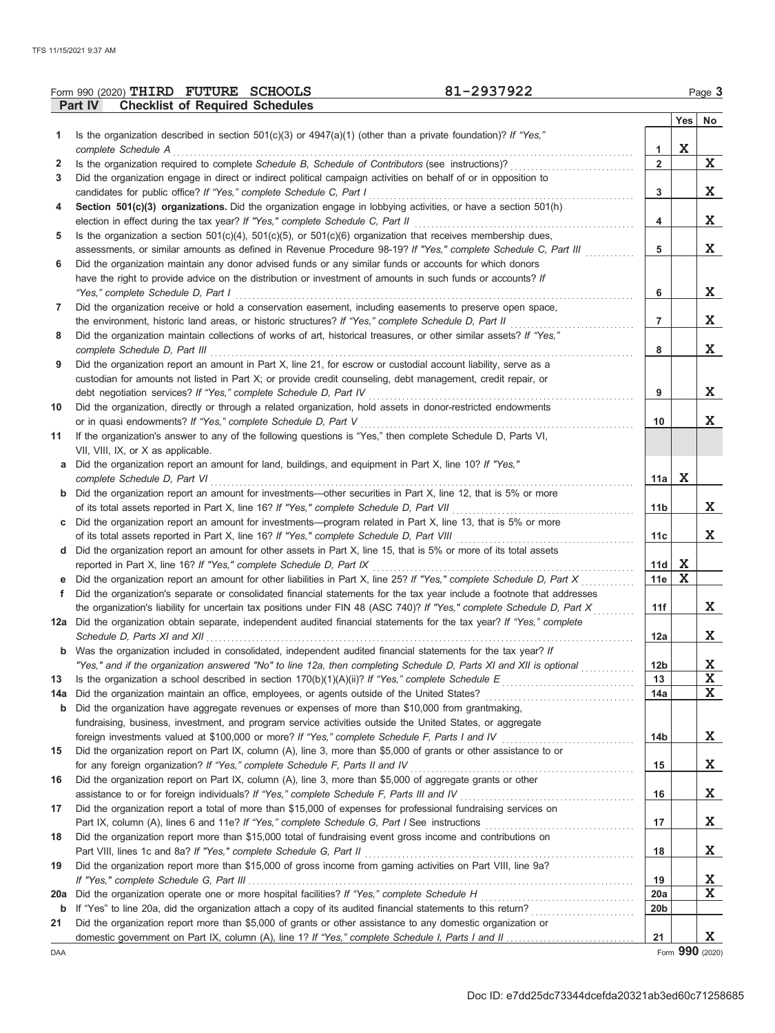Form 990 (2020) THIRD FUTURE SCHOOLS 81-2937922

## Part IV Checklist of Required Schedules

| | | | Yes | No |
|---|---|---|---|---|
| 1 | Is the organization described in section 501(c)(3) or 4947(a)(1) (other than a private foundation)? *If "Yes," complete Schedule A* | 1 | X | |
| 2 | Is the organization required to complete *Schedule B, Schedule of Contributors* (see instructions)? | 2 | | X |
| 3 | Did the organization engage in direct or indirect political campaign activities on behalf of or in opposition to candidates for public office? *If "Yes," complete Schedule C, Part I* | 3 | | X |
| 4 | **Section 501(c)(3) organizations.** Did the organization engage in lobbying activities, or have a section 501(h) election in effect during the tax year? *If "Yes," complete Schedule C, Part II* | 4 | | X |
| 5 | Is the organization a section 501(c)(4), 501(c)(5), or 501(c)(6) organization that receives membership dues, assessments, or similar amounts as defined in Revenue Procedure 98-19? *If "Yes," complete Schedule C, Part III* | 5 | | X |
| 6 | Did the organization maintain any donor advised funds or any similar funds or accounts for which donors have the right to provide advice on the distribution or investment of amounts in such funds or accounts? *If "Yes," complete Schedule D, Part I* | 6 | | X |
| 7 | Did the organization receive or hold a conservation easement, including easements to preserve open space, the environment, historic land areas, or historic structures? *If "Yes," complete Schedule D, Part II* | 7 | | X |
| 8 | Did the organization maintain collections of works of art, historical treasures, or other similar assets? *If "Yes," complete Schedule D, Part III* | 8 | | X |
| 9 | Did the organization report an amount in Part X, line 21, for escrow or custodial account liability, serve as a custodian for amounts not listed in Part X; or provide credit counseling, debt management, credit repair, or debt negotiation services? *If "Yes," complete Schedule D, Part IV* | 9 | | X |
| 10 | Did the organization, directly or through a related organization, hold assets in donor-restricted endowments or in quasi endowments? *If "Yes," complete Schedule D, Part V* | 10 | | X |
| 11 | If the organization's answer to any of the following questions is "Yes," then complete Schedule D, Parts VI, VII, VIII, IX, or X as applicable. | | | |
| a | Did the organization report an amount for land, buildings, and equipment in Part X, line 10? *If "Yes," complete Schedule D, Part VI* | 11a | X | |
| b | Did the organization report an amount for investments—other securities in Part X, line 12, that is 5% or more of its total assets reported in Part X, line 16? *If "Yes," complete Schedule D, Part VII* | 11b | | X |
| c | Did the organization report an amount for investments—program related in Part X, line 13, that is 5% or more of its total assets reported in Part X, line 16? *If "Yes," complete Schedule D, Part VIII* | 11c | | X |
| d | Did the organization report an amount for other assets in Part X, line 15, that is 5% or more of its total assets reported in Part X, line 16? *If "Yes," complete Schedule D, Part IX* | 11d | X | |
| e | Did the organization report an amount for other liabilities in Part X, line 25? *If "Yes," complete Schedule D, Part X* | 11e | X | |
| f | Did the organization's separate or consolidated financial statements for the tax year include a footnote that addresses the organization's liability for uncertain tax positions under FIN 48 (ASC 740)? *If "Yes," complete Schedule D, Part X* | 11f | | X |
| 12a | Did the organization obtain separate, independent audited financial statements for the tax year? *If "Yes," complete Schedule D, Parts XI and XII* | 12a | | X |
| b | Was the organization included in consolidated, independent audited financial statements for the tax year? *If "Yes," and if the organization answered "No" to line 12a, then completing Schedule D, Parts XI and XII is optional* | 12b | | X |
| 13 | Is the organization a school described in section 170(b)(1)(A)(ii)? *If "Yes," complete Schedule E* | 13 | | X |
| 14a | Did the organization maintain an office, employees, or agents outside of the United States? | 14a | | X |
| b | Did the organization have aggregate revenues or expenses of more than $10,000 from grantmaking, fundraising, business, investment, and program service activities outside the United States, or aggregate foreign investments valued at $100,000 or more? *If "Yes," complete Schedule F, Parts I and IV* | 14b | | X |
| 15 | Did the organization report on Part IX, column (A), line 3, more than $5,000 of grants or other assistance to or for any foreign organization? *If "Yes," complete Schedule F, Parts II and IV* | 15 | | X |
| 16 | Did the organization report on Part IX, column (A), line 3, more than $5,000 of aggregate grants or other assistance to or for foreign individuals? *If "Yes," complete Schedule F, Parts III and IV* | 16 | | X |
| 17 | Did the organization report a total of more than $15,000 of expenses for professional fundraising services on Part IX, column (A), lines 6 and 11e? *If "Yes," complete Schedule G, Part I* See instructions | 17 | | X |
| 18 | Did the organization report more than $15,000 total of fundraising event gross income and contributions on Part VIII, lines 1c and 8a? *If "Yes," complete Schedule G, Part II* | 18 | | X |
| 19 | Did the organization report more than $15,000 of gross income from gaming activities on Part VIII, line 9a? *If "Yes," complete Schedule G, Part III* | 19 | | X |
| 20a | Did the organization operate one or more hospital facilities? *If "Yes," complete Schedule H* | 20a | | X |
| b | If "Yes" to line 20a, did the organization attach a copy of its audited financial statements to this return? | 20b | | |
| 21 | Did the organization report more than $5,000 of grants or other assistance to any domestic organization or domestic government on Part IX, column (A), line 1? *If "Yes," complete Schedule I, Parts I and II* | 21 | | X |

Form 990 (2020)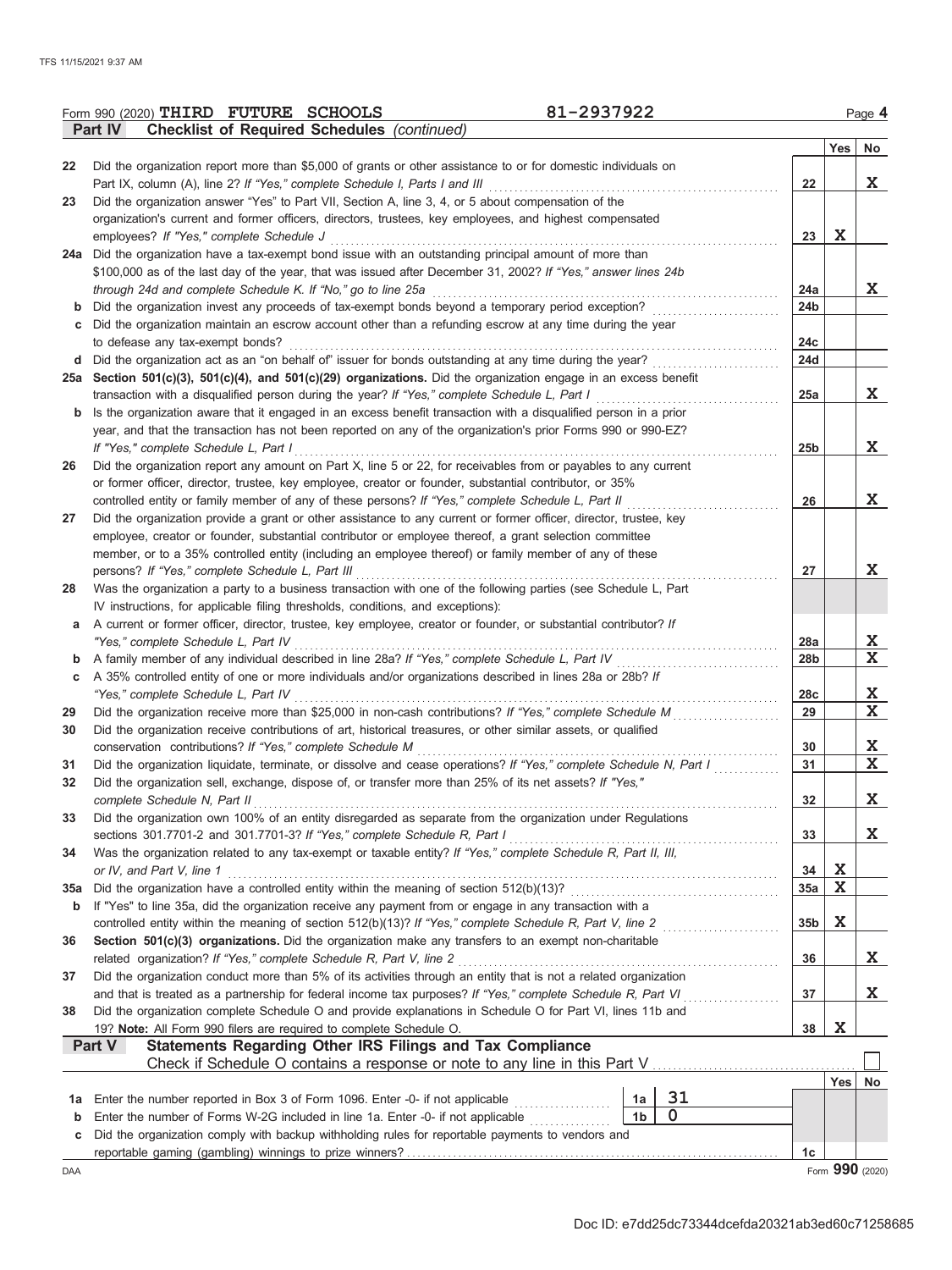Form 990 (2020) **THIRD FUTURE SCHOOLS** **81-2937922**

**Part IV Checklist of Required Schedules** *(continued)*

| | | | Yes | No |
|---|---|---|---|---|
| 22 | Did the organization report more than $5,000 of grants or other assistance to or for domestic individuals on Part IX, column (A), line 2? *If "Yes," complete Schedule I, Parts I and III* | 22 | | X |
| 23 | Did the organization answer "Yes" to Part VII, Section A, line 3, 4, or 5 about compensation of the organization's current and former officers, directors, trustees, key employees, and highest compensated employees? *If "Yes," complete Schedule J* | 23 | X | |
| 24a | Did the organization have a tax-exempt bond issue with an outstanding principal amount of more than $100,000 as of the last day of the year, that was issued after December 31, 2002? *If "Yes," answer lines 24b through 24d and complete Schedule K. If "No," go to line 25a* | 24a | | X |
| b | Did the organization invest any proceeds of tax-exempt bonds beyond a temporary period exception? | 24b | | |
| c | Did the organization maintain an escrow account other than a refunding escrow at any time during the year to defease any tax-exempt bonds? | 24c | | |
| d | Did the organization act as an "on behalf of" issuer for bonds outstanding at any time during the year? | 24d | | |
| 25a | **Section 501(c)(3), 501(c)(4), and 501(c)(29) organizations.** Did the organization engage in an excess benefit transaction with a disqualified person during the year? *If "Yes," complete Schedule L, Part I* | 25a | | X |
| b | Is the organization aware that it engaged in an excess benefit transaction with a disqualified person in a prior year, and that the transaction has not been reported on any of the organization's prior Forms 990 or 990-EZ? *If "Yes," complete Schedule L, Part I* | 25b | | X |
| 26 | Did the organization report any amount on Part X, line 5 or 22, for receivables from or payables to any current or former officer, director, trustee, key employee, creator or founder, substantial contributor, or 35% controlled entity or family member of any of these persons? *If "Yes," complete Schedule L, Part II* | 26 | | X |
| 27 | Did the organization provide a grant or other assistance to any current or former officer, director, trustee, key employee, creator or founder, substantial contributor or employee thereof, a grant selection committee member, or to a 35% controlled entity (including an employee thereof) or family member of any of these persons? *If "Yes," complete Schedule L, Part III* | 27 | | X |
| 28 | Was the organization a party to a business transaction with one of the following parties (see Schedule L, Part IV instructions, for applicable filing thresholds, conditions, and exceptions): | | | |
| a | A current or former officer, director, trustee, key employee, creator or founder, or substantial contributor? *If "Yes," complete Schedule L, Part IV* | 28a | | X |
| b | A family member of any individual described in line 28a? *If "Yes," complete Schedule L, Part IV* | 28b | | X |
| c | A 35% controlled entity of one or more individuals and/or organizations described in lines 28a or 28b? *If "Yes," complete Schedule L, Part IV* | 28c | | X |
| 29 | Did the organization receive more than $25,000 in non-cash contributions? *If "Yes," complete Schedule M* | 29 | | X |
| 30 | Did the organization receive contributions of art, historical treasures, or other similar assets, or qualified conservation contributions? *If "Yes," complete Schedule M* | 30 | | X |
| 31 | Did the organization liquidate, terminate, or dissolve and cease operations? *If "Yes," complete Schedule N, Part I* | 31 | | X |
| 32 | Did the organization sell, exchange, dispose of, or transfer more than 25% of its net assets? *If "Yes," complete Schedule N, Part II* | 32 | | X |
| 33 | Did the organization own 100% of an entity disregarded as separate from the organization under Regulations sections 301.7701-2 and 301.7701-3? *If "Yes," complete Schedule R, Part I* | 33 | | X |
| 34 | Was the organization related to any tax-exempt or taxable entity? *If "Yes," complete Schedule R, Part II, III, or IV, and Part V, line 1* | 34 | X | |
| 35a | Did the organization have a controlled entity within the meaning of section 512(b)(13)? | 35a | X | |
| b | If "Yes" to line 35a, did the organization receive any payment from or engage in any transaction with a controlled entity within the meaning of section 512(b)(13)? *If "Yes," complete Schedule R, Part V, line 2* | 35b | X | |
| 36 | **Section 501(c)(3) organizations.** Did the organization make any transfers to an exempt non-charitable related organization? *If "Yes," complete Schedule R, Part V, line 2* | 36 | | X |
| 37 | Did the organization conduct more than 5% of its activities through an entity that is not a related organization and that is treated as a partnership for federal income tax purposes? *If "Yes," complete Schedule R, Part VI* | 37 | | X |
| 38 | Did the organization complete Schedule O and provide explanations in Schedule O for Part VI, lines 11b and 19? **Note:** All Form 990 filers are required to complete Schedule O. | 38 | X | |

**Part V Statements Regarding Other IRS Filings and Tax Compliance**

Check if Schedule O contains a response or note to any line in this Part V ☐

| | | | | | Yes | No |
|---|---|---|---|---|---|---|
| 1a | Enter the number reported in Box 3 of Form 1096. Enter -0- if not applicable | 1a | 31 | | | |
| b | Enter the number of Forms W-2G included in line 1a. Enter -0- if not applicable | 1b | 0 | | | |
| c | Did the organization comply with backup withholding rules for reportable payments to vendors and reportable gaming (gambling) winnings to prize winners? | | | 1c | | |

DAA Form **990** (2020)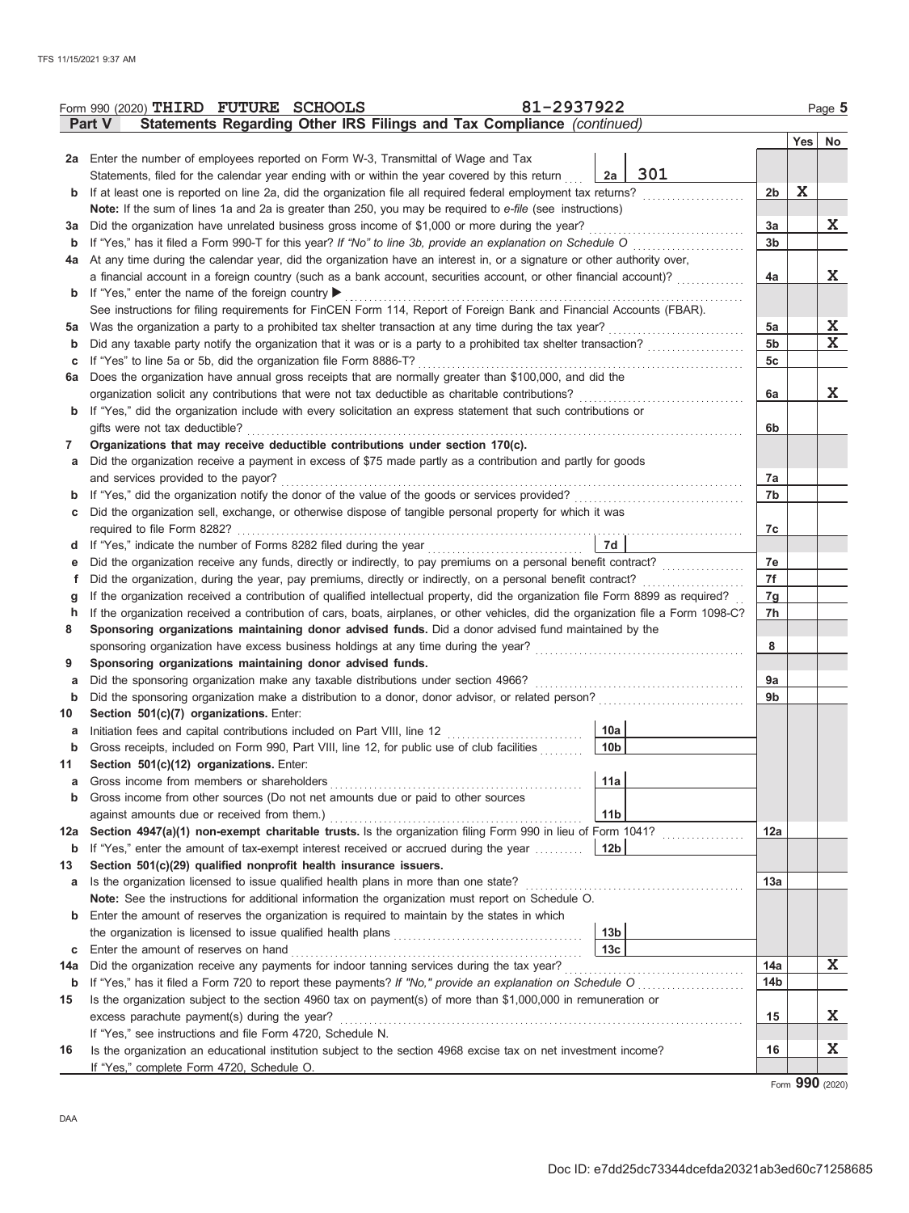Form 990 (2020) THIRD FUTURE SCHOOLS 81-2937922

## Part V Statements Regarding Other IRS Filings and Tax Compliance *(continued)*

| | | | | | Yes | No |
|---|---|---|---|---|---|---|
| 2a | Enter the number of employees reported on Form W-3, Transmittal of Wage and Tax Statements, filed for the calendar year ending with or within the year covered by this return | 2a | 301 | | | |
| b | If at least one is reported on line 2a, did the organization file all required federal employment tax returns? | | | 2b | X | |
| | **Note:** If the sum of lines 1a and 2a is greater than 250, you may be required to *e-file* (see instructions) | | | | | |
| 3a | Did the organization have unrelated business gross income of $1,000 or more during the year? | | | 3a | | X |
| b | If "Yes," has it filed a Form 990-T for this year? *If "No" to line 3b, provide an explanation on Schedule O* | | | 3b | | |
| 4a | At any time during the calendar year, did the organization have an interest in, or a signature or other authority over, a financial account in a foreign country (such as a bank account, securities account, or other financial account)? | | | 4a | | X |
| b | If "Yes," enter the name of the foreign country ▶ | | | | | |
| | See instructions for filing requirements for FinCEN Form 114, Report of Foreign Bank and Financial Accounts (FBAR). | | | | | |
| 5a | Was the organization a party to a prohibited tax shelter transaction at any time during the tax year? | | | 5a | | X |
| b | Did any taxable party notify the organization that it was or is a party to a prohibited tax shelter transaction? | | | 5b | | X |
| c | If "Yes" to line 5a or 5b, did the organization file Form 8886-T? | | | 5c | | |
| 6a | Does the organization have annual gross receipts that are normally greater than $100,000, and did the organization solicit any contributions that were not tax deductible as charitable contributions? | | | 6a | | X |
| b | If "Yes," did the organization include with every solicitation an express statement that such contributions or gifts were not tax deductible? | | | 6b | | |
| 7 | **Organizations that may receive deductible contributions under section 170(c).** | | | | | |
| a | Did the organization receive a payment in excess of $75 made partly as a contribution and partly for goods and services provided to the payor? | | | 7a | | |
| b | If "Yes," did the organization notify the donor of the value of the goods or services provided? | | | 7b | | |
| c | Did the organization sell, exchange, or otherwise dispose of tangible personal property for which it was required to file Form 8282? | | | 7c | | |
| d | If "Yes," indicate the number of Forms 8282 filed during the year | 7d | | | | |
| e | Did the organization receive any funds, directly or indirectly, to pay premiums on a personal benefit contract? | | | 7e | | |
| f | Did the organization, during the year, pay premiums, directly or indirectly, on a personal benefit contract? | | | 7f | | |
| g | If the organization received a contribution of qualified intellectual property, did the organization file Form 8899 as required? | | | 7g | | |
| h | If the organization received a contribution of cars, boats, airplanes, or other vehicles, did the organization file a Form 1098-C? | | | 7h | | |
| 8 | **Sponsoring organizations maintaining donor advised funds.** Did a donor advised fund maintained by the sponsoring organization have excess business holdings at any time during the year? | | | 8 | | |
| 9 | **Sponsoring organizations maintaining donor advised funds.** | | | | | |
| a | Did the sponsoring organization make any taxable distributions under section 4966? | | | 9a | | |
| b | Did the sponsoring organization make a distribution to a donor, donor advisor, or related person? | | | 9b | | |
| 10 | **Section 501(c)(7) organizations.** Enter: | | | | | |
| a | Initiation fees and capital contributions included on Part VIII, line 12 | 10a | | | | |
| b | Gross receipts, included on Form 990, Part VIII, line 12, for public use of club facilities | 10b | | | | |
| 11 | **Section 501(c)(12) organizations.** Enter: | | | | | |
| a | Gross income from members or shareholders | 11a | | | | |
| b | Gross income from other sources (Do not net amounts due or paid to other sources against amounts due or received from them.) | 11b | | | | |
| 12a | **Section 4947(a)(1) non-exempt charitable trusts.** Is the organization filing Form 990 in lieu of Form 1041? | | | 12a | | |
| b | If "Yes," enter the amount of tax-exempt interest received or accrued during the year | 12b | | | | |
| 13 | **Section 501(c)(29) qualified nonprofit health insurance issuers.** | | | | | |
| a | Is the organization licensed to issue qualified health plans in more than one state? | | | 13a | | |
| | **Note:** See the instructions for additional information the organization must report on Schedule O. | | | | | |
| b | Enter the amount of reserves the organization is required to maintain by the states in which the organization is licensed to issue qualified health plans | 13b | | | | |
| c | Enter the amount of reserves on hand | 13c | | | | |
| 14a | Did the organization receive any payments for indoor tanning services during the tax year? | | | 14a | | X |
| b | If "Yes," has it filed a Form 720 to report these payments? *If "No," provide an explanation on Schedule O* | | | 14b | | |
| 15 | Is the organization subject to the section 4960 tax on payment(s) of more than $1,000,000 in remuneration or excess parachute payment(s) during the year? | | | 15 | | X |
| | If "Yes," see instructions and file Form 4720, Schedule N. | | | | | |
| 16 | Is the organization an educational institution subject to the section 4968 excise tax on net investment income? | | | 16 | | X |
| | If "Yes," complete Form 4720, Schedule O. | | | | | |

Form **990** (2020)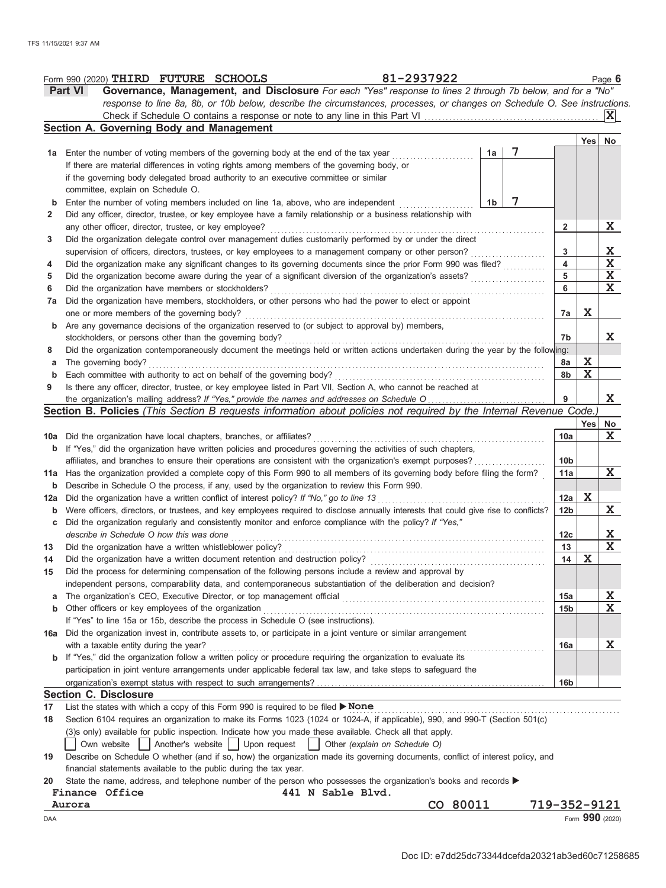Form 990 (2020) THIRD FUTURE SCHOOLS 81-2937922 Page 6

**Part VI Governance, Management, and Disclosure** *For each "Yes" response to lines 2 through 7b below, and for a "No" response to line 8a, 8b, or 10b below, describe the circumstances, processes, or changes on Schedule O. See instructions.*

Check if Schedule O contains a response or note to any line in this Part VI . . . . . . [X]

## Section A. Governing Body and Management

| | | | | | Yes | No |
|---|---|---|---|---|---|---|
| 1a | Enter the number of voting members of the governing body at the end of the tax year | 1a | 7 | | | |
| | If there are material differences in voting rights among members of the governing body, or if the governing body delegated broad authority to an executive committee or similar committee, explain on Schedule O. | | | | | |
| b | Enter the number of voting members included on line 1a, above, who are independent | 1b | 7 | | | |
| 2 | Did any officer, director, trustee, or key employee have a family relationship or a business relationship with any other officer, director, trustee, or key employee? | | | 2 | | X |
| 3 | Did the organization delegate control over management duties customarily performed by or under the direct supervision of officers, directors, trustees, or key employees to a management company or other person? | | | 3 | | X |
| 4 | Did the organization make any significant changes to its governing documents since the prior Form 990 was filed? | | | 4 | | X |
| 5 | Did the organization become aware during the year of a significant diversion of the organization's assets? | | | 5 | | X |
| 6 | Did the organization have members or stockholders? | | | 6 | | X |
| 7a | Did the organization have members, stockholders, or other persons who had the power to elect or appoint one or more members of the governing body? | | | 7a | X | |
| b | Are any governance decisions of the organization reserved to (or subject to approval by) members, stockholders, or persons other than the governing body? | | | 7b | | X |
| 8 | Did the organization contemporaneously document the meetings held or written actions undertaken during the year by the following: | | | | | |
| a | The governing body? | | | 8a | X | |
| b | Each committee with authority to act on behalf of the governing body? | | | 8b | X | |
| 9 | Is there any officer, director, trustee, or key employee listed in Part VII, Section A, who cannot be reached at the organization's mailing address? *If "Yes," provide the names and addresses on Schedule O* | | | 9 | | X |

## Section B. Policies *(This Section B requests information about policies not required by the Internal Revenue Code.)*

| | | | Yes | No |
|---|---|---|---|---|
| 10a | Did the organization have local chapters, branches, or affiliates? | 10a | | X |
| b | If "Yes," did the organization have written policies and procedures governing the activities of such chapters, affiliates, and branches to ensure their operations are consistent with the organization's exempt purposes? | 10b | | |
| 11a | Has the organization provided a complete copy of this Form 990 to all members of its governing body before filing the form? | 11a | | X |
| b | Describe in Schedule O the process, if any, used by the organization to review this Form 990. | | | |
| 12a | Did the organization have a written conflict of interest policy? *If "No," go to line 13* | 12a | X | |
| b | Were officers, directors, or trustees, and key employees required to disclose annually interests that could give rise to conflicts? | 12b | | X |
| c | Did the organization regularly and consistently monitor and enforce compliance with the policy? *If "Yes," describe in Schedule O how this was done* | 12c | | X |
| 13 | Did the organization have a written whistleblower policy? | 13 | | X |
| 14 | Did the organization have a written document retention and destruction policy? | 14 | X | |
| 15 | Did the process for determining compensation of the following persons include a review and approval by independent persons, comparability data, and contemporaneous substantiation of the deliberation and decision? | | | |
| a | The organization's CEO, Executive Director, or top management official | 15a | | X |
| b | Other officers or key employees of the organization | 15b | | X |
| | If "Yes" to line 15a or 15b, describe the process in Schedule O (see instructions). | | | |
| 16a | Did the organization invest in, contribute assets to, or participate in a joint venture or similar arrangement with a taxable entity during the year? | 16a | | X |
| b | If "Yes," did the organization follow a written policy or procedure requiring the organization to evaluate its participation in joint venture arrangements under applicable federal tax law, and take steps to safeguard the organization's exempt status with respect to such arrangements? | 16b | | |

## Section C. Disclosure

17 List the states with which a copy of this Form 990 is required to be filed ▶ **None**

18 Section 6104 requires an organization to make its Forms 1023 (1024 or 1024-A, if applicable), 990, and 990-T (Section 501(c)(3)s only) available for public inspection. Indicate how you made these available. Check all that apply.

[ ] Own website [ ] Another's website [ ] Upon request [ ] Other *(explain on Schedule O)*

19 Describe on Schedule O whether (and if so, how) the organization made its governing documents, conflict of interest policy, and financial statements available to the public during the tax year.

20 State the name, address, and telephone number of the person who possesses the organization's books and records ▶

Finance Office 441 N Sable Blvd.
Aurora CO 80011 719-352-9121

Form **990** (2020)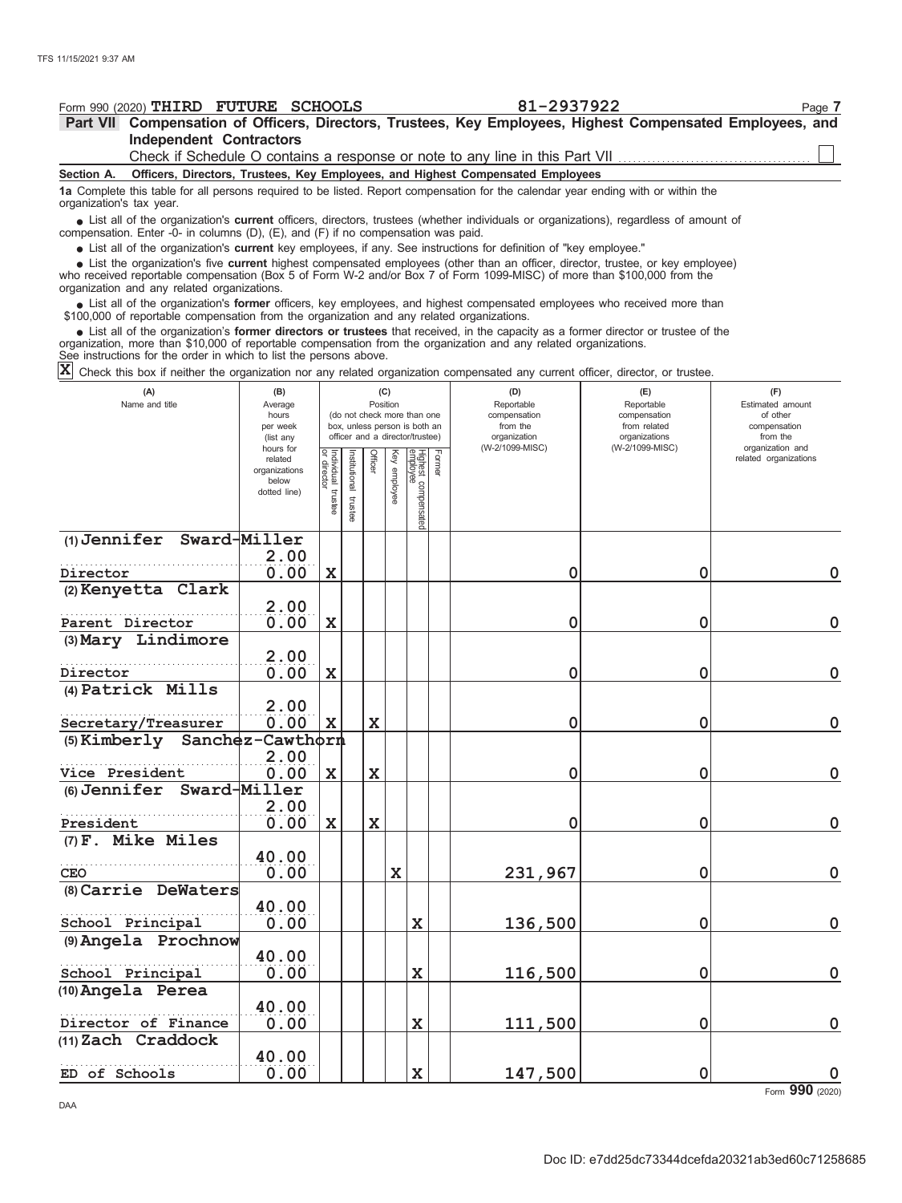Form 990 (2020) **THIRD FUTURE SCHOOLS** **81-2937922** Page **7**

**Part VII Compensation of Officers, Directors, Trustees, Key Employees, Highest Compensated Employees, and Independent Contractors**

Check if Schedule O contains a response or note to any line in this Part VII ☐

**Section A. Officers, Directors, Trustees, Key Employees, and Highest Compensated Employees**

**1a** Complete this table for all persons required to be listed. Report compensation for the calendar year ending with or within the organization's tax year.

- List all of the organization's **current** officers, directors, trustees (whether individuals or organizations), regardless of amount of compensation. Enter -0- in columns (D), (E), and (F) if no compensation was paid.
- List all of the organization's **current** key employees, if any. See instructions for definition of "key employee."
- List the organization's five **current** highest compensated employees (other than an officer, director, trustee, or key employee) who received reportable compensation (Box 5 of Form W-2 and/or Box 7 of Form 1099-MISC) of more than $100,000 from the organization and any related organizations.
- List all of the organization's **former** officers, key employees, and highest compensated employees who received more than $100,000 of reportable compensation from the organization and any related organizations.
- List all of the organization's **former directors or trustees** that received, in the capacity as a former director or trustee of the organization, more than $10,000 of reportable compensation from the organization and any related organizations.

See instructions for the order in which to list the persons above.

**X** Check this box if neither the organization nor any related organization compensated any current officer, director, or trustee.

| (A) Name and title | (B) Average hours per week (list any hours for related organizations below dotted line) | (C) Position: Individual trustee or director | Institutional trustee | Officer | Key employee | Highest compensated employee | Former | (D) Reportable compensation from the organization (W-2/1099-MISC) | (E) Reportable compensation from related organizations (W-2/1099-MISC) | (F) Estimated amount of other compensation from the organization and related organizations |
|---|---|---|---|---|---|---|---|---|---|---|
| (1) Jennifer Sward-Miller<br>Director | 2.00<br>0.00 | X | | | | | | 0 | 0 | 0 |
| (2) Kenyetta Clark<br>Parent Director | 2.00<br>0.00 | X | | | | | | 0 | 0 | 0 |
| (3) Mary Lindimore<br>Director | 2.00<br>0.00 | X | | | | | | 0 | 0 | 0 |
| (4) Patrick Mills<br>Secretary/Treasurer | 2.00<br>0.00 | X | | X | | | | 0 | 0 | 0 |
| (5) Kimberly Sanchez-Cawthorn<br>Vice President | 2.00<br>0.00 | X | | X | | | | 0 | 0 | 0 |
| (6) Jennifer Sward-Miller<br>President | 2.00<br>0.00 | X | | X | | | | 0 | 0 | 0 |
| (7) F. Mike Miles<br>CEO | 40.00<br>0.00 | | | | X | | | 231,967 | 0 | 0 |
| (8) Carrie DeWaters<br>School Principal | 40.00<br>0.00 | | | | | X | | 136,500 | 0 | 0 |
| (9) Angela Prochnow<br>School Principal | 40.00<br>0.00 | | | | | X | | 116,500 | 0 | 0 |
| (10) Angela Perea<br>Director of Finance | 40.00<br>0.00 | | | | | X | | 111,500 | 0 | 0 |
| (11) Zach Craddock<br>ED of Schools | 40.00<br>0.00 | | | | | X | | 147,500 | 0 | 0 |

Form **990** (2020)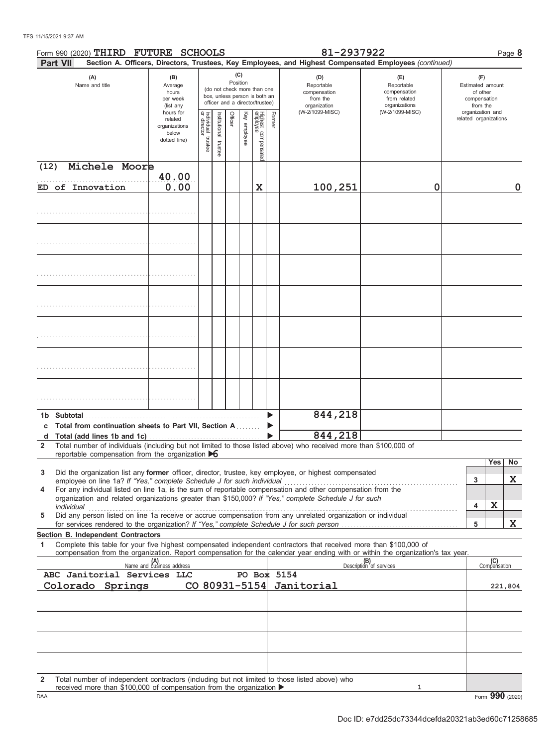Form 990 (2020) **THIRD FUTURE SCHOOLS** **81-2937922**

**Part VII** **Section A. Officers, Directors, Trustees, Key Employees, and Highest Compensated Employees** *(continued)*

| (A) Name and title | (B) Average hours per week (list any hours for related organizations below dotted line) | (C) Position: Individual trustee or director | Institutional trustee | Officer | Key employee | Highest compensated employee | Former | (D) Reportable compensation from the organization (W-2/1099-MISC) | (E) Reportable compensation from related organizations (W-2/1099-MISC) | (F) Estimated amount of other compensation from the organization and related organizations |
|---|---|---|---|---|---|---|---|---|---|---|
| **(12) Michele Moore** ED of Innovation | 40.00 / 0.00 | | | | | X | | 100,251 | 0 | 0 |
| | | | | | | | | | | |
| | | | | | | | | | | |
| | | | | | | | | | | |
| | | | | | | | | | | |
| | | | | | | | | | | |
| | | | | | | | | | | |
| | | | | | | | | | | |

| | | (D) | (E) | (F) |
|---|---|---|---|---|
| **1b** | **Subtotal** | 844,218 | | |
| **c** | **Total from continuation sheets to Part VII, Section A** | | | |
| **d** | **Total (add lines 1b and 1c)** | 844,218 | | |

**2** Total number of individuals (including but not limited to those listed above) who received more than $100,000 of reportable compensation from the organization ▶ 6

| | | | Yes | No |
|---|---|---|---|---|
| **3** | Did the organization list any **former** officer, director, trustee, key employee, or highest compensated employee on line 1a? *If "Yes," complete Schedule J for such individual* | 3 | | X |
| **4** | For any individual listed on line 1a, is the sum of reportable compensation and other compensation from the organization and related organizations greater than $150,000? *If "Yes," complete Schedule J for such individual* | 4 | X | |
| **5** | Did any person listed on line 1a receive or accrue compensation from any unrelated organization or individual for services rendered to the organization? *If "Yes," complete Schedule J for such person* | 5 | | X |

**Section B. Independent Contractors**

**1** Complete this table for your five highest compensated independent contractors that received more than $100,000 of compensation from the organization. Report compensation for the calendar year ending with or within the organization's tax year.

| (A) Name and business address | (B) Description of services | (C) Compensation |
|---|---|---|
| ABC Janitorial Services LLC PO Box 5154 Colorado Springs CO 80931-5154 | Janitorial | 221,804 |
| | | |
| | | |
| | | |
| | | |

**2** Total number of independent contractors (including but not limited to those listed above) who received more than $100,000 of compensation from the organization ▶ 1

Form **990** (2020)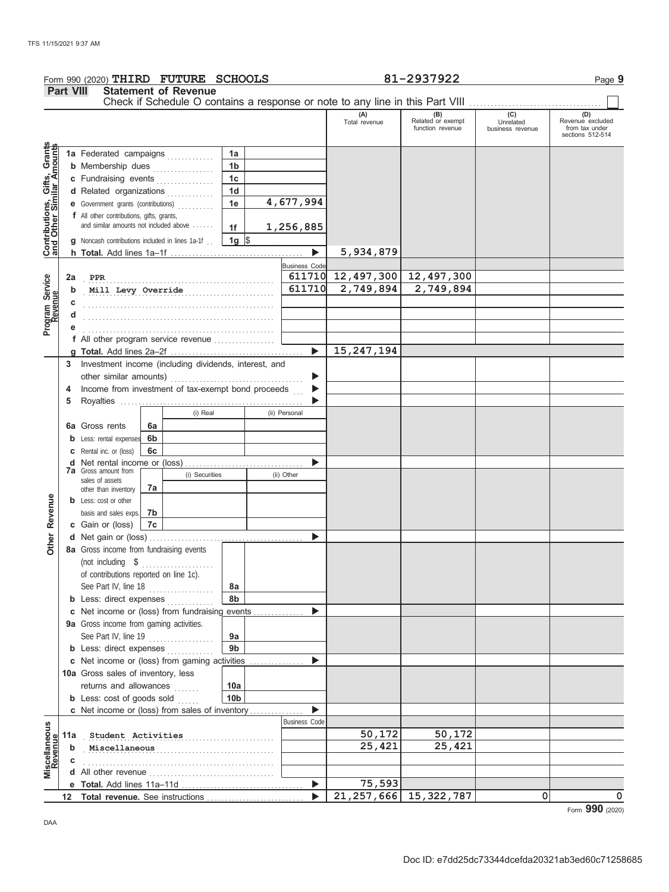Form 990 (2020) THIRD FUTURE SCHOOLS 81-2937922

## Part VIII Statement of Revenue

Check if Schedule O contains a response or note to any line in this Part VIII ☐

| | | | | (A) Total revenue | (B) Related or exempt function revenue | (C) Unrelated business revenue | (D) Revenue excluded from tax under sections 512-514 |
|---|---|---|---|---|---|---|---|
| **Contributions, Gifts, Grants and Other Similar Amounts** | 1a Federated campaigns | 1a | | | | | |
| | b Membership dues | 1b | | | | | |
| | c Fundraising events | 1c | | | | | |
| | d Related organizations | 1d | | | | | |
| | e Government grants (contributions) | 1e | 4,677,994 | | | | |
| | f All other contributions, gifts, grants, and similar amounts not included above | 1f | 1,256,885 | | | | |
| | g Noncash contributions included in lines 1a-1f | 1g | $ | | | | |
| | h **Total.** Add lines 1a–1f | | ▶ | 5,934,879 | | | |
| **Program Service Revenue** | | | Business Code | | | | |
| | 2a PPR | | 611710 | 12,497,300 | 12,497,300 | | |
| | b Mill Levy Override | | 611710 | 2,749,894 | 2,749,894 | | |
| | c | | | | | | |
| | d | | | | | | |
| | e | | | | | | |
| | f All other program service revenue | | | | | | |
| | g **Total.** Add lines 2a–2f | | ▶ | 15,247,194 | | | |
| **Other Revenue** | 3 Investment income (including dividends, interest, and other similar amounts) | | ▶ | | | | |
| | 4 Income from investment of tax-exempt bond proceeds | | ▶ | | | | |
| | 5 Royalties | | ▶ | | | | |
| | | (i) Real | (ii) Personal | | | | |
| | 6a Gross rents | 6a | | | | | |
| | b Less: rental expenses | 6b | | | | | |
| | c Rental inc. or (loss) | 6c | | | | | |
| | d Net rental income or (loss) | | ▶ | | | | |
| | | (i) Securities | (ii) Other | | | | |
| | 7a Gross amount from sales of assets other than inventory | 7a | | | | | |
| | b Less: cost or other basis and sales exps. | 7b | | | | | |
| | c Gain or (loss) | 7c | | | | | |
| | d Net gain or (loss) | | ▶ | | | | |
| | 8a Gross income from fundraising events (not including $ of contributions reported on line 1c). See Part IV, line 18 | 8a | | | | | |
| | b Less: direct expenses | 8b | | | | | |
| | c Net income or (loss) from fundraising events | | ▶ | | | | |
| | 9a Gross income from gaming activities. See Part IV, line 19 | 9a | | | | | |
| | b Less: direct expenses | 9b | | | | | |
| | c Net income or (loss) from gaming activities | | ▶ | | | | |
| | 10a Gross sales of inventory, less returns and allowances | 10a | | | | | |
| | b Less: cost of goods sold | 10b | | | | | |
| | c Net income or (loss) from sales of inventory | | ▶ | | | | |
| **Miscellaneous Revenue** | | | Business Code | | | | |
| | 11a Student Activities | | | 50,172 | 50,172 | | |
| | b Miscellaneous | | | 25,421 | 25,421 | | |
| | c | | | | | | |
| | d All other revenue | | | | | | |
| | e **Total.** Add lines 11a–11d | | ▶ | 75,593 | | | |
| | 12 **Total revenue.** See instructions | | ▶ | 21,257,666 | 15,322,787 | 0 | 0 |

Form **990** (2020)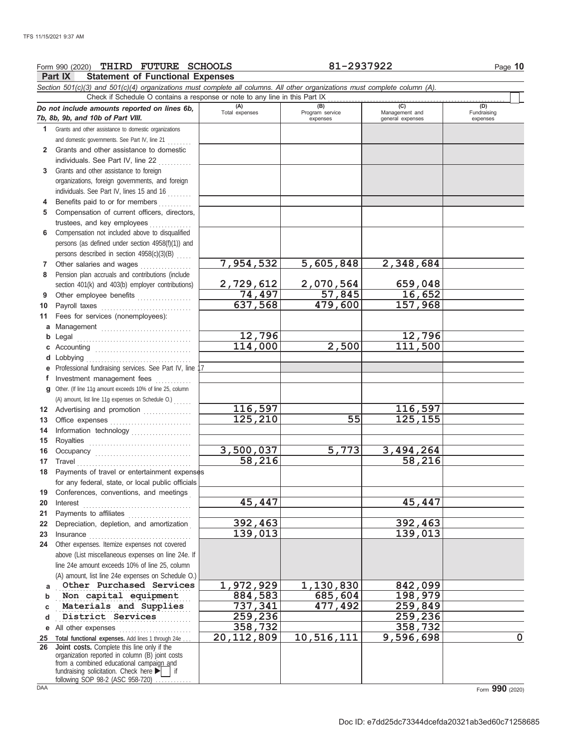Form 990 (2020) **THIRD FUTURE SCHOOLS** 81-2937922

## Part IX Statement of Functional Expenses

*Section 501(c)(3) and 501(c)(4) organizations must complete all columns. All other organizations must complete column (A).*

Check if Schedule O contains a response or note to any line in this Part IX ☐

| *Do not include amounts reported on lines 6b, 7b, 8b, 9b, and 10b of Part VIII.* | (A) Total expenses | (B) Program service expenses | (C) Management and general expenses | (D) Fundraising expenses |
|---|---|---|---|---|
| 1 Grants and other assistance to domestic organizations and domestic governments. See Part IV, line 21 | | | | |
| 2 Grants and other assistance to domestic individuals. See Part IV, line 22 | | | | |
| 3 Grants and other assistance to foreign organizations, foreign governments, and foreign individuals. See Part IV, lines 15 and 16 | | | | |
| 4 Benefits paid to or for members | | | | |
| 5 Compensation of current officers, directors, trustees, and key employees | | | | |
| 6 Compensation not included above to disqualified persons (as defined under section 4958(f)(1)) and persons described in section 4958(c)(3)(B) | | | | |
| 7 Other salaries and wages | 7,954,532 | 5,605,848 | 2,348,684 | |
| 8 Pension plan accruals and contributions (include section 401(k) and 403(b) employer contributions) | 2,729,612 | 2,070,564 | 659,048 | |
| 9 Other employee benefits | 74,497 | 57,845 | 16,652 | |
| 10 Payroll taxes | 637,568 | 479,600 | 157,968 | |
| 11 Fees for services (nonemployees): | | | | |
| a Management | | | | |
| b Legal | 12,796 | | 12,796 | |
| c Accounting | 114,000 | 2,500 | 111,500 | |
| d Lobbying | | | | |
| e Professional fundraising services. See Part IV, line 17 | | | | |
| f Investment management fees | | | | |
| g Other. (If line 11g amount exceeds 10% of line 25, column (A) amount, list line 11g expenses on Schedule O.) | | | | |
| 12 Advertising and promotion | 116,597 | | 116,597 | |
| 13 Office expenses | 125,210 | 55 | 125,155 | |
| 14 Information technology | | | | |
| 15 Royalties | | | | |
| 16 Occupancy | 3,500,037 | 5,773 | 3,494,264 | |
| 17 Travel | 58,216 | | 58,216 | |
| 18 Payments of travel or entertainment expenses for any federal, state, or local public officials | | | | |
| 19 Conferences, conventions, and meetings | | | | |
| 20 Interest | 45,447 | | 45,447 | |
| 21 Payments to affiliates | | | | |
| 22 Depreciation, depletion, and amortization | 392,463 | | 392,463 | |
| 23 Insurance | 139,013 | | 139,013 | |
| 24 Other expenses. Itemize expenses not covered above (List miscellaneous expenses on line 24e. If line 24e amount exceeds 10% of line 25, column (A) amount, list line 24e expenses on Schedule O.) | | | | |
| a Other Purchased Services | 1,972,929 | 1,130,830 | 842,099 | |
| b Non capital equipment | 884,583 | 685,604 | 198,979 | |
| c Materials and Supplies | 737,341 | 477,492 | 259,849 | |
| d District Services | 259,236 | | 259,236 | |
| e All other expenses | 358,732 | | 358,732 | |
| 25 **Total functional expenses.** Add lines 1 through 24e | 20,112,809 | 10,516,111 | 9,596,698 | 0 |
| 26 **Joint costs.** Complete this line only if the organization reported in column (B) joint costs from a combined educational campaign and fundraising solicitation. Check here ▶ ☐ if following SOP 98-2 (ASC 958-720) | | | | |

Form **990** (2020)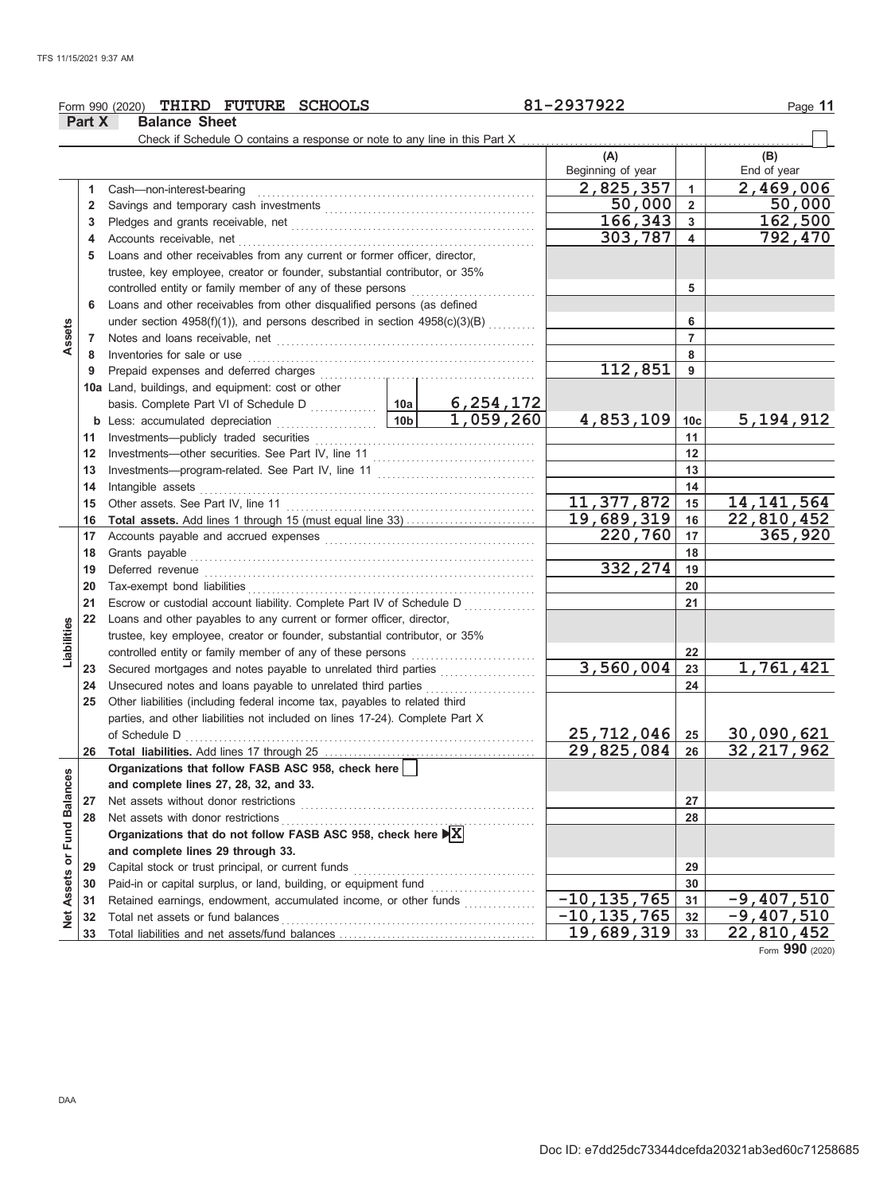Form 990 (2020) **THIRD FUTURE SCHOOLS** 81-2937922

## Part X Balance Sheet

Check if Schedule O contains a response or note to any line in this Part X

| | | | | (A) Beginning of year | | (B) End of year |
|---|---|---|---|---|---|---|
| **Assets** | 1 | Cash—non-interest-bearing | | 2,825,357 | 1 | 2,469,006 |
| | 2 | Savings and temporary cash investments | | 50,000 | 2 | 50,000 |
| | 3 | Pledges and grants receivable, net | | 166,343 | 3 | 162,500 |
| | 4 | Accounts receivable, net | | 303,787 | 4 | 792,470 |
| | 5 | Loans and other receivables from any current or former officer, director, trustee, key employee, creator or founder, substantial contributor, or 35% controlled entity or family member of any of these persons | | | 5 | |
| | 6 | Loans and other receivables from other disqualified persons (as defined under section 4958(f)(1)), and persons described in section 4958(c)(3)(B) | | | 6 | |
| | 7 | Notes and loans receivable, net | | | 7 | |
| | 8 | Inventories for sale or use | | | 8 | |
| | 9 | Prepaid expenses and deferred charges | | 112,851 | 9 | |
| | 10a | Land, buildings, and equipment: cost or other basis. Complete Part VI of Schedule D | 10a 6,254,172 | | | |
| | b | Less: accumulated depreciation | 10b 1,059,260 | 4,853,109 | 10c | 5,194,912 |
| | 11 | Investments—publicly traded securities | | | 11 | |
| | 12 | Investments—other securities. See Part IV, line 11 | | | 12 | |
| | 13 | Investments—program-related. See Part IV, line 11 | | | 13 | |
| | 14 | Intangible assets | | | 14 | |
| | 15 | Other assets. See Part IV, line 11 | | 11,377,872 | 15 | 14,141,564 |
| | 16 | **Total assets.** Add lines 1 through 15 (must equal line 33) | | 19,689,319 | 16 | 22,810,452 |
| **Liabilities** | 17 | Accounts payable and accrued expenses | | 220,760 | 17 | 365,920 |
| | 18 | Grants payable | | | 18 | |
| | 19 | Deferred revenue | | 332,274 | 19 | |
| | 20 | Tax-exempt bond liabilities | | | 20 | |
| | 21 | Escrow or custodial account liability. Complete Part IV of Schedule D | | | 21 | |
| | 22 | Loans and other payables to any current or former officer, director, trustee, key employee, creator or founder, substantial contributor, or 35% controlled entity or family member of any of these persons | | | 22 | |
| | 23 | Secured mortgages and notes payable to unrelated third parties | | 3,560,004 | 23 | 1,761,421 |
| | 24 | Unsecured notes and loans payable to unrelated third parties | | | 24 | |
| | 25 | Other liabilities (including federal income tax, payables to related third parties, and other liabilities not included on lines 17-24). Complete Part X of Schedule D | | 25,712,046 | 25 | 30,090,621 |
| | 26 | **Total liabilities.** Add lines 17 through 25 | | 29,825,084 | 26 | 32,217,962 |
| **Net Assets or Fund Balances** | | **Organizations that follow FASB ASC 958, check here** ☐ **and complete lines 27, 28, 32, and 33.** | | | | |
| | 27 | Net assets without donor restrictions | | | 27 | |
| | 28 | Net assets with donor restrictions | | | 28 | |
| | | **Organizations that do not follow FASB ASC 958, check here** ☒ **and complete lines 29 through 33.** | | | | |
| | 29 | Capital stock or trust principal, or current funds | | | 29 | |
| | 30 | Paid-in or capital surplus, or land, building, or equipment fund | | | 30 | |
| | 31 | Retained earnings, endowment, accumulated income, or other funds | | -10,135,765 | 31 | -9,407,510 |
| | 32 | Total net assets or fund balances | | -10,135,765 | 32 | -9,407,510 |
| | 33 | Total liabilities and net assets/fund balances | | 19,689,319 | 33 | 22,810,452 |

Form **990** (2020)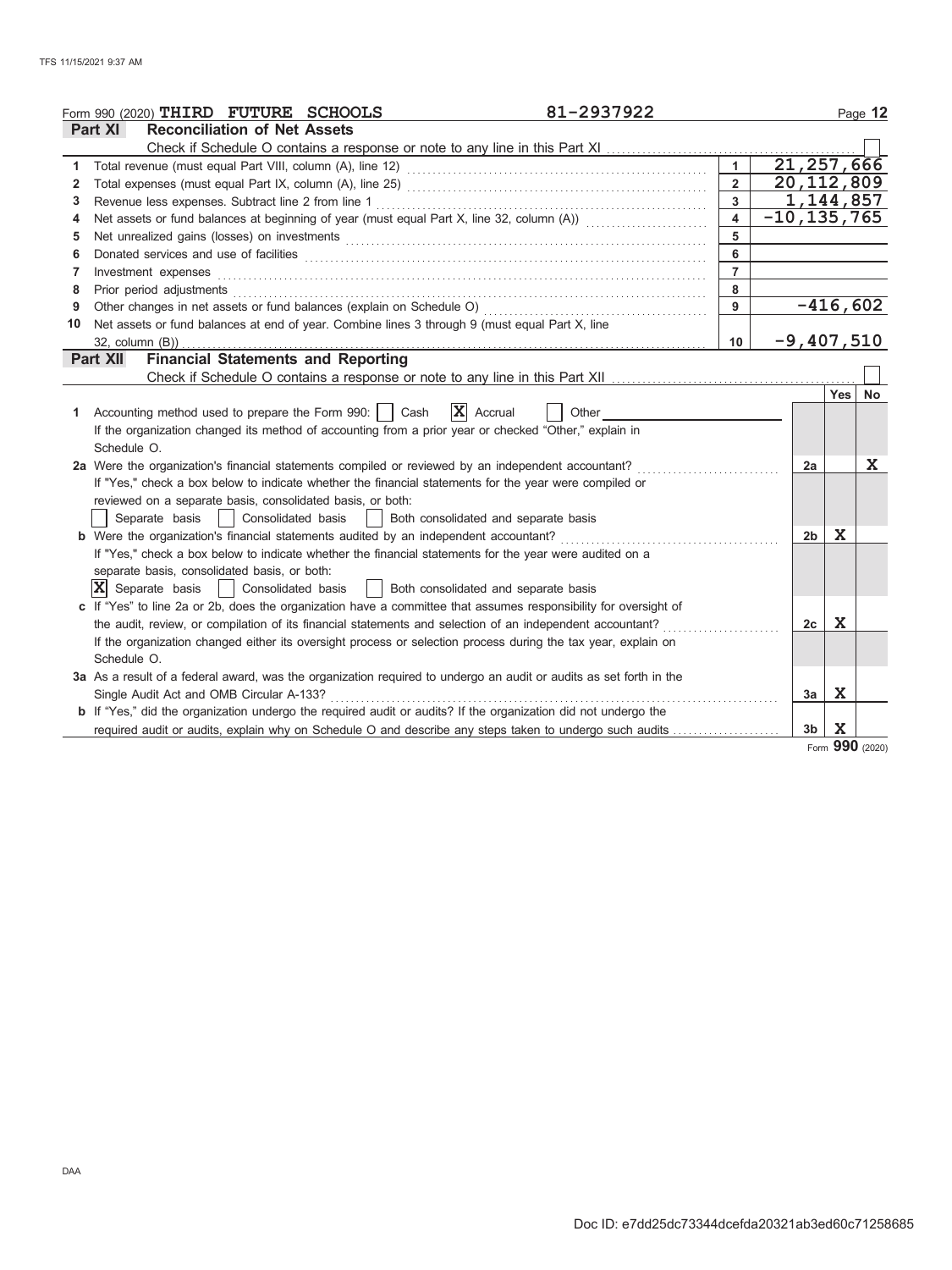Form 990 (2020) **THIRD FUTURE SCHOOLS** 81-2937922 Page **12**

## Part XI Reconciliation of Net Assets

Check if Schedule O contains a response or note to any line in this Part XI ☐

| | | | |
|---|---|---|---|
| 1 | Total revenue (must equal Part VIII, column (A), line 12) | 1 | 21,257,666 |
| 2 | Total expenses (must equal Part IX, column (A), line 25) | 2 | 20,112,809 |
| 3 | Revenue less expenses. Subtract line 2 from line 1 | 3 | 1,144,857 |
| 4 | Net assets or fund balances at beginning of year (must equal Part X, line 32, column (A)) | 4 | -10,135,765 |
| 5 | Net unrealized gains (losses) on investments | 5 | |
| 6 | Donated services and use of facilities | 6 | |
| 7 | Investment expenses | 7 | |
| 8 | Prior period adjustments | 8 | |
| 9 | Other changes in net assets or fund balances (explain on Schedule O) | 9 | -416,602 |
| 10 | Net assets or fund balances at end of year. Combine lines 3 through 9 (must equal Part X, line 32, column (B)) | 10 | -9,407,510 |

## Part XII Financial Statements and Reporting

Check if Schedule O contains a response or note to any line in this Part XII ☐

| | | | Yes | No |
|---|---|---|---|---|
| 1 | Accounting method used to prepare the Form 990: ☐ Cash ☒ Accrual ☐ Other<br>If the organization changed its method of accounting from a prior year or checked "Other," explain in Schedule O. | | | |
| 2a | Were the organization's financial statements compiled or reviewed by an independent accountant?<br>If "Yes," check a box below to indicate whether the financial statements for the year were compiled or reviewed on a separate basis, consolidated basis, or both:<br>☐ Separate basis ☐ Consolidated basis ☐ Both consolidated and separate basis | 2a | | X |
| b | Were the organization's financial statements audited by an independent accountant?<br>If "Yes," check a box below to indicate whether the financial statements for the year were audited on a separate basis, consolidated basis, or both:<br>☒ Separate basis ☐ Consolidated basis ☐ Both consolidated and separate basis | 2b | X | |
| c | If "Yes" to line 2a or 2b, does the organization have a committee that assumes responsibility for oversight of the audit, review, or compilation of its financial statements and selection of an independent accountant?<br>If the organization changed either its oversight process or selection process during the tax year, explain on Schedule O. | 2c | X | |
| 3a | As a result of a federal award, was the organization required to undergo an audit or audits as set forth in the Single Audit Act and OMB Circular A-133? | 3a | X | |
| b | If "Yes," did the organization undergo the required audit or audits? If the organization did not undergo the required audit or audits, explain why on Schedule O and describe any steps taken to undergo such audits | 3b | X | |

Form **990** (2020)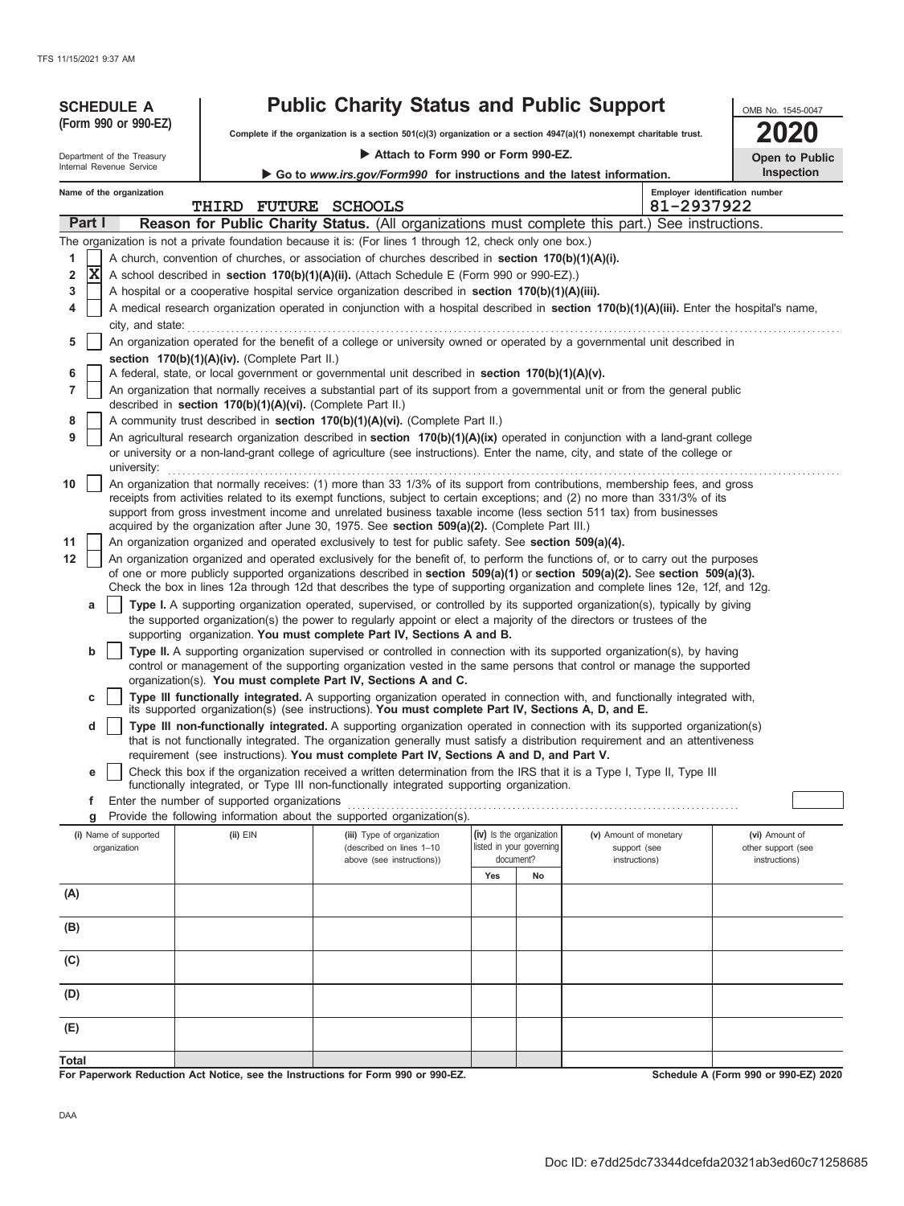**SCHEDULE A (Form 990 or 990-EZ)**

Department of the Treasury
Internal Revenue Service

# Public Charity Status and Public Support

**Complete if the organization is a section 501(c)(3) organization or a section 4947(a)(1) nonexempt charitable trust.**

▶ **Attach to Form 990 or Form 990-EZ.**

▶ **Go to *www.irs.gov/Form990* for instructions and the latest information.**

OMB No. 1545-0047

**2020**

**Open to Public Inspection**

Name of the organization: THIRD FUTURE SCHOOLS

Employer identification number: 81-2937922

## Part I — Reason for Public Charity Status. (All organizations must complete this part.) See instructions.

The organization is not a private foundation because it is: (For lines 1 through 12, check only one box.)

1. [ ] A church, convention of churches, or association of churches described in **section 170(b)(1)(A)(i).**
2. [X] A school described in **section 170(b)(1)(A)(ii).** (Attach Schedule E (Form 990 or 990-EZ).)
3. [ ] A hospital or a cooperative hospital service organization described in **section 170(b)(1)(A)(iii).**
4. [ ] A medical research organization operated in conjunction with a hospital described in **section 170(b)(1)(A)(iii).** Enter the hospital's name, city, and state:
5. [ ] An organization operated for the benefit of a college or university owned or operated by a governmental unit described in **section 170(b)(1)(A)(iv).** (Complete Part II.)
6. [ ] A federal, state, or local government or governmental unit described in **section 170(b)(1)(A)(v).**
7. [ ] An organization that normally receives a substantial part of its support from a governmental unit or from the general public described in **section 170(b)(1)(A)(vi).** (Complete Part II.)
8. [ ] A community trust described in **section 170(b)(1)(A)(vi).** (Complete Part II.)
9. [ ] An agricultural research organization described in **section 170(b)(1)(A)(ix)** operated in conjunction with a land-grant college or university or a non-land-grant college of agriculture (see instructions). Enter the name, city, and state of the college or university:
10. [ ] An organization that normally receives: (1) more than 33 1/3% of its support from contributions, membership fees, and gross receipts from activities related to its exempt functions, subject to certain exceptions; and (2) no more than 331/3% of its support from gross investment income and unrelated business taxable income (less section 511 tax) from businesses acquired by the organization after June 30, 1975. See **section 509(a)(2).** (Complete Part III.)
11. [ ] An organization organized and operated exclusively to test for public safety. See **section 509(a)(4).**
12. [ ] An organization organized and operated exclusively for the benefit of, to perform the functions of, or to carry out the purposes of one or more publicly supported organizations described in **section 509(a)(1)** or **section 509(a)(2).** See **section 509(a)(3).** Check the box in lines 12a through 12d that describes the type of supporting organization and complete lines 12e, 12f, and 12g.
    - **a** [ ] **Type I.** A supporting organization operated, supervised, or controlled by its supported organization(s), typically by giving the supported organization(s) the power to regularly appoint or elect a majority of the directors or trustees of the supporting organization. **You must complete Part IV, Sections A and B.**
    - **b** [ ] **Type II.** A supporting organization supervised or controlled in connection with its supported organization(s), by having control or management of the supporting organization vested in the same persons that control or manage the supported organization(s). **You must complete Part IV, Sections A and C.**
    - **c** [ ] **Type III functionally integrated.** A supporting organization operated in connection with, and functionally integrated with, its supported organization(s) (see instructions). **You must complete Part IV, Sections A, D, and E.**
    - **d** [ ] **Type III non-functionally integrated.** A supporting organization operated in connection with its supported organization(s) that is not functionally integrated. The organization generally must satisfy a distribution requirement and an attentiveness requirement (see instructions). **You must complete Part IV, Sections A and D, and Part V.**
    - **e** [ ] Check this box if the organization received a written determination from the IRS that it is a Type I, Type II, Type III functionally integrated, or Type III non-functionally integrated supporting organization.
    - **f** Enter the number of supported organizations
    - **g** Provide the following information about the supported organization(s).

| (i) Name of supported organization | (ii) EIN | (iii) Type of organization (described on lines 1–10 above (see instructions)) | (iv) Is the organization listed in your governing document? Yes | No | (v) Amount of monetary support (see instructions) | (vi) Amount of other support (see instructions) |
|---|---|---|---|---|---|---|
| (A) | | | | | | |
| (B) | | | | | | |
| (C) | | | | | | |
| (D) | | | | | | |
| (E) | | | | | | |
| **Total** | | | | | | |

**For Paperwork Reduction Act Notice, see the Instructions for Form 990 or 990-EZ.**

**Schedule A (Form 990 or 990-EZ) 2020**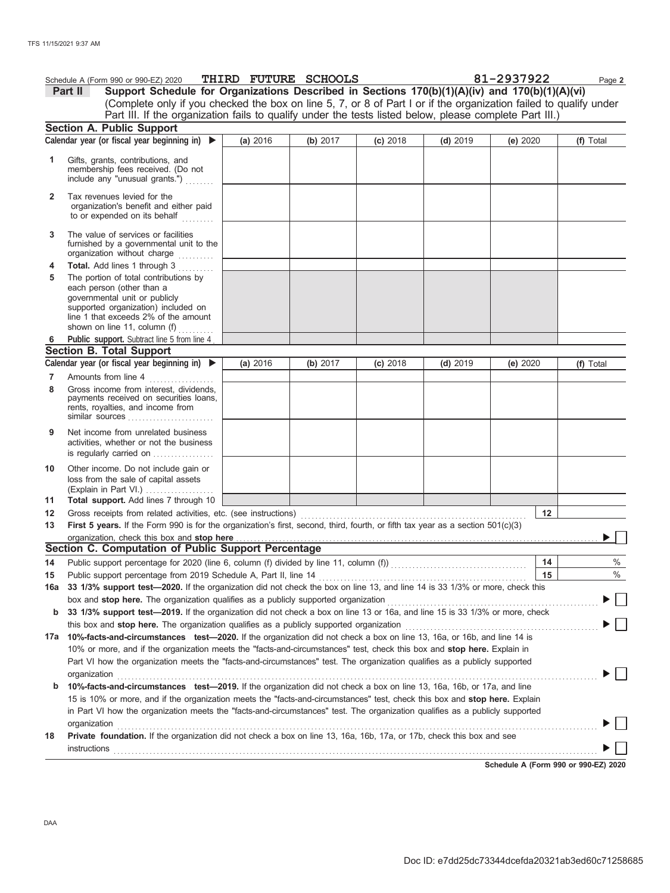Schedule A (Form 990 or 990-EZ) 2020 THIRD FUTURE SCHOOLS 81-2937922 Page **2**

**Part II** **Support Schedule for Organizations Described in Sections 170(b)(1)(A)(iv) and 170(b)(1)(A)(vi)**
(Complete only if you checked the box on line 5, 7, or 8 of Part I or if the organization failed to qualify under Part III. If the organization fails to qualify under the tests listed below, please complete Part III.)

**Section A. Public Support**

| Calendar year (or fiscal year beginning in) ▶ | (a) 2016 | (b) 2017 | (c) 2018 | (d) 2019 | (e) 2020 | (f) Total |
|---|---|---|---|---|---|---|
| **1** Gifts, grants, contributions, and membership fees received. (Do not include any "unusual grants.") | | | | | | |
| **2** Tax revenues levied for the organization's benefit and either paid to or expended on its behalf | | | | | | |
| **3** The value of services or facilities furnished by a governmental unit to the organization without charge | | | | | | |
| **4** **Total.** Add lines 1 through 3 | | | | | | |
| **5** The portion of total contributions by each person (other than a governmental unit or publicly supported organization) included on line 1 that exceeds 2% of the amount shown on line 11, column (f) | | | | | | |
| **6** **Public support.** Subtract line 5 from line 4 | | | | | | |

**Section B. Total Support**

| Calendar year (or fiscal year beginning in) ▶ | (a) 2016 | (b) 2017 | (c) 2018 | (d) 2019 | (e) 2020 | (f) Total |
|---|---|---|---|---|---|---|
| **7** Amounts from line 4 | | | | | | |
| **8** Gross income from interest, dividends, payments received on securities loans, rents, royalties, and income from similar sources | | | | | | |
| **9** Net income from unrelated business activities, whether or not the business is regularly carried on | | | | | | |
| **10** Other income. Do not include gain or loss from the sale of capital assets (Explain in Part VI.) | | | | | | |
| **11** **Total support.** Add lines 7 through 10 | | | | | | |

**12** Gross receipts from related activities, etc. (see instructions) **12**

**13** **First 5 years.** If the Form 990 is for the organization's first, second, third, fourth, or fifth tax year as a section 501(c)(3) organization, check this box and **stop here** ▶ ☐

**Section C. Computation of Public Support Percentage**

**14** Public support percentage for 2020 (line 6, column (f) divided by line 11, column (f)) **14** %

**15** Public support percentage from 2019 Schedule A, Part II, line 14 **15** %

**16a** **33 1/3% support test—2020.** If the organization did not check the box on line 13, and line 14 is 33 1/3% or more, check this box and **stop here.** The organization qualifies as a publicly supported organization ▶ ☐

**b** **33 1/3% support test—2019.** If the organization did not check a box on line 13 or 16a, and line 15 is 33 1/3% or more, check this box and **stop here.** The organization qualifies as a publicly supported organization ▶ ☐

**17a** **10%-facts-and-circumstances test—2020.** If the organization did not check a box on line 13, 16a, or 16b, and line 14 is 10% or more, and if the organization meets the "facts-and-circumstances" test, check this box and **stop here.** Explain in Part VI how the organization meets the "facts-and-circumstances" test. The organization qualifies as a publicly supported organization ▶ ☐

**b** **10%-facts-and-circumstances test—2019.** If the organization did not check a box on line 13, 16a, 16b, or 17a, and line 15 is 10% or more, and if the organization meets the "facts-and-circumstances" test, check this box and **stop here.** Explain in Part VI how the organization meets the "facts-and-circumstances" test. The organization qualifies as a publicly supported organization ▶ ☐

**18** **Private foundation.** If the organization did not check a box on line 13, 16a, 16b, 17a, or 17b, check this box and see instructions ▶ ☐

**Schedule A (Form 990 or 990-EZ) 2020**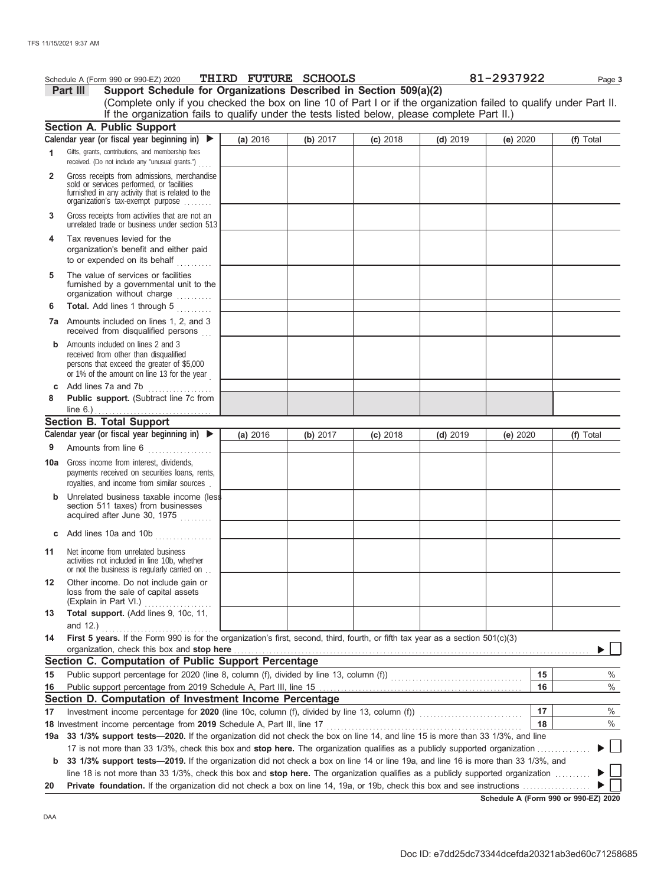Schedule A (Form 990 or 990-EZ) 2020 THIRD FUTURE SCHOOLS 81-2937922 Page 3

**Part III** **Support Schedule for Organizations Described in Section 509(a)(2)**

(Complete only if you checked the box on line 10 of Part I or if the organization failed to qualify under Part II. If the organization fails to qualify under the tests listed below, please complete Part II.)

## Section A. Public Support

| Calendar year (or fiscal year beginning in) ▶ | (a) 2016 | (b) 2017 | (c) 2018 | (d) 2019 | (e) 2020 | (f) Total |
|---|---|---|---|---|---|---|
| **1** Gifts, grants, contributions, and membership fees received. (Do not include any "unusual grants.") | | | | | | |
| **2** Gross receipts from admissions, merchandise sold or services performed, or facilities furnished in any activity that is related to the organization's tax-exempt purpose | | | | | | |
| **3** Gross receipts from activities that are not an unrelated trade or business under section 513 | | | | | | |
| **4** Tax revenues levied for the organization's benefit and either paid to or expended on its behalf | | | | | | |
| **5** The value of services or facilities furnished by a governmental unit to the organization without charge | | | | | | |
| **6** **Total.** Add lines 1 through 5 | | | | | | |
| **7a** Amounts included on lines 1, 2, and 3 received from disqualified persons | | | | | | |
| **b** Amounts included on lines 2 and 3 received from other than disqualified persons that exceed the greater of $5,000 or 1% of the amount on line 13 for the year | | | | | | |
| **c** Add lines 7a and 7b | | | | | | |
| **8** **Public support.** (Subtract line 7c from line 6.) | | | | | | |

## Section B. Total Support

| Calendar year (or fiscal year beginning in) ▶ | (a) 2016 | (b) 2017 | (c) 2018 | (d) 2019 | (e) 2020 | (f) Total |
|---|---|---|---|---|---|---|
| **9** Amounts from line 6 | | | | | | |
| **10a** Gross income from interest, dividends, payments received on securities loans, rents, royalties, and income from similar sources | | | | | | |
| **b** Unrelated business taxable income (less section 511 taxes) from businesses acquired after June 30, 1975 | | | | | | |
| **c** Add lines 10a and 10b | | | | | | |
| **11** Net income from unrelated business activities not included in line 10b, whether or not the business is regularly carried on | | | | | | |
| **12** Other income. Do not include gain or loss from the sale of capital assets (Explain in Part VI.) | | | | | | |
| **13** **Total support.** (Add lines 9, 10c, 11, and 12.) | | | | | | |

**14** **First 5 years.** If the Form 990 is for the organization's first, second, third, fourth, or fifth tax year as a section 501(c)(3) organization, check this box and **stop here** ▶ ☐

## Section C. Computation of Public Support Percentage

| | | | |
|---|---|---|---|
| **15** | Public support percentage for 2020 (line 8, column (f), divided by line 13, column (f)) | 15 | % |
| **16** | Public support percentage from 2019 Schedule A, Part III, line 15 | 16 | % |

## Section D. Computation of Investment Income Percentage

| | | | |
|---|---|---|---|
| **17** | Investment income percentage for **2020** (line 10c, column (f), divided by line 13, column (f)) | 17 | % |
| **18** | Investment income percentage from **2019** Schedule A, Part III, line 17 | 18 | % |

**19a** **33 1/3% support tests—2020.** If the organization did not check the box on line 14, and line 15 is more than 33 1/3%, and line 17 is not more than 33 1/3%, check this box and **stop here.** The organization qualifies as a publicly supported organization ▶ ☐

**b** **33 1/3% support tests—2019.** If the organization did not check a box on line 14 or line 19a, and line 16 is more than 33 1/3%, and line 18 is not more than 33 1/3%, check this box and **stop here.** The organization qualifies as a publicly supported organization ▶ ☐

**20** **Private foundation.** If the organization did not check a box on line 14, 19a, or 19b, check this box and see instructions ▶ ☐

Schedule A (Form 990 or 990-EZ) 2020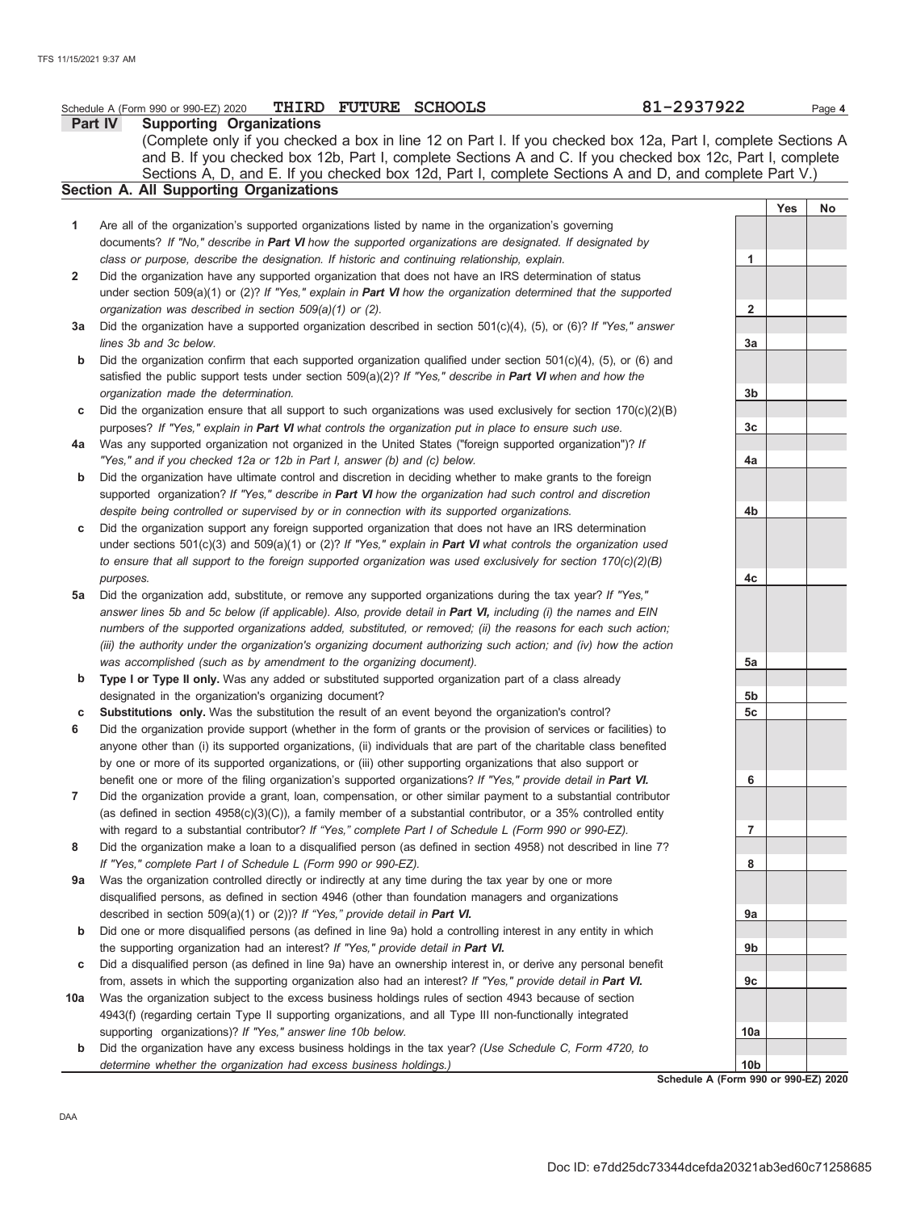Schedule A (Form 990 or 990-EZ) 2020 **THIRD FUTURE SCHOOLS** 81-2937922

## Part IV Supporting Organizations

(Complete only if you checked a box in line 12 on Part I. If you checked box 12a, Part I, complete Sections A and B. If you checked box 12b, Part I, complete Sections A and C. If you checked box 12c, Part I, complete Sections A, D, and E. If you checked box 12d, Part I, complete Sections A and D, and complete Part V.)

### Section A. All Supporting Organizations

| | | | Yes | No |
|---|---|---|---|---|
| **1** | Are all of the organization's supported organizations listed by name in the organization's governing documents? *If "No," describe in **Part VI** how the supported organizations are designated. If designated by class or purpose, describe the designation. If historic and continuing relationship, explain.* | 1 | | |
| **2** | Did the organization have any supported organization that does not have an IRS determination of status under section 509(a)(1) or (2)? *If "Yes," explain in **Part VI** how the organization determined that the supported organization was described in section 509(a)(1) or (2).* | 2 | | |
| **3a** | Did the organization have a supported organization described in section 501(c)(4), (5), or (6)? *If "Yes," answer lines 3b and 3c below.* | 3a | | |
| **b** | Did the organization confirm that each supported organization qualified under section 501(c)(4), (5), or (6) and satisfied the public support tests under section 509(a)(2)? *If "Yes," describe in **Part VI** when and how the organization made the determination.* | 3b | | |
| **c** | Did the organization ensure that all support to such organizations was used exclusively for section 170(c)(2)(B) purposes? *If "Yes," explain in **Part VI** what controls the organization put in place to ensure such use.* | 3c | | |
| **4a** | Was any supported organization not organized in the United States ("foreign supported organization")? *If "Yes," and if you checked 12a or 12b in Part I, answer (b) and (c) below.* | 4a | | |
| **b** | Did the organization have ultimate control and discretion in deciding whether to make grants to the foreign supported organization? *If "Yes," describe in **Part VI** how the organization had such control and discretion despite being controlled or supervised by or in connection with its supported organizations.* | 4b | | |
| **c** | Did the organization support any foreign supported organization that does not have an IRS determination under sections 501(c)(3) and 509(a)(1) or (2)? *If "Yes," explain in **Part VI** what controls the organization used to ensure that all support to the foreign supported organization was used exclusively for section 170(c)(2)(B) purposes.* | 4c | | |
| **5a** | Did the organization add, substitute, or remove any supported organizations during the tax year? *If "Yes," answer lines 5b and 5c below (if applicable). Also, provide detail in **Part VI,** including (i) the names and EIN numbers of the supported organizations added, substituted, or removed; (ii) the reasons for each such action; (iii) the authority under the organization's organizing document authorizing such action; and (iv) how the action was accomplished (such as by amendment to the organizing document).* | 5a | | |
| **b** | **Type I or Type II only.** Was any added or substituted supported organization part of a class already designated in the organization's organizing document? | 5b | | |
| **c** | **Substitutions only.** Was the substitution the result of an event beyond the organization's control? | 5c | | |
| **6** | Did the organization provide support (whether in the form of grants or the provision of services or facilities) to anyone other than (i) its supported organizations, (ii) individuals that are part of the charitable class benefited by one or more of its supported organizations, or (iii) other supporting organizations that also support or benefit one or more of the filing organization's supported organizations? *If "Yes," provide detail in **Part VI.*** | 6 | | |
| **7** | Did the organization provide a grant, loan, compensation, or other similar payment to a substantial contributor (as defined in section 4958(c)(3)(C)), a family member of a substantial contributor, or a 35% controlled entity with regard to a substantial contributor? *If "Yes," complete Part I of Schedule L (Form 990 or 990-EZ).* | 7 | | |
| **8** | Did the organization make a loan to a disqualified person (as defined in section 4958) not described in line 7? *If "Yes," complete Part I of Schedule L (Form 990 or 990-EZ).* | 8 | | |
| **9a** | Was the organization controlled directly or indirectly at any time during the tax year by one or more disqualified persons, as defined in section 4946 (other than foundation managers and organizations described in section 509(a)(1) or (2))? *If "Yes," provide detail in **Part VI.*** | 9a | | |
| **b** | Did one or more disqualified persons (as defined in line 9a) hold a controlling interest in any entity in which the supporting organization had an interest? *If "Yes," provide detail in **Part VI.*** | 9b | | |
| **c** | Did a disqualified person (as defined in line 9a) have an ownership interest in, or derive any personal benefit from, assets in which the supporting organization also had an interest? *If "Yes," provide detail in **Part VI.*** | 9c | | |
| **10a** | Was the organization subject to the excess business holdings rules of section 4943 because of section 4943(f) (regarding certain Type II supporting organizations, and all Type III non-functionally integrated supporting organizations)? *If "Yes," answer line 10b below.* | 10a | | |
| **b** | Did the organization have any excess business holdings in the tax year? *(Use Schedule C, Form 4720, to determine whether the organization had excess business holdings.)* | 10b | | |

**Schedule A (Form 990 or 990-EZ) 2020**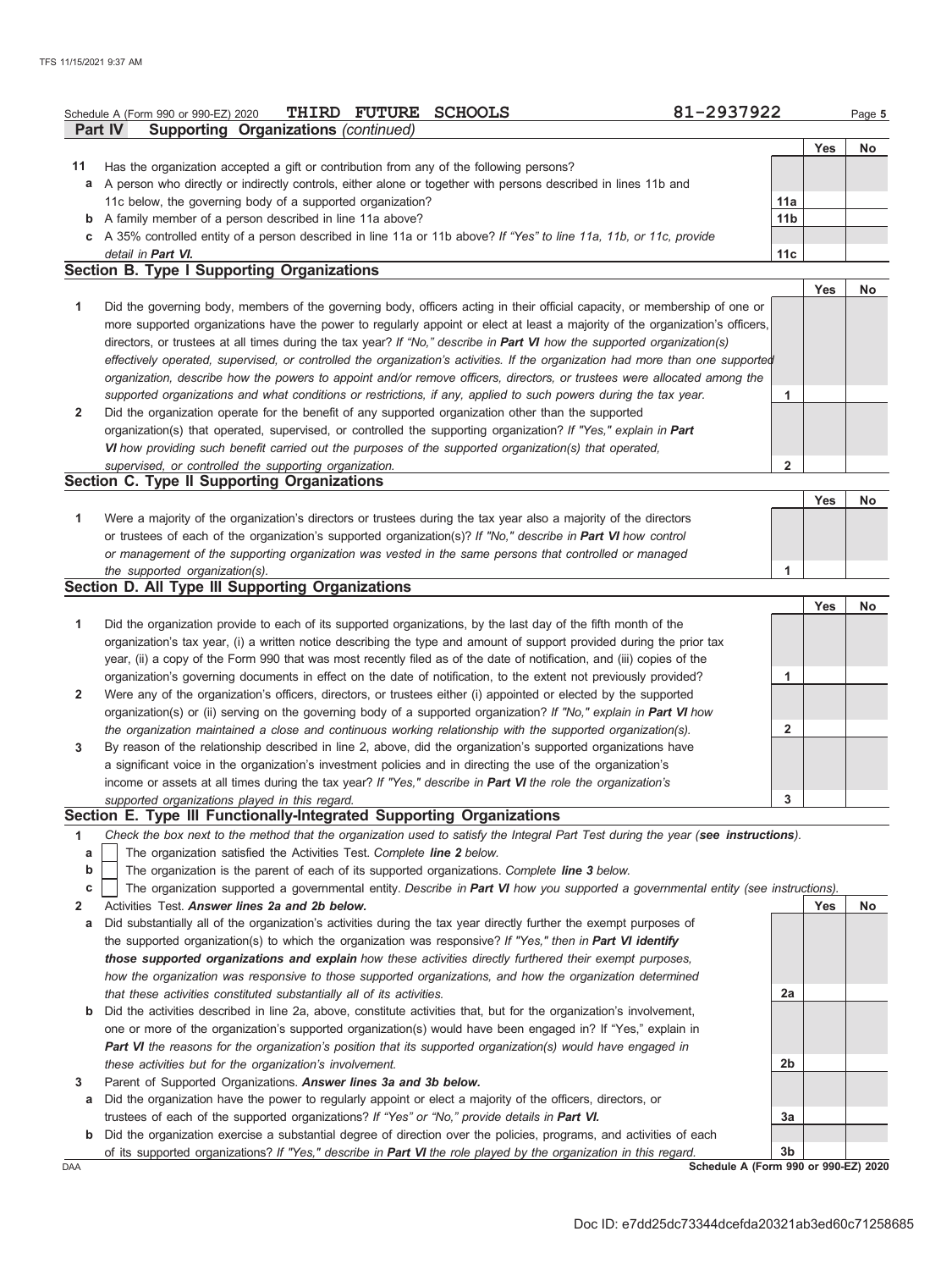Schedule A (Form 990 or 990-EZ) 2020 THIRD FUTURE SCHOOLS 81-2937922 Page **5**

**Part IV Supporting Organizations** *(continued)*

| | | | Yes | No |
|---|---|---|---|---|
| **11** | Has the organization accepted a gift or contribution from any of the following persons? | | | |
| **a** | A person who directly or indirectly controls, either alone or together with persons described in lines 11b and 11c below, the governing body of a supported organization? | **11a** | | |
| **b** | A family member of a person described in line 11a above? | **11b** | | |
| **c** | A 35% controlled entity of a person described in line 11a or 11b above? *If "Yes" to line 11a, 11b, or 11c, provide detail in* ***Part VI.*** | **11c** | | |

## Section B. Type I Supporting Organizations

| | | | Yes | No |
|---|---|---|---|---|
| **1** | Did the governing body, members of the governing body, officers acting in their official capacity, or membership of one or more supported organizations have the power to regularly appoint or elect at least a majority of the organization's officers, directors, or trustees at all times during the tax year? *If "No," describe in* ***Part VI*** *how the supported organization(s) effectively operated, supervised, or controlled the organization's activities. If the organization had more than one supported organization, describe how the powers to appoint and/or remove officers, directors, or trustees were allocated among the supported organizations and what conditions or restrictions, if any, applied to such powers during the tax year.* | **1** | | |
| **2** | Did the organization operate for the benefit of any supported organization other than the supported organization(s) that operated, supervised, or controlled the supporting organization? *If "Yes," explain in* ***Part VI*** *how providing such benefit carried out the purposes of the supported organization(s) that operated, supervised, or controlled the supporting organization.* | **2** | | |

## Section C. Type II Supporting Organizations

| | | | Yes | No |
|---|---|---|---|---|
| **1** | Were a majority of the organization's directors or trustees during the tax year also a majority of the directors or trustees of each of the organization's supported organization(s)? *If "No," describe in* ***Part VI*** *how control or management of the supporting organization was vested in the same persons that controlled or managed the supported organization(s).* | **1** | | |

## Section D. All Type III Supporting Organizations

| | | | Yes | No |
|---|---|---|---|---|
| **1** | Did the organization provide to each of its supported organizations, by the last day of the fifth month of the organization's tax year, (i) a written notice describing the type and amount of support provided during the prior tax year, (ii) a copy of the Form 990 that was most recently filed as of the date of notification, and (iii) copies of the organization's governing documents in effect on the date of notification, to the extent not previously provided? | **1** | | |
| **2** | Were any of the organization's officers, directors, or trustees either (i) appointed or elected by the supported organization(s) or (ii) serving on the governing body of a supported organization? *If "No," explain in* ***Part VI*** *how the organization maintained a close and continuous working relationship with the supported organization(s).* | **2** | | |
| **3** | By reason of the relationship described in line 2, above, did the organization's supported organizations have a significant voice in the organization's investment policies and in directing the use of the organization's income or assets at all times during the tax year? *If "Yes," describe in* ***Part VI*** *the role the organization's supported organizations played in this regard.* | **3** | | |

## Section E. Type III Functionally-Integrated Supporting Organizations

**1** *Check the box next to the method that the organization used to satisfy the Integral Part Test during the year (**see instructions**).*

- **a** ☐ The organization satisfied the Activities Test. *Complete* ***line 2*** *below.*
- **b** ☐ The organization is the parent of each of its supported organizations. *Complete* ***line 3*** *below.*
- **c** ☐ The organization supported a governmental entity. *Describe in* ***Part VI*** *how you supported a governmental entity (see instructions).*

| | | | Yes | No |
|---|---|---|---|---|
| **2** | Activities Test. ***Answer lines 2a and 2b below.*** | | | |
| **a** | Did substantially all of the organization's activities during the tax year directly further the exempt purposes of the supported organization(s) to which the organization was responsive? *If "Yes," then in* ***Part VI identify those supported organizations and explain*** *how these activities directly furthered their exempt purposes, how the organization was responsive to those supported organizations, and how the organization determined that these activities constituted substantially all of its activities.* | **2a** | | |
| **b** | Did the activities described in line 2a, above, constitute activities that, but for the organization's involvement, one or more of the organization's supported organization(s) would have been engaged in? If "Yes," explain in ***Part VI*** *the reasons for the organization's position that its supported organization(s) would have engaged in these activities but for the organization's involvement.* | **2b** | | |
| **3** | Parent of Supported Organizations. ***Answer lines 3a and 3b below.*** | | | |
| **a** | Did the organization have the power to regularly appoint or elect a majority of the officers, directors, or trustees of each of the supported organizations? *If "Yes" or "No," provide details in* ***Part VI.*** | **3a** | | |
| **b** | Did the organization exercise a substantial degree of direction over the policies, programs, and activities of each of its supported organizations? *If "Yes," describe in* ***Part VI*** *the role played by the organization in this regard.* | **3b** | | |

DAA **Schedule A (Form 990 or 990-EZ) 2020**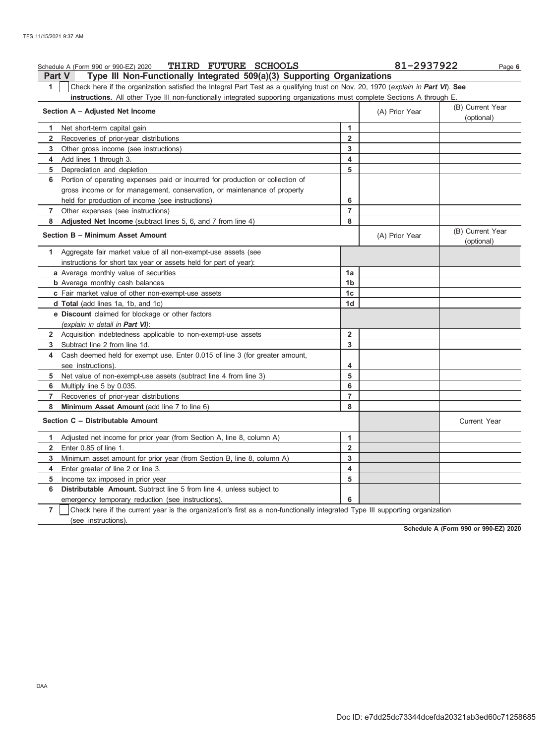Schedule A (Form 990 or 990-EZ) 2020 **THIRD FUTURE SCHOOLS** 81-2937922

## Part V Type III Non-Functionally Integrated 509(a)(3) Supporting Organizations

**1** ☐ Check here if the organization satisfied the Integral Part Test as a qualifying trust on Nov. 20, 1970 (*explain in **Part VI***). **See instructions.** All other Type III non-functionally integrated supporting organizations must complete Sections A through E.

| Section A – Adjusted Net Income | | (A) Prior Year | (B) Current Year (optional) |
|---|---|---|---|
| **1** Net short-term capital gain | 1 | | |
| **2** Recoveries of prior-year distributions | 2 | | |
| **3** Other gross income (see instructions) | 3 | | |
| **4** Add lines 1 through 3. | 4 | | |
| **5** Depreciation and depletion | 5 | | |
| **6** Portion of operating expenses paid or incurred for production or collection of gross income or for management, conservation, or maintenance of property held for production of income (see instructions) | 6 | | |
| **7** Other expenses (see instructions) | 7 | | |
| **8** **Adjusted Net Income** (subtract lines 5, 6, and 7 from line 4) | 8 | | |

| Section B – Minimum Asset Amount | | (A) Prior Year | (B) Current Year (optional) |
|---|---|---|---|
| **1** Aggregate fair market value of all non-exempt-use assets (see instructions for short tax year or assets held for part of year): | | | |
| **a** Average monthly value of securities | 1a | | |
| **b** Average monthly cash balances | 1b | | |
| **c** Fair market value of other non-exempt-use assets | 1c | | |
| **d Total** (add lines 1a, 1b, and 1c) | 1d | | |
| **e Discount** claimed for blockage or other factors (*explain in detail in **Part VI***): | | | |
| **2** Acquisition indebtedness applicable to non-exempt-use assets | 2 | | |
| **3** Subtract line 2 from line 1d. | 3 | | |
| **4** Cash deemed held for exempt use. Enter 0.015 of line 3 (for greater amount, see instructions). | 4 | | |
| **5** Net value of non-exempt-use assets (subtract line 4 from line 3) | 5 | | |
| **6** Multiply line 5 by 0.035. | 6 | | |
| **7** Recoveries of prior-year distributions | 7 | | |
| **8** **Minimum Asset Amount** (add line 7 to line 6) | 8 | | |

| Section C – Distributable Amount | | | Current Year |
|---|---|---|---|
| **1** Adjusted net income for prior year (from Section A, line 8, column A) | 1 | | |
| **2** Enter 0.85 of line 1. | 2 | | |
| **3** Minimum asset amount for prior year (from Section B, line 8, column A) | 3 | | |
| **4** Enter greater of line 2 or line 3. | 4 | | |
| **5** Income tax imposed in prior year | 5 | | |
| **6** **Distributable Amount.** Subtract line 5 from line 4, unless subject to emergency temporary reduction (see instructions). | 6 | | |

**7** ☐ Check here if the current year is the organization's first as a non-functionally integrated Type III supporting organization (see instructions).

**Schedule A (Form 990 or 990-EZ) 2020**

DAA

Doc ID: e7dd25dc73344dcefda20321ab3ed60c71258685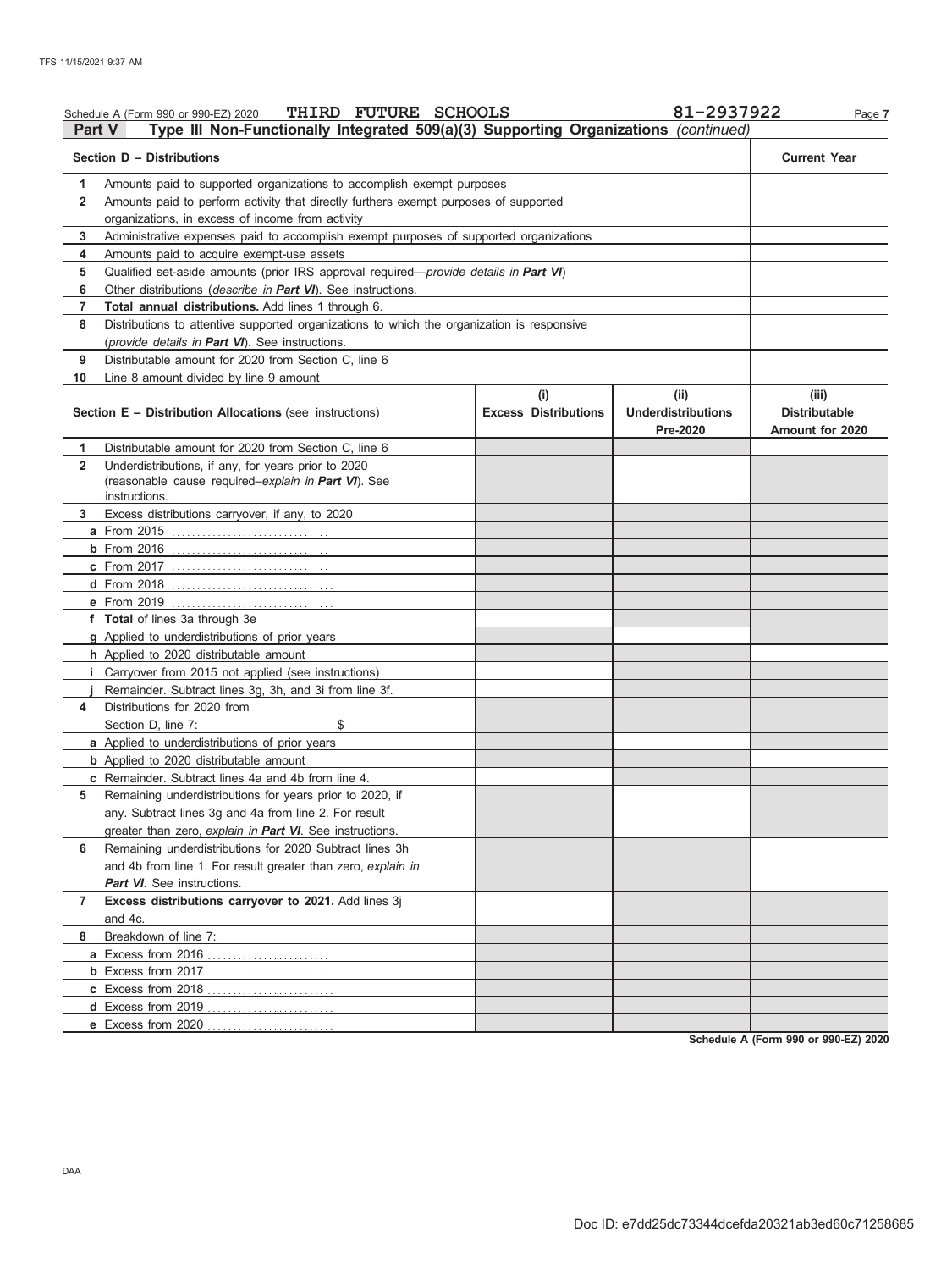Schedule A (Form 990 or 990-EZ) 2020 THIRD FUTURE SCHOOLS 81-2937922 Page 7

**Part V Type III Non-Functionally Integrated 509(a)(3) Supporting Organizations** *(continued)*

| | Section D – Distributions | Current Year |
|---|---|---|
| 1 | Amounts paid to supported organizations to accomplish exempt purposes | |
| 2 | Amounts paid to perform activity that directly furthers exempt purposes of supported organizations, in excess of income from activity | |
| 3 | Administrative expenses paid to accomplish exempt purposes of supported organizations | |
| 4 | Amounts paid to acquire exempt-use assets | |
| 5 | Qualified set-aside amounts (prior IRS approval required—*provide details in **Part VI***) | |
| 6 | Other distributions (*describe in **Part VI***). See instructions. | |
| 7 | **Total annual distributions.** Add lines 1 through 6. | |
| 8 | Distributions to attentive supported organizations to which the organization is responsive (*provide details in **Part VI***). See instructions. | |
| 9 | Distributable amount for 2020 from Section C, line 6 | |
| 10 | Line 8 amount divided by line 9 amount | |

| | Section E – Distribution Allocations (see instructions) | (i) Excess Distributions | (ii) Underdistributions Pre-2020 | (iii) Distributable Amount for 2020 |
|---|---|---|---|---|
| 1 | Distributable amount for 2020 from Section C, line 6 | | | |
| 2 | Underdistributions, if any, for years prior to 2020 (reasonable cause required–*explain in **Part VI***). See instructions. | | | |
| 3 | Excess distributions carryover, if any, to 2020 | | | |
| | **a** From 2015 | | | |
| | **b** From 2016 | | | |
| | **c** From 2017 | | | |
| | **d** From 2018 | | | |
| | **e** From 2019 | | | |
| | **f Total** of lines 3a through 3e | | | |
| | **g** Applied to underdistributions of prior years | | | |
| | **h** Applied to 2020 distributable amount | | | |
| | **i** Carryover from 2015 not applied (see instructions) | | | |
| | **j** Remainder. Subtract lines 3g, 3h, and 3i from line 3f. | | | |
| 4 | Distributions for 2020 from Section D, line 7: $ | | | |
| | **a** Applied to underdistributions of prior years | | | |
| | **b** Applied to 2020 distributable amount | | | |
| | **c** Remainder. Subtract lines 4a and 4b from line 4. | | | |
| 5 | Remaining underdistributions for years prior to 2020, if any. Subtract lines 3g and 4a from line 2. For result greater than zero, *explain in **Part VI***. See instructions. | | | |
| 6 | Remaining underdistributions for 2020 Subtract lines 3h and 4b from line 1. For result greater than zero, *explain in **Part VI***. See instructions. | | | |
| 7 | **Excess distributions carryover to 2021.** Add lines 3j and 4c. | | | |
| 8 | Breakdown of line 7: | | | |
| | **a** Excess from 2016 | | | |
| | **b** Excess from 2017 | | | |
| | **c** Excess from 2018 | | | |
| | **d** Excess from 2019 | | | |
| | **e** Excess from 2020 | | | |

**Schedule A (Form 990 or 990-EZ) 2020**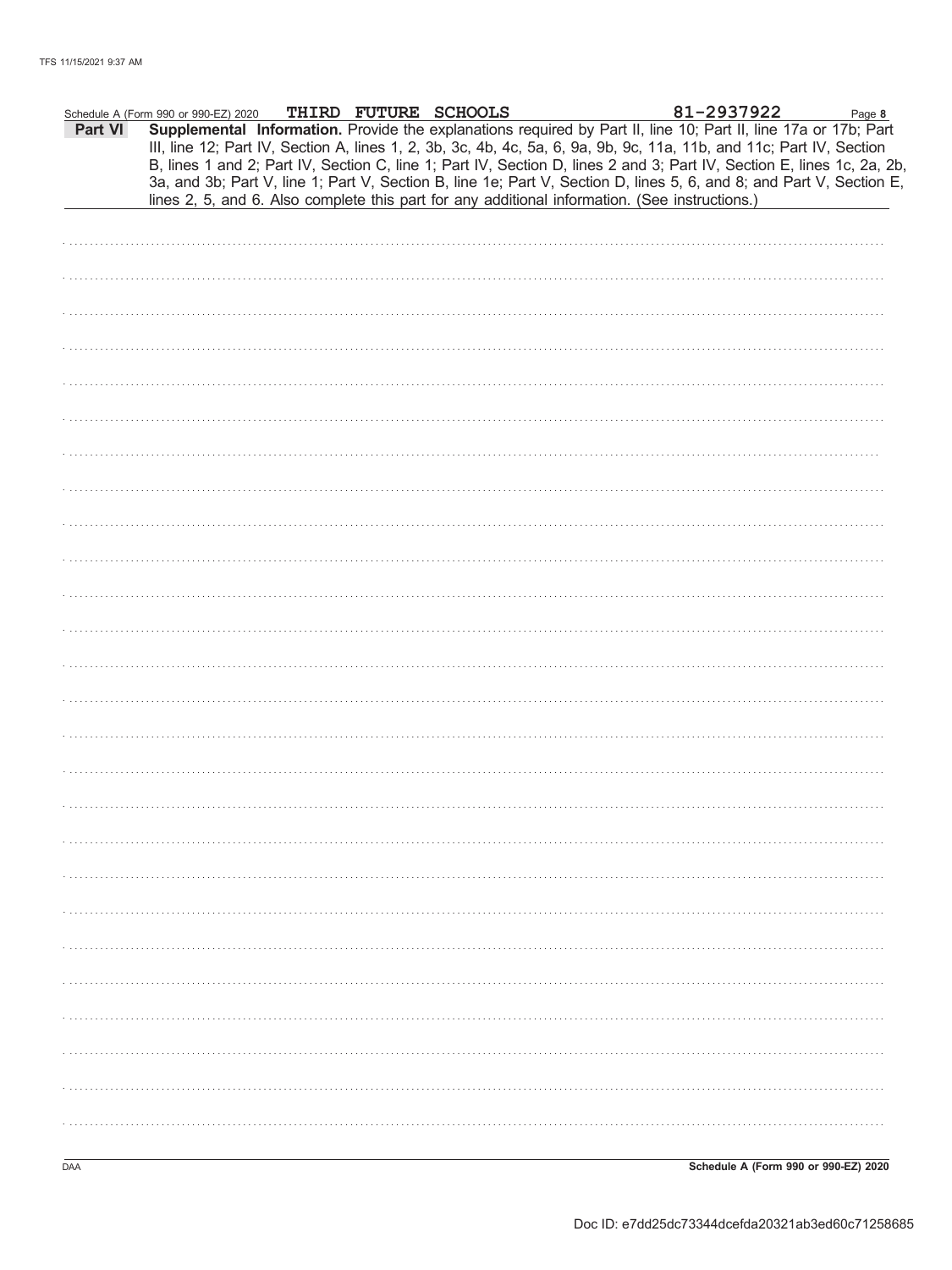Schedule A (Form 990 or 990-EZ) 2020 THIRD FUTURE SCHOOLS 81-2937922 Page **8**

**Part VI** **Supplemental Information.** Provide the explanations required by Part II, line 10; Part II, line 17a or 17b; Part III, line 12; Part IV, Section A, lines 1, 2, 3b, 3c, 4b, 4c, 5a, 6, 9a, 9b, 9c, 11a, 11b, and 11c; Part IV, Section B, lines 1 and 2; Part IV, Section C, line 1; Part IV, Section D, lines 2 and 3; Part IV, Section E, lines 1c, 2a, 2b, 3a, and 3b; Part V, line 1; Part V, Section B, line 1e; Part V, Section D, lines 5, 6, and 8; and Part V, Section E, lines 2, 5, and 6. Also complete this part for any additional information. (See instructions.)

DAA **Schedule A (Form 990 or 990-EZ) 2020**

Doc ID: e7dd25dc73344dcefda20321ab3ed60c71258685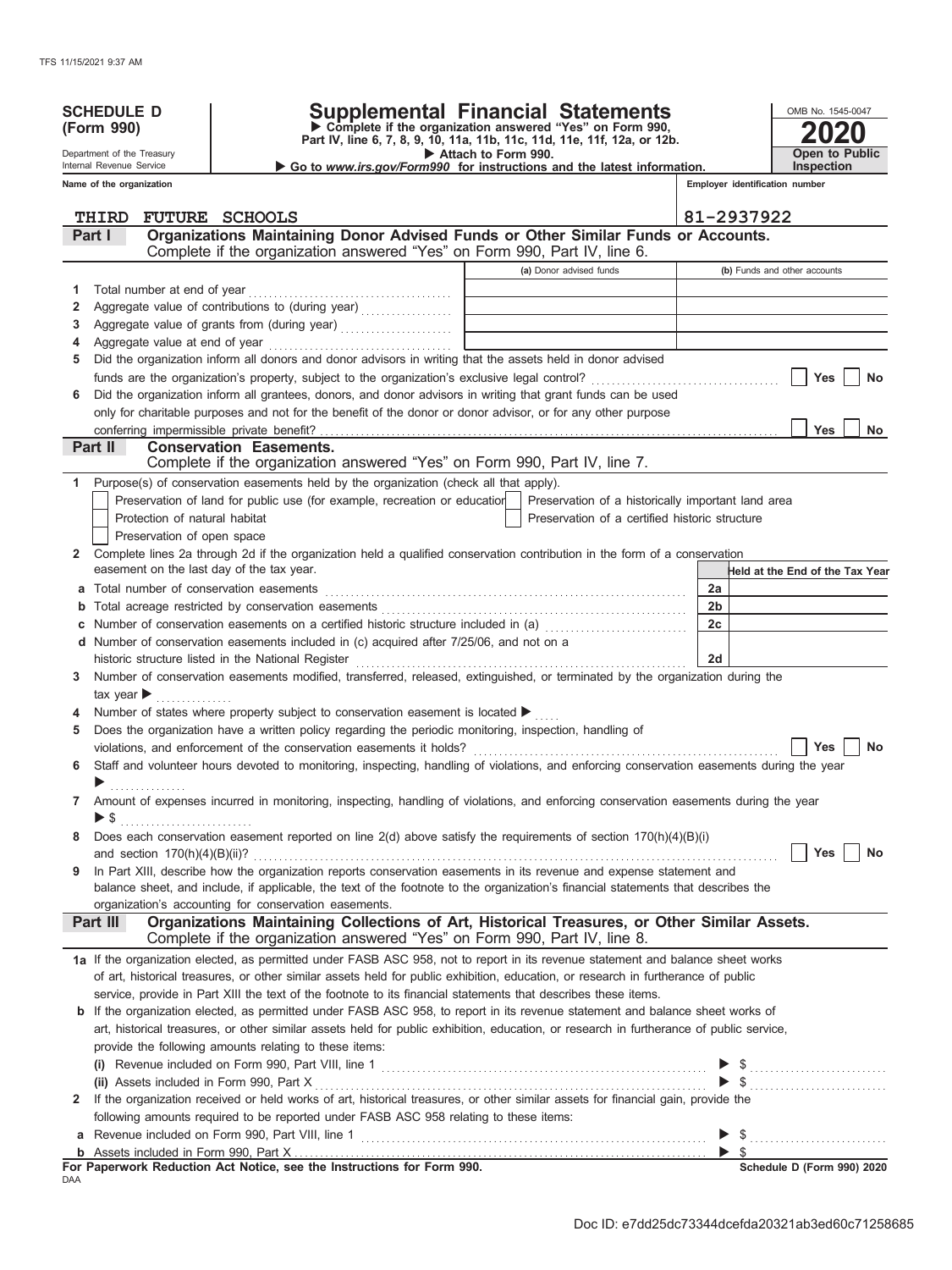**SCHEDULE D (Form 990)**

Department of the Treasury
Internal Revenue Service

# Supplemental Financial Statements

▶ Complete if the organization answered "Yes" on Form 990, Part IV, line 6, 7, 8, 9, 10, 11a, 11b, 11c, 11d, 11e, 11f, 12a, or 12b.
▶ Attach to Form 990.
▶ Go to *www.irs.gov/Form990* for instructions and the latest information.

OMB No. 1545-0047
**2020**
**Open to Public Inspection**

**Name of the organization:** THIRD FUTURE SCHOOLS
**Employer identification number:** 81-2937922

## Part I Organizations Maintaining Donor Advised Funds or Other Similar Funds or Accounts.
Complete if the organization answered "Yes" on Form 990, Part IV, line 6.

| | | (a) Donor advised funds | (b) Funds and other accounts |
|---|---|---|---|
| 1 | Total number at end of year | | |
| 2 | Aggregate value of contributions to (during year) | | |
| 3 | Aggregate value of grants from (during year) | | |
| 4 | Aggregate value at end of year | | |

5 Did the organization inform all donors and donor advisors in writing that the assets held in donor advised funds are the organization's property, subject to the organization's exclusive legal control? ☐ Yes ☐ No

6 Did the organization inform all grantees, donors, and donor advisors in writing that grant funds can be used only for charitable purposes and not for the benefit of the donor or donor advisor, or for any other purpose conferring impermissible private benefit? ☐ Yes ☐ No

## Part II Conservation Easements.
Complete if the organization answered "Yes" on Form 990, Part IV, line 7.

1 Purpose(s) of conservation easements held by the organization (check all that apply).
- ☐ Preservation of land for public use (for example, recreation or education)
- ☐ Protection of natural habitat
- ☐ Preservation of open space
- ☐ Preservation of a historically important land area
- ☐ Preservation of a certified historic structure

2 Complete lines 2a through 2d if the organization held a qualified conservation contribution in the form of a conservation easement on the last day of the tax year.

| | | | Held at the End of the Tax Year |
|---|---|---|---|
| a | Total number of conservation easements | 2a | |
| b | Total acreage restricted by conservation easements | 2b | |
| c | Number of conservation easements on a certified historic structure included in (a) | 2c | |
| d | Number of conservation easements included in (c) acquired after 7/25/06, and not on a historic structure listed in the National Register | 2d | |

3 Number of conservation easements modified, transferred, released, extinguished, or terminated by the organization during the tax year ▶

4 Number of states where property subject to conservation easement is located ▶

5 Does the organization have a written policy regarding the periodic monitoring, inspection, handling of violations, and enforcement of the conservation easements it holds? ☐ Yes ☐ No

6 Staff and volunteer hours devoted to monitoring, inspecting, handling of violations, and enforcing conservation easements during the year ▶

7 Amount of expenses incurred in monitoring, inspecting, handling of violations, and enforcing conservation easements during the year ▶ $

8 Does each conservation easement reported on line 2(d) above satisfy the requirements of section 170(h)(4)(B)(i) and section 170(h)(4)(B)(ii)? ☐ Yes ☐ No

9 In Part XIII, describe how the organization reports conservation easements in its revenue and expense statement and balance sheet, and include, if applicable, the text of the footnote to the organization's financial statements that describes the organization's accounting for conservation easements.

## Part III Organizations Maintaining Collections of Art, Historical Treasures, or Other Similar Assets.
Complete if the organization answered "Yes" on Form 990, Part IV, line 8.

1a If the organization elected, as permitted under FASB ASC 958, not to report in its revenue statement and balance sheet works of art, historical treasures, or other similar assets held for public exhibition, education, or research in furtherance of public service, provide in Part XIII the text of the footnote to its financial statements that describes these items.

b If the organization elected, as permitted under FASB ASC 958, to report in its revenue statement and balance sheet works of art, historical treasures, or other similar assets held for public exhibition, education, or research in furtherance of public service, provide the following amounts relating to these items:

(i) Revenue included on Form 990, Part VIII, line 1 ▶ $

(ii) Assets included in Form 990, Part X ▶ $

2 If the organization received or held works of art, historical treasures, or other similar assets for financial gain, provide the following amounts required to be reported under FASB ASC 958 relating to these items:

a Revenue included on Form 990, Part VIII, line 1 ▶ $

b Assets included in Form 990, Part X ▶ $

**For Paperwork Reduction Act Notice, see the Instructions for Form 990.**
Schedule D (Form 990) 2020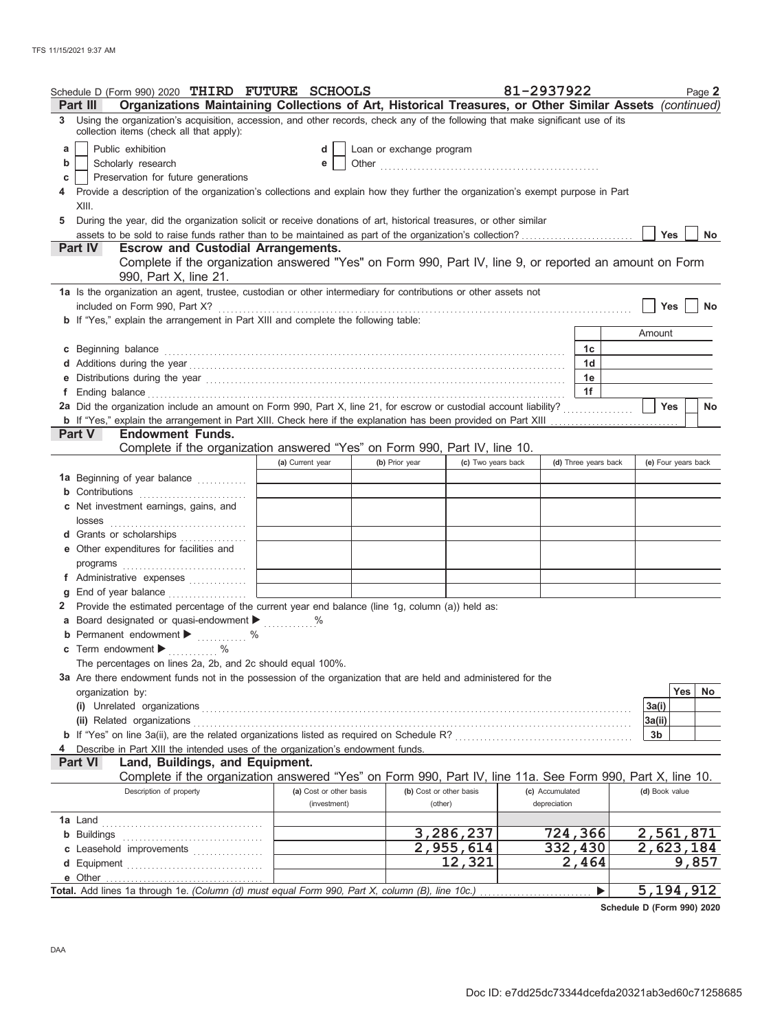Schedule D (Form 990) 2020 **THIRD FUTURE SCHOOLS** 81-2937922 Page **2**

## Part III Organizations Maintaining Collections of Art, Historical Treasures, or Other Similar Assets *(continued)*

**3** Using the organization's acquisition, accession, and other records, check any of the following that make significant use of its collection items (check all that apply):

- **a** ☐ Public exhibition
- **b** ☐ Scholarly research
- **c** ☐ Preservation for future generations
- **d** ☐ Loan or exchange program
- **e** ☐ Other

**4** Provide a description of the organization's collections and explain how they further the organization's exempt purpose in Part XIII.

**5** During the year, did the organization solicit or receive donations of art, historical treasures, or other similar assets to be sold to raise funds rather than to be maintained as part of the organization's collection? ☐ Yes ☐ No

## Part IV Escrow and Custodial Arrangements.

Complete if the organization answered "Yes" on Form 990, Part IV, line 9, or reported an amount on Form 990, Part X, line 21.

**1a** Is the organization an agent, trustee, custodian or other intermediary for contributions or other assets not included on Form 990, Part X? ☐ Yes ☐ No

**b** If "Yes," explain the arrangement in Part XIII and complete the following table:

| | | Amount |
|---|---|---|
| **c** Beginning balance | 1c | |
| **d** Additions during the year | 1d | |
| **e** Distributions during the year | 1e | |
| **f** Ending balance | 1f | |

**2a** Did the organization include an amount on Form 990, Part X, line 21, for escrow or custodial account liability? ☐ Yes ☐ No

**b** If "Yes," explain the arrangement in Part XIII. Check here if the explanation has been provided on Part XIII

## Part V Endowment Funds.

Complete if the organization answered "Yes" on Form 990, Part IV, line 10.

| | (a) Current year | (b) Prior year | (c) Two years back | (d) Three years back | (e) Four years back |
|---|---|---|---|---|---|
| **1a** Beginning of year balance | | | | | |
| **b** Contributions | | | | | |
| **c** Net investment earnings, gains, and losses | | | | | |
| **d** Grants or scholarships | | | | | |
| **e** Other expenditures for facilities and programs | | | | | |
| **f** Administrative expenses | | | | | |
| **g** End of year balance | | | | | |

**2** Provide the estimated percentage of the current year end balance (line 1g, column (a)) held as:

- **a** Board designated or quasi-endowment ▶ %
- **b** Permanent endowment ▶ %
- **c** Term endowment ▶ %

The percentages on lines 2a, 2b, and 2c should equal 100%.

**3a** Are there endowment funds not in the possession of the organization that are held and administered for the organization by:

| | | Yes | No |
|---|---|---|---|
| **(i)** Unrelated organizations | 3a(i) | | |
| **(ii)** Related organizations | 3a(ii) | | |
| **b** If "Yes" on line 3a(ii), are the related organizations listed as required on Schedule R? | 3b | | |

**4** Describe in Part XIII the intended uses of the organization's endowment funds.

## Part VI Land, Buildings, and Equipment.

Complete if the organization answered "Yes" on Form 990, Part IV, line 11a. See Form 990, Part X, line 10.

| Description of property | (a) Cost or other basis (investment) | (b) Cost or other basis (other) | (c) Accumulated depreciation | (d) Book value |
|---|---|---|---|---|
| **1a** Land | | | | |
| **b** Buildings | | 3,286,237 | 724,366 | 2,561,871 |
| **c** Leasehold improvements | | 2,955,614 | 332,430 | 2,623,184 |
| **d** Equipment | | 12,321 | 2,464 | 9,857 |
| **e** Other | | | | |
| **Total.** Add lines 1a through 1e. *(Column (d) must equal Form 990, Part X, column (B), line 10c.)* | | | ▶ | 5,194,912 |

**Schedule D (Form 990) 2020**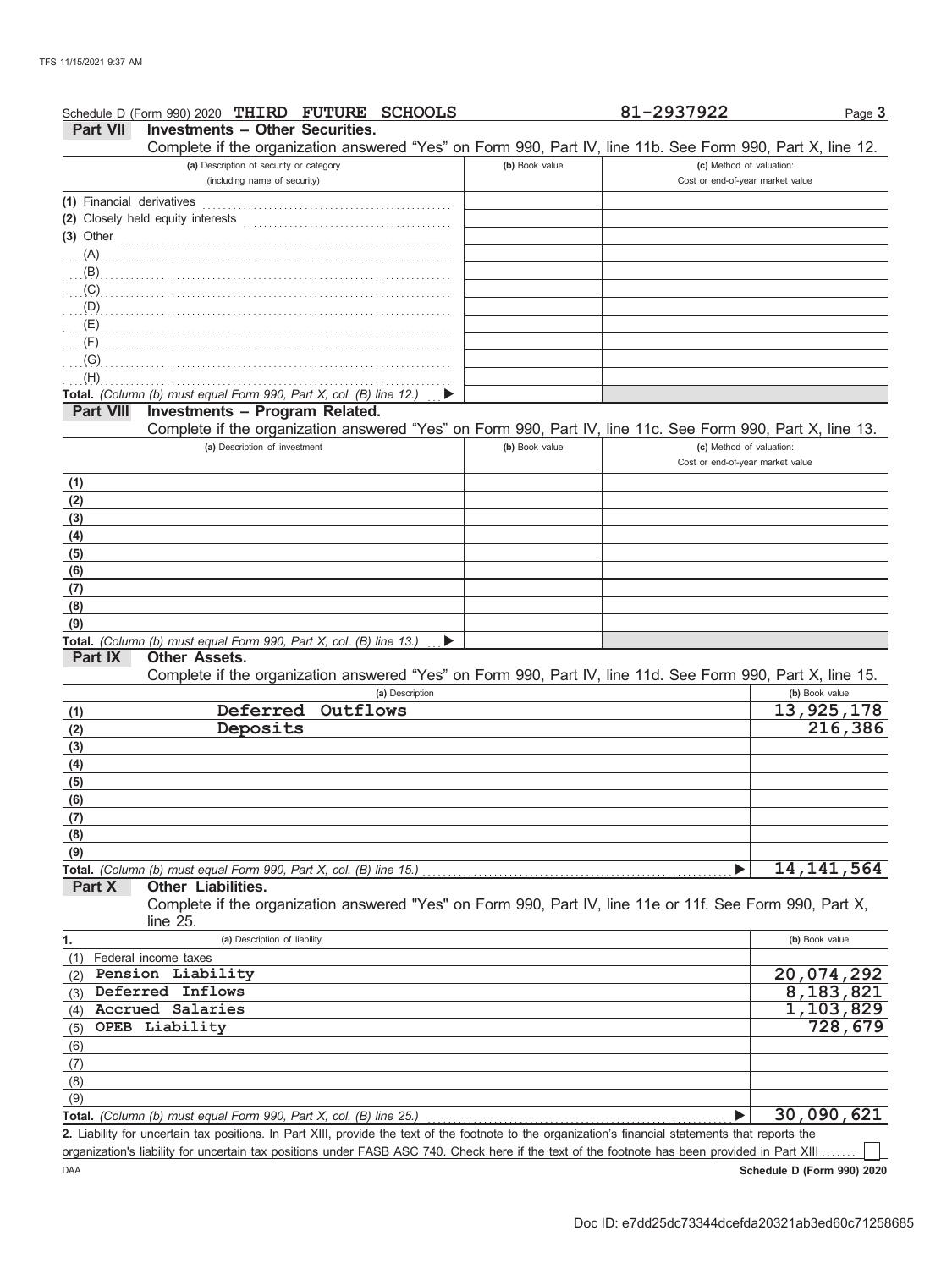Schedule D (Form 990) 2020 **THIRD FUTURE SCHOOLS** **81-2937922** Page **3**

## Part VII Investments – Other Securities.

Complete if the organization answered "Yes" on Form 990, Part IV, line 11b. See Form 990, Part X, line 12.

| (a) Description of security or category (including name of security) | (b) Book value | (c) Method of valuation: Cost or end-of-year market value |
|---|---|---|
| (1) Financial derivatives | | |
| (2) Closely held equity interests | | |
| (3) Other | | |
| (A) | | |
| (B) | | |
| (C) | | |
| (D) | | |
| (E) | | |
| (F) | | |
| (G) | | |
| (H) | | |
| **Total.** *(Column (b) must equal Form 990, Part X, col. (B) line 12.)* ▶ | | |

## Part VIII Investments – Program Related.

Complete if the organization answered "Yes" on Form 990, Part IV, line 11c. See Form 990, Part X, line 13.

| (a) Description of investment | (b) Book value | (c) Method of valuation: Cost or end-of-year market value |
|---|---|---|
| (1) | | |
| (2) | | |
| (3) | | |
| (4) | | |
| (5) | | |
| (6) | | |
| (7) | | |
| (8) | | |
| (9) | | |
| **Total.** *(Column (b) must equal Form 990, Part X, col. (B) line 13.)* ▶ | | |

## Part IX Other Assets.

Complete if the organization answered "Yes" on Form 990, Part IV, line 11d. See Form 990, Part X, line 15.

| | (a) Description | (b) Book value |
|---|---|---|
| (1) | Deferred Outflows | 13,925,178 |
| (2) | Deposits | 216,386 |
| (3) | | |
| (4) | | |
| (5) | | |
| (6) | | |
| (7) | | |
| (8) | | |
| (9) | | |
| **Total.** | *(Column (b) must equal Form 990, Part X, col. (B) line 15.)* ▶ | 14,141,564 |

## Part X Other Liabilities.

Complete if the organization answered "Yes" on Form 990, Part IV, line 11e or 11f. See Form 990, Part X, line 25.

| 1. | (a) Description of liability | (b) Book value |
|---|---|---|
| (1) | Federal income taxes | |
| (2) | Pension Liability | 20,074,292 |
| (3) | Deferred Inflows | 8,183,821 |
| (4) | Accrued Salaries | 1,103,829 |
| (5) | OPEB Liability | 728,679 |
| (6) | | |
| (7) | | |
| (8) | | |
| (9) | | |
| **Total.** | *(Column (b) must equal Form 990, Part X, col. (B) line 25.)* ▶ | 30,090,621 |

**2.** Liability for uncertain tax positions. In Part XIII, provide the text of the footnote to the organization's financial statements that reports the organization's liability for uncertain tax positions under FASB ASC 740. Check here if the text of the footnote has been provided in Part XIII ☐

DAA **Schedule D (Form 990) 2020**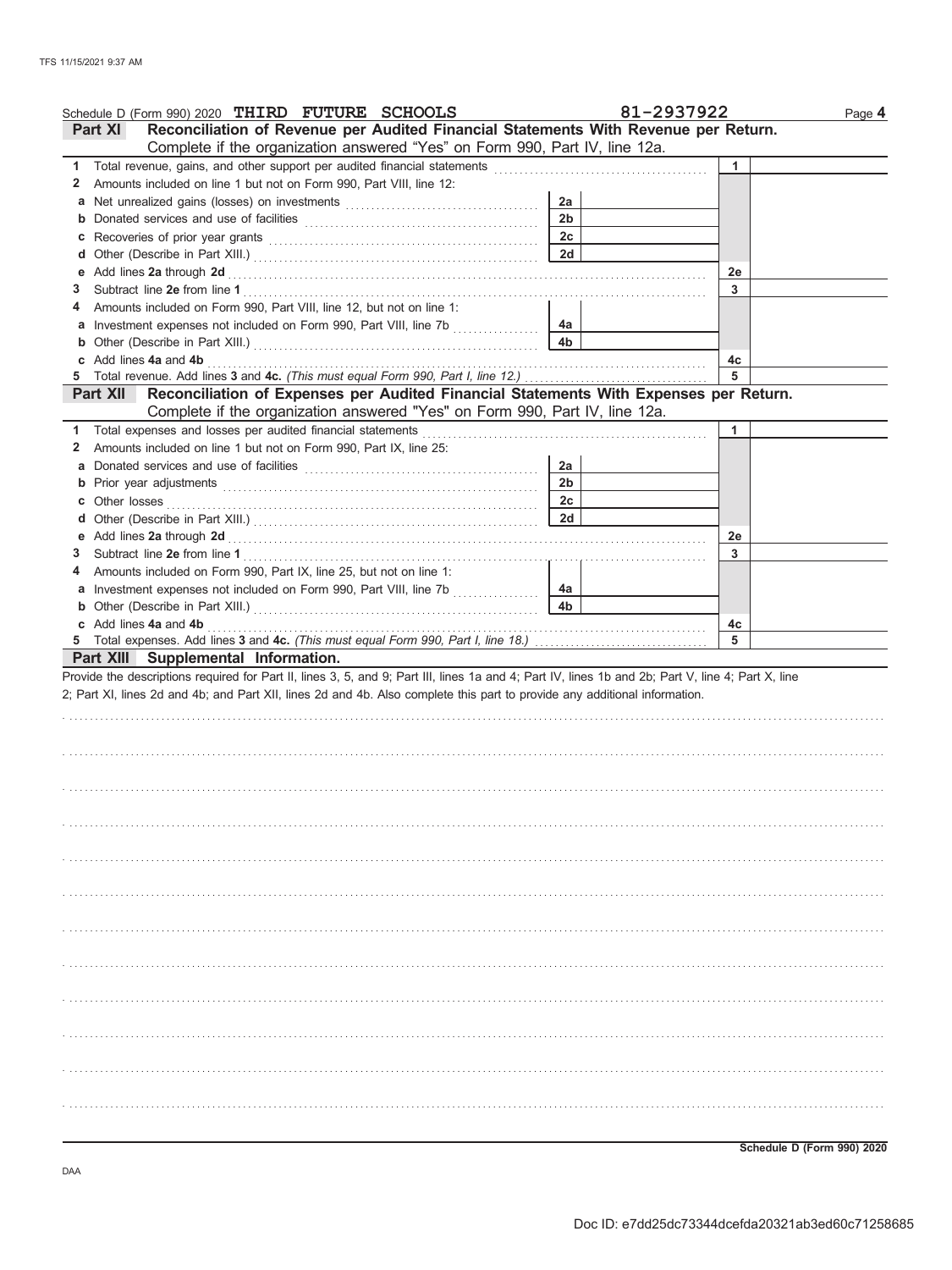Schedule D (Form 990) 2020 **THIRD FUTURE SCHOOLS** 81-2937922 Page **4**

## Part XI Reconciliation of Revenue per Audited Financial Statements With Revenue per Return.

Complete if the organization answered "Yes" on Form 990, Part IV, line 12a.

| | | | | | |
|---|---|---|---|---|---|
| **1** | Total revenue, gains, and other support per audited financial statements | | | 1 | |
| **2** | Amounts included on line 1 but not on Form 990, Part VIII, line 12: | | | | |
| **a** | Net unrealized gains (losses) on investments | 2a | | | |
| **b** | Donated services and use of facilities | 2b | | | |
| **c** | Recoveries of prior year grants | 2c | | | |
| **d** | Other (Describe in Part XIII.) | 2d | | | |
| **e** | Add lines **2a** through **2d** | | | 2e | |
| **3** | Subtract line **2e** from line **1** | | | 3 | |
| **4** | Amounts included on Form 990, Part VIII, line 12, but not on line 1: | | | | |
| **a** | Investment expenses not included on Form 990, Part VIII, line 7b | 4a | | | |
| **b** | Other (Describe in Part XIII.) | 4b | | | |
| **c** | Add lines **4a** and **4b** | | | 4c | |
| **5** | Total revenue. Add lines **3** and **4c.** *(This must equal Form 990, Part I, line 12.)* | | | 5 | |

## Part XII Reconciliation of Expenses per Audited Financial Statements With Expenses per Return.

Complete if the organization answered "Yes" on Form 990, Part IV, line 12a.

| | | | | | |
|---|---|---|---|---|---|
| **1** | Total expenses and losses per audited financial statements | | | 1 | |
| **2** | Amounts included on line 1 but not on Form 990, Part IX, line 25: | | | | |
| **a** | Donated services and use of facilities | 2a | | | |
| **b** | Prior year adjustments | 2b | | | |
| **c** | Other losses | 2c | | | |
| **d** | Other (Describe in Part XIII.) | 2d | | | |
| **e** | Add lines **2a** through **2d** | | | 2e | |
| **3** | Subtract line **2e** from line **1** | | | 3 | |
| **4** | Amounts included on Form 990, Part IX, line 25, but not on line 1: | | | | |
| **a** | Investment expenses not included on Form 990, Part VIII, line 7b | 4a | | | |
| **b** | Other (Describe in Part XIII.) | 4b | | | |
| **c** | Add lines **4a** and **4b** | | | 4c | |
| **5** | Total expenses. Add lines **3** and **4c.** *(This must equal Form 990, Part I, line 18.)* | | | 5 | |

## Part XIII Supplemental Information.

Provide the descriptions required for Part II, lines 3, 5, and 9; Part III, lines 1a and 4; Part IV, lines 1b and 2b; Part V, line 4; Part X, line 2; Part XI, lines 2d and 4b; and Part XII, lines 2d and 4b. Also complete this part to provide any additional information.

**Schedule D (Form 990) 2020**

DAA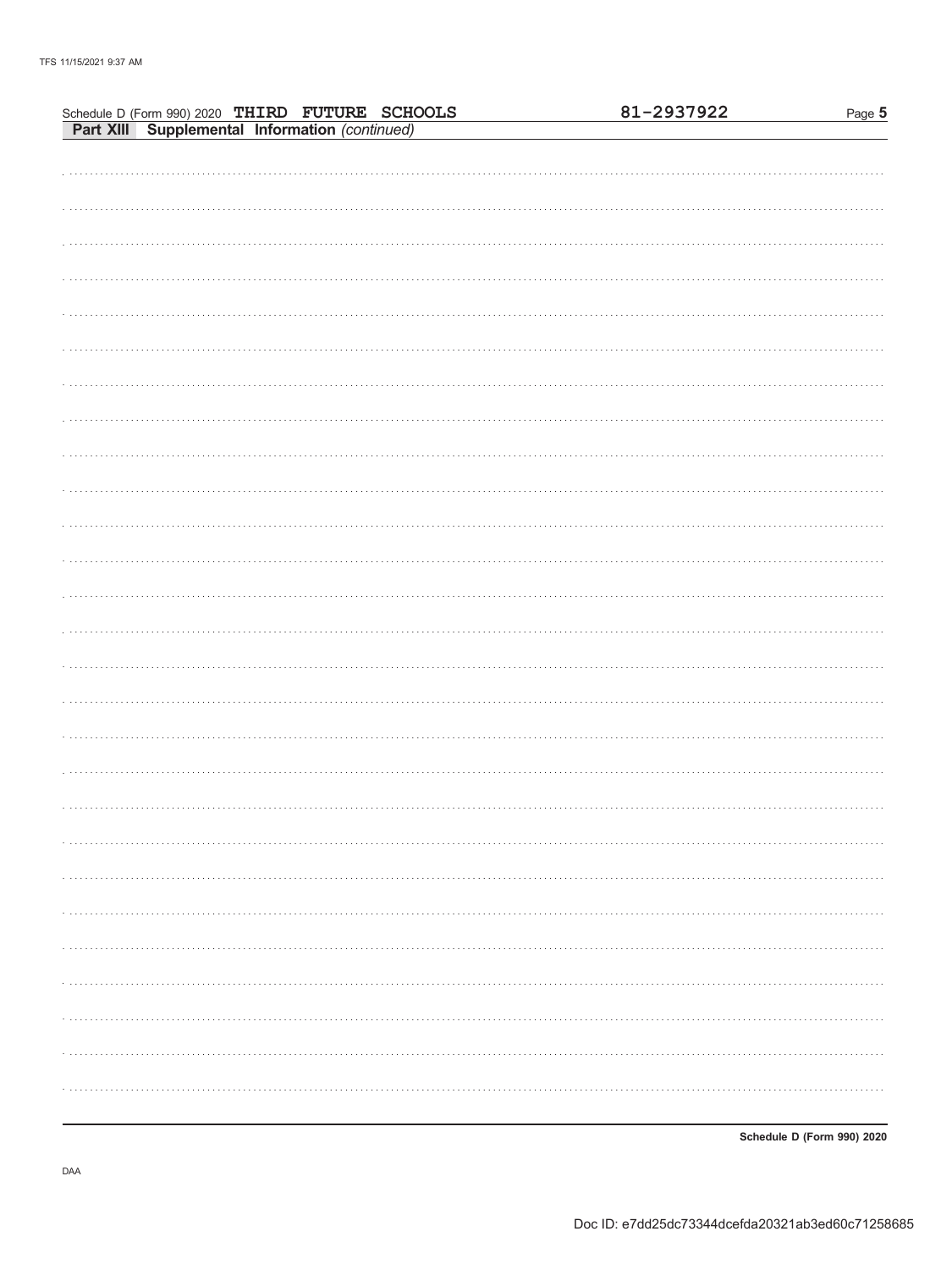Schedule D (Form 990) 2020 **THIRD FUTURE SCHOOLS** **81-2937922**

**Part XIII Supplemental Information** *(continued)*

**Schedule D (Form 990) 2020**

DAA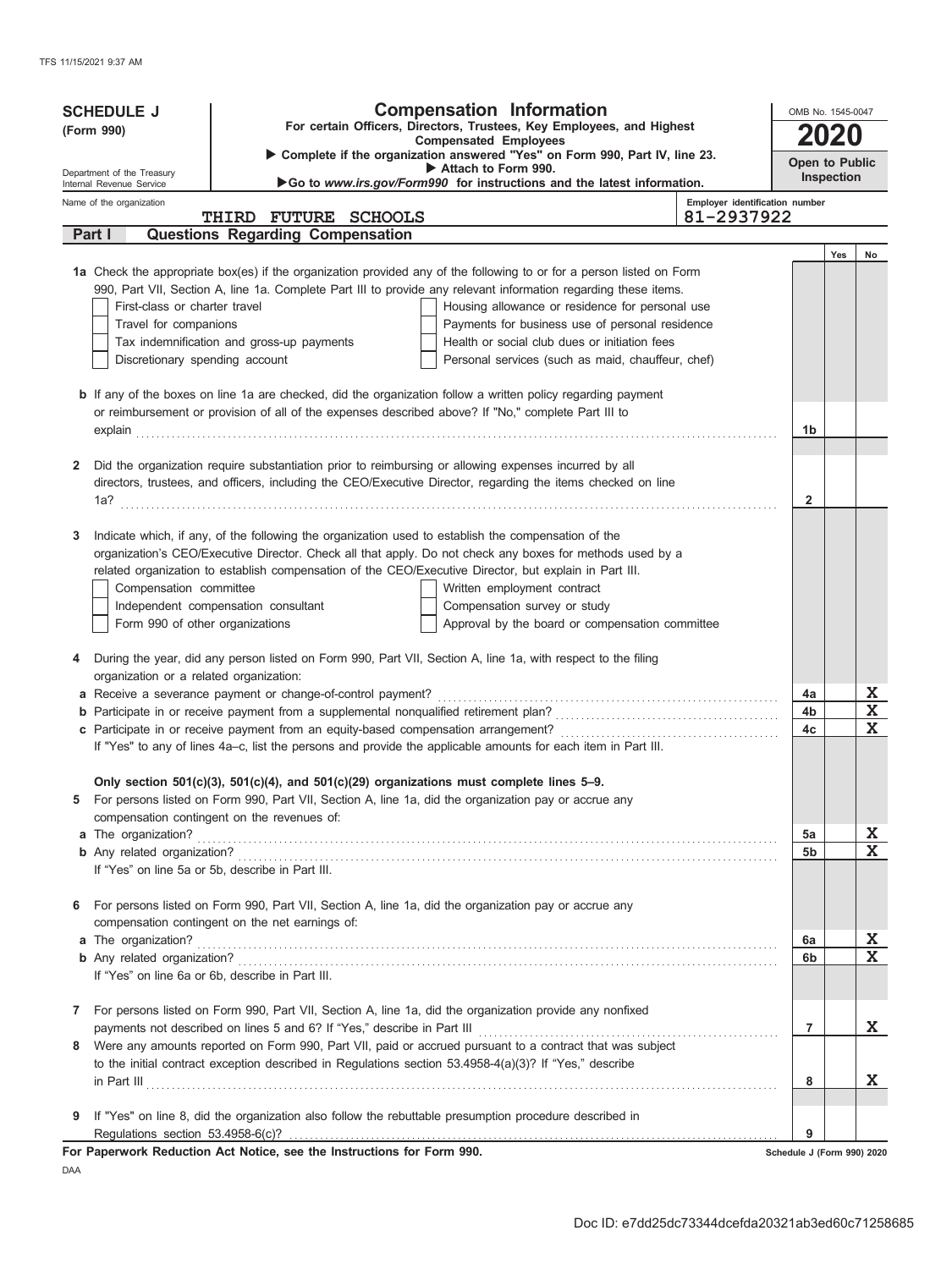**SCHEDULE J**
**(Form 990)**

Department of the Treasury
Internal Revenue Service

# Compensation Information

**For certain Officers, Directors, Trustees, Key Employees, and Highest Compensated Employees**

▶ **Complete if the organization answered "Yes" on Form 990, Part IV, line 23.**
▶ **Attach to Form 990.**
▶ **Go to** ***www.irs.gov/Form990*** **for instructions and the latest information.**

OMB No. 1545-0047

**2020**

**Open to Public Inspection**

Name of the organization: THIRD FUTURE SCHOOLS

Employer identification number: 81-2937922

## Part I Questions Regarding Compensation

| | | Yes | No |
|---|---|---|---|
| **1a** Check the appropriate box(es) if the organization provided any of the following to or for a person listed on Form 990, Part VII, Section A, line 1a. Complete Part III to provide any relevant information regarding these items.<br>☐ First-class or charter travel ☐ Housing allowance or residence for personal use<br>☐ Travel for companions ☐ Payments for business use of personal residence<br>☐ Tax indemnification and gross-up payments ☐ Health or social club dues or initiation fees<br>☐ Discretionary spending account ☐ Personal services (such as maid, chauffeur, chef) | | | |
| **b** If any of the boxes on line 1a are checked, did the organization follow a written policy regarding payment or reimbursement or provision of all of the expenses described above? If "No," complete Part III to explain | 1b | | |
| **2** Did the organization require substantiation prior to reimbursing or allowing expenses incurred by all directors, trustees, and officers, including the CEO/Executive Director, regarding the items checked on line 1a? | 2 | | |
| **3** Indicate which, if any, of the following the organization used to establish the compensation of the organization's CEO/Executive Director. Check all that apply. Do not check any boxes for methods used by a related organization to establish compensation of the CEO/Executive Director, but explain in Part III.<br>☐ Compensation committee ☐ Written employment contract<br>☐ Independent compensation consultant ☐ Compensation survey or study<br>☐ Form 990 of other organizations ☐ Approval by the board or compensation committee | | | |
| **4** During the year, did any person listed on Form 990, Part VII, Section A, line 1a, with respect to the filing organization or a related organization: | | | |
| **a** Receive a severance payment or change-of-control payment? | 4a | | X |
| **b** Participate in or receive payment from a supplemental nonqualified retirement plan? | 4b | | X |
| **c** Participate in or receive payment from an equity-based compensation arrangement? | 4c | | X |
| If "Yes" to any of lines 4a–c, list the persons and provide the applicable amounts for each item in Part III. | | | |
| **Only section 501(c)(3), 501(c)(4), and 501(c)(29) organizations must complete lines 5–9.** | | | |
| **5** For persons listed on Form 990, Part VII, Section A, line 1a, did the organization pay or accrue any compensation contingent on the revenues of: | | | |
| **a** The organization? | 5a | | X |
| **b** Any related organization? | 5b | | X |
| If "Yes" on line 5a or 5b, describe in Part III. | | | |
| **6** For persons listed on Form 990, Part VII, Section A, line 1a, did the organization pay or accrue any compensation contingent on the net earnings of: | | | |
| **a** The organization? | 6a | | X |
| **b** Any related organization? | 6b | | X |
| If "Yes" on line 6a or 6b, describe in Part III. | | | |
| **7** For persons listed on Form 990, Part VII, Section A, line 1a, did the organization provide any nonfixed payments not described on lines 5 and 6? If "Yes," describe in Part III | 7 | | X |
| **8** Were any amounts reported on Form 990, Part VII, paid or accrued pursuant to a contract that was subject to the initial contract exception described in Regulations section 53.4958-4(a)(3)? If "Yes," describe in Part III | 8 | | X |
| **9** If "Yes" on line 8, did the organization also follow the rebuttable presumption procedure described in Regulations section 53.4958-6(c)? | 9 | | |

**For Paperwork Reduction Act Notice, see the Instructions for Form 990.**

Schedule J (Form 990) 2020

DAA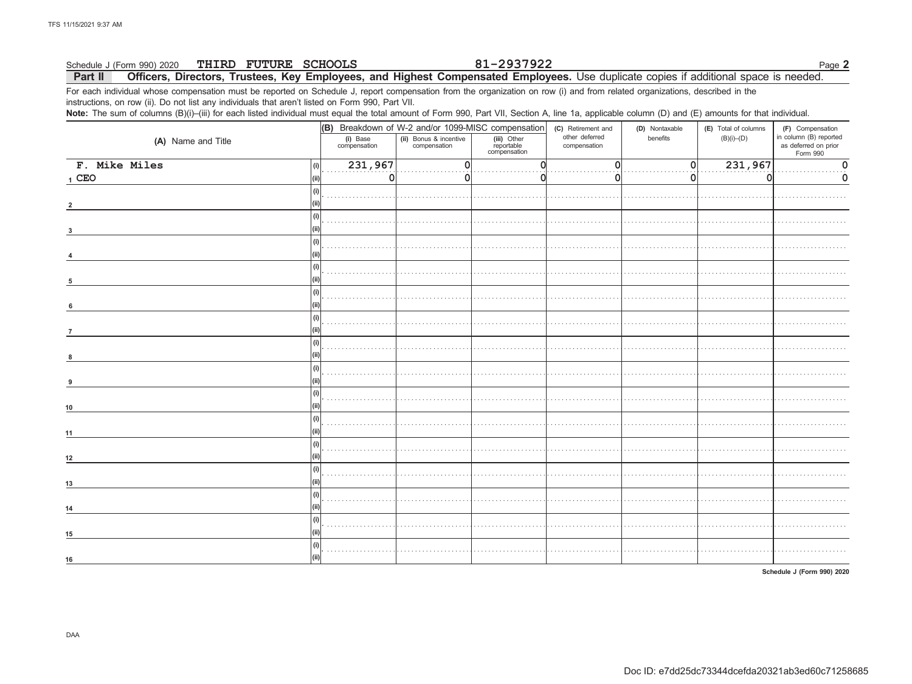Schedule J (Form 990) 2020 **THIRD FUTURE SCHOOLS** **81-2937922** Page **2**

**Part II Officers, Directors, Trustees, Key Employees, and Highest Compensated Employees.** Use duplicate copies if additional space is needed.

For each individual whose compensation must be reported on Schedule J, report compensation from the organization on row (i) and from related organizations, described in the instructions, on row (ii). Do not list any individuals that aren't listed on Form 990, Part VII.

**Note:** The sum of columns (B)(i)–(iii) for each listed individual must equal the total amount of Form 990, Part VII, Section A, line 1a, applicable column (D) and (E) amounts for that individual.

| (A) Name and Title | | (B) Breakdown of W-2 and/or 1099-MISC compensation | | | (C) Retirement and other deferred compensation | (D) Nontaxable benefits | (E) Total of columns (B)(i)–(D) | (F) Compensation in column (B) reported as deferred on prior Form 990 |
|---|---|---|---|---|---|---|---|---|
| | | (i) Base compensation | (ii) Bonus & incentive compensation | (iii) Other reportable compensation | | | | |
| 1 F. Mike Miles | (i) | 231,967 | 0 | 0 | 0 | 0 | 231,967 | 0 |
| CEO | (ii) | 0 | 0 | 0 | 0 | 0 | 0 | 0 |
| 2 | (i) | | | | | | | |
| | (ii) | | | | | | | |
| 3 | (i) | | | | | | | |
| | (ii) | | | | | | | |
| 4 | (i) | | | | | | | |
| | (ii) | | | | | | | |
| 5 | (i) | | | | | | | |
| | (ii) | | | | | | | |
| 6 | (i) | | | | | | | |
| | (ii) | | | | | | | |
| 7 | (i) | | | | | | | |
| | (ii) | | | | | | | |
| 8 | (i) | | | | | | | |
| | (ii) | | | | | | | |
| 9 | (i) | | | | | | | |
| | (ii) | | | | | | | |
| 10 | (i) | | | | | | | |
| | (ii) | | | | | | | |
| 11 | (i) | | | | | | | |
| | (ii) | | | | | | | |
| 12 | (i) | | | | | | | |
| | (ii) | | | | | | | |
| 13 | (i) | | | | | | | |
| | (ii) | | | | | | | |
| 14 | (i) | | | | | | | |
| | (ii) | | | | | | | |
| 15 | (i) | | | | | | | |
| | (ii) | | | | | | | |
| 16 | (i) | | | | | | | |
| | (ii) | | | | | | | |

**Schedule J (Form 990) 2020**

DAA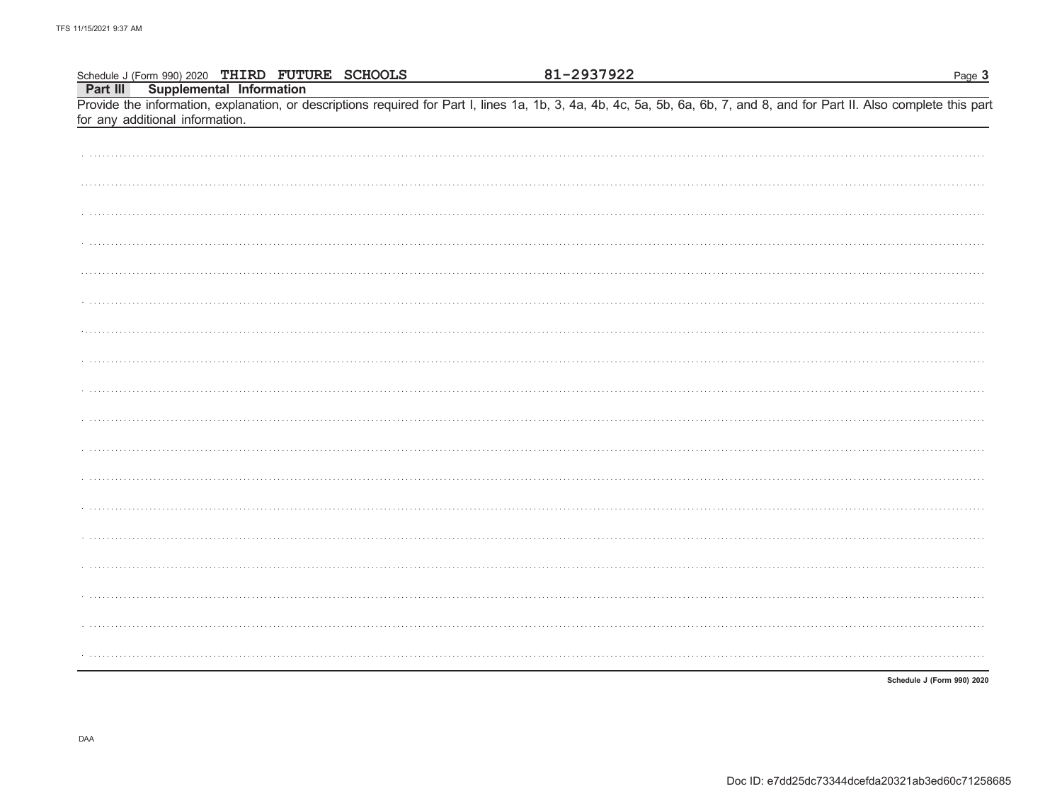Schedule J (Form 990) 2020 **THIRD FUTURE SCHOOLS** **81-2937922**

## Part III Supplemental Information

Provide the information, explanation, or descriptions required for Part I, lines 1a, 1b, 3, 4a, 4b, 4c, 5a, 5b, 6a, 6b, 7, and 8, and for Part II. Also complete this part for any additional information.

Schedule J (Form 990) 2020

DAA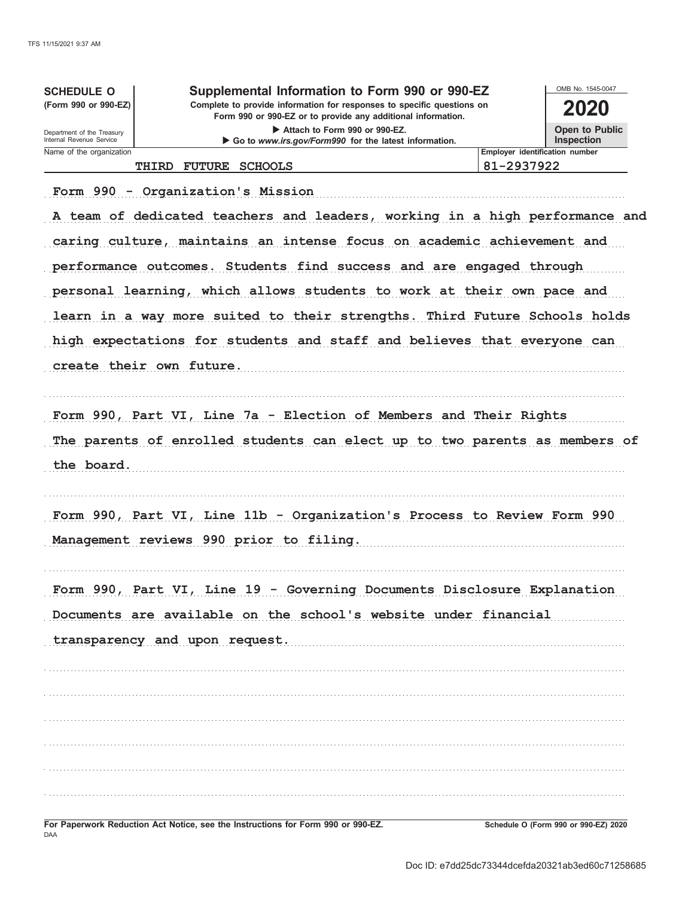**SCHEDULE O (Form 990 or 990-EZ)**

Department of the Treasury
Internal Revenue Service

# Supplemental Information to Form 990 or 990-EZ

**Complete to provide information for responses to specific questions on Form 990 or 990-EZ or to provide any additional information.**

▶ Attach to Form 990 or 990-EZ.

▶ Go to *www.irs.gov/Form990* for the latest information.

OMB No. 1545-0047

**2020**

**Open to Public Inspection**

| Name of the organization | Employer identification number |
|---|---|
| THIRD FUTURE SCHOOLS | 81-2937922 |

Form 990 - Organization's Mission

A team of dedicated teachers and leaders, working in a high performance and caring culture, maintains an intense focus on academic achievement and performance outcomes. Students find success and are engaged through personal learning, which allows students to work at their own pace and learn in a way more suited to their strengths. Third Future Schools holds high expectations for students and staff and believes that everyone can create their own future.

Form 990, Part VI, Line 7a - Election of Members and Their Rights

The parents of enrolled students can elect up to two parents as members of the board.

Form 990, Part VI, Line 11b - Organization's Process to Review Form 990

Management reviews 990 prior to filing.

Form 990, Part VI, Line 19 - Governing Documents Disclosure Explanation

Documents are available on the school's website under financial transparency and upon request.

**For Paperwork Reduction Act Notice, see the Instructions for Form 990 or 990-EZ.**

DAA

**Schedule O (Form 990 or 990-EZ) 2020**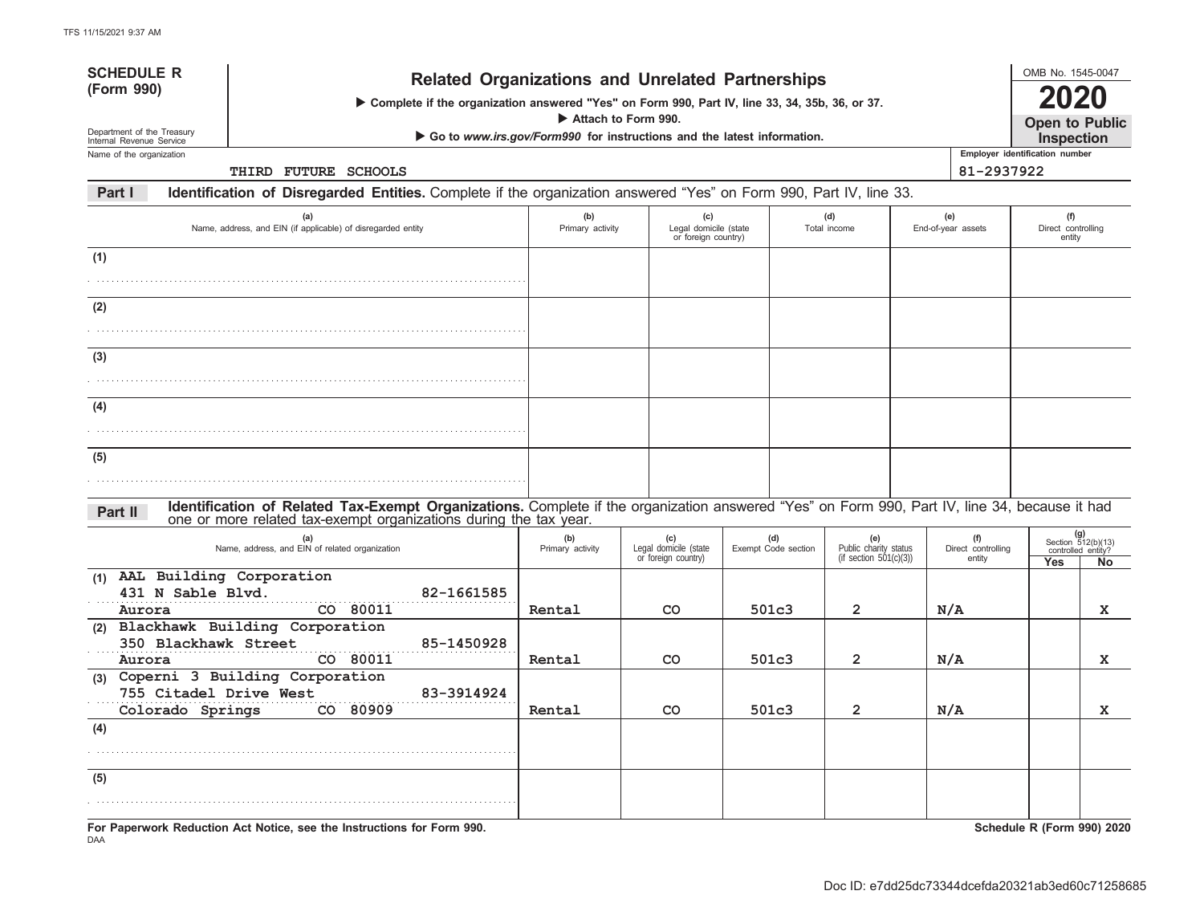**SCHEDULE R (Form 990)**

Department of the Treasury
Internal Revenue Service

# Related Organizations and Unrelated Partnerships

▶ Complete if the organization answered "Yes" on Form 990, Part IV, line 33, 34, 35b, 36, or 37.
▶ Attach to Form 990.
▶ Go to *www.irs.gov/Form990* for instructions and the latest information.

OMB No. 1545-0047
**2020**
**Open to Public Inspection**

Name of the organization: THIRD FUTURE SCHOOLS
Employer identification number: 81-2937922

**Part I — Identification of Disregarded Entities.** Complete if the organization answered "Yes" on Form 990, Part IV, line 33.

| | (a) Name, address, and EIN (if applicable) of disregarded entity | (b) Primary activity | (c) Legal domicile (state or foreign country) | (d) Total income | (e) End-of-year assets | (f) Direct controlling entity |
|---|---|---|---|---|---|---|
| (1) | | | | | | |
| (2) | | | | | | |
| (3) | | | | | | |
| (4) | | | | | | |
| (5) | | | | | | |

**Part II — Identification of Related Tax-Exempt Organizations.** Complete if the organization answered "Yes" on Form 990, Part IV, line 34, because it had one or more related tax-exempt organizations during the tax year.

| | (a) Name, address, and EIN of related organization | (b) Primary activity | (c) Legal domicile (state or foreign country) | (d) Exempt Code section | (e) Public charity status (if section 501(c)(3)) | (f) Direct controlling entity | (g) Section 512(b)(13) controlled entity? Yes | No |
|---|---|---|---|---|---|---|---|---|
| (1) | AAL Building Corporation<br>431 N Sable Blvd. 82-1661585<br>Aurora CO 80011 | Rental | CO | 501c3 | 2 | N/A | | X |
| (2) | Blackhawk Building Corporation<br>350 Blackhawk Street 85-1450928<br>Aurora CO 80011 | Rental | CO | 501c3 | 2 | N/A | | X |
| (3) | Coperni 3 Building Corporation<br>755 Citadel Drive West 83-3914924<br>Colorado Springs CO 80909 | Rental | CO | 501c3 | 2 | N/A | | X |
| (4) | | | | | | | | |
| (5) | | | | | | | | |

**For Paperwork Reduction Act Notice, see the Instructions for Form 990.**
**Schedule R (Form 990) 2020**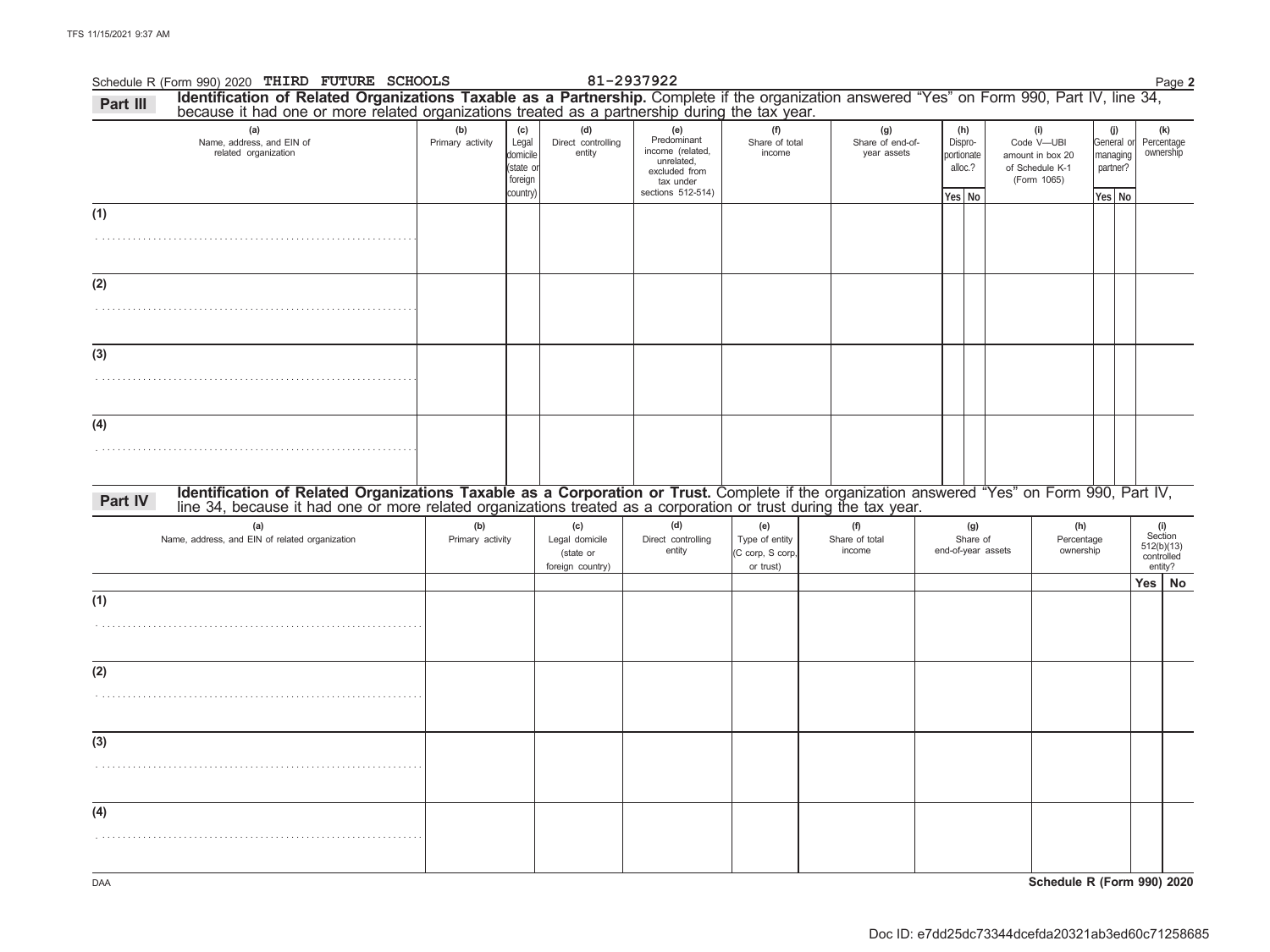Schedule R (Form 990) 2020 THIRD FUTURE SCHOOLS 81-2937922 Page **2**

**Part III** **Identification of Related Organizations Taxable as a Partnership.** Complete if the organization answered "Yes" on Form 990, Part IV, line 34, because it had one or more related organizations treated as a partnership during the tax year.

| (a) Name, address, and EIN of related organization | (b) Primary activity | (c) Legal domicile (state or foreign country) | (d) Direct controlling entity | (e) Predominant income (related, unrelated, excluded from tax under sections 512-514) | (f) Share of total income | (g) Share of end-of-year assets | (h) Disproportionate alloc.? Yes | (h) No | (i) Code V—UBI amount in box 20 of Schedule K-1 (Form 1065) | (j) General or managing partner? Yes | (j) No | (k) Percentage ownership |
|---|---|---|---|---|---|---|---|---|---|---|---|---|
| (1) | | | | | | | | | | | | |
| (2) | | | | | | | | | | | | |
| (3) | | | | | | | | | | | | |
| (4) | | | | | | | | | | | | |

**Part IV** **Identification of Related Organizations Taxable as a Corporation or Trust.** Complete if the organization answered "Yes" on Form 990, Part IV, line 34, because it had one or more related organizations treated as a corporation or trust during the tax year.

| (a) Name, address, and EIN of related organization | (b) Primary activity | (c) Legal domicile (state or foreign country) | (d) Direct controlling entity | (e) Type of entity (C corp, S corp, or trust) | (f) Share of total income | (g) Share of end-of-year assets | (h) Percentage ownership | (i) Section 512(b)(13) controlled entity? Yes | (i) No |
|---|---|---|---|---|---|---|---|---|---|
| (1) | | | | | | | | | |
| (2) | | | | | | | | | |
| (3) | | | | | | | | | |
| (4) | | | | | | | | | |

DAA **Schedule R (Form 990) 2020**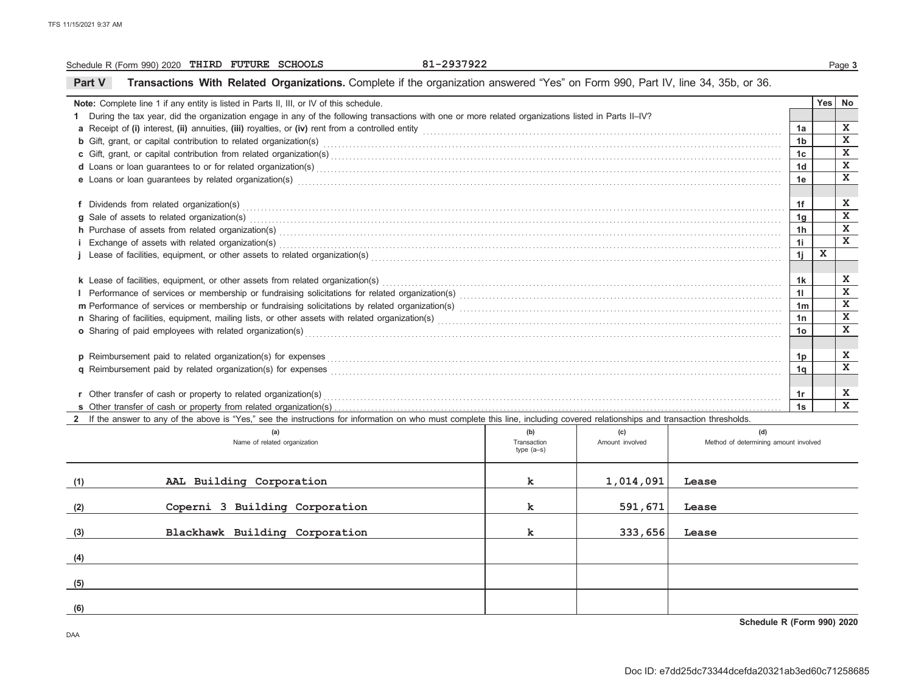Schedule R (Form 990) 2020 **THIRD FUTURE SCHOOLS** 81-2937922

## Part V Transactions With Related Organizations. 

Complete if the organization answered "Yes" on Form 990, Part IV, line 34, 35b, or 36.

| Note: Complete line 1 if any entity is listed in Parts II, III, or IV of this schedule. | | Yes | No |
|---|---|---|---|
| **1** During the tax year, did the organization engage in any of the following transactions with one or more related organizations listed in Parts II–IV? | | | |
| **a** Receipt of **(i)** interest, **(ii)** annuities, **(iii)** royalties, or **(iv)** rent from a controlled entity | 1a | | X |
| **b** Gift, grant, or capital contribution to related organization(s) | 1b | | X |
| **c** Gift, grant, or capital contribution from related organization(s) | 1c | | X |
| **d** Loans or loan guarantees to or for related organization(s) | 1d | | X |
| **e** Loans or loan guarantees by related organization(s) | 1e | | X |
| **f** Dividends from related organization(s) | 1f | | X |
| **g** Sale of assets to related organization(s) | 1g | | X |
| **h** Purchase of assets from related organization(s) | 1h | | X |
| **i** Exchange of assets with related organization(s) | 1i | | X |
| **j** Lease of facilities, equipment, or other assets to related organization(s) | 1j | X | |
| **k** Lease of facilities, equipment, or other assets from related organization(s) | 1k | | X |
| **l** Performance of services or membership or fundraising solicitations for related organization(s) | 1l | | X |
| **m** Performance of services or membership or fundraising solicitations by related organization(s) | 1m | | X |
| **n** Sharing of facilities, equipment, mailing lists, or other assets with related organization(s) | 1n | | X |
| **o** Sharing of paid employees with related organization(s) | 1o | | X |
| **p** Reimbursement paid to related organization(s) for expenses | 1p | | X |
| **q** Reimbursement paid by related organization(s) for expenses | 1q | | X |
| **r** Other transfer of cash or property to related organization(s) | 1r | | X |
| **s** Other transfer of cash or property from related organization(s) | 1s | | X |

**2** If the answer to any of the above is "Yes," see the instructions for information on who must complete this line, including covered relationships and transaction thresholds.

| | (a) Name of related organization | (b) Transaction type (a–s) | (c) Amount involved | (d) Method of determining amount involved |
|---|---|---|---|---|
| (1) | AAL Building Corporation | k | 1,014,091 | Lease |
| (2) | Coperni 3 Building Corporation | k | 591,671 | Lease |
| (3) | Blackhawk Building Corporation | k | 333,656 | Lease |
| (4) | | | | |
| (5) | | | | |
| (6) | | | | |

**Schedule R (Form 990) 2020**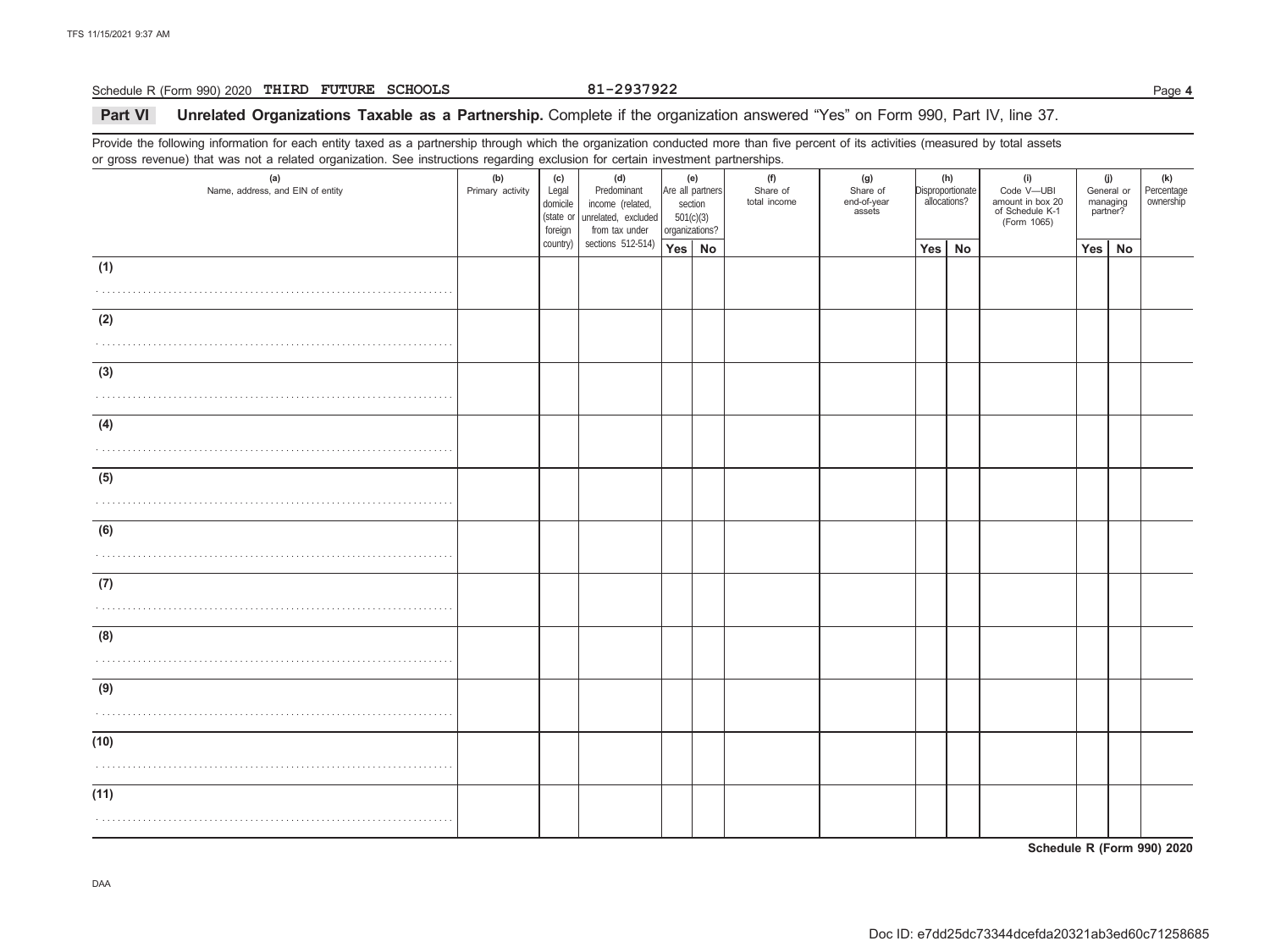Schedule R (Form 990) 2020 **THIRD FUTURE SCHOOLS** 81-2937922

## Part VI Unrelated Organizations Taxable as a Partnership. Complete if the organization answered "Yes" on Form 990, Part IV, line 37.

Provide the following information for each entity taxed as a partnership through which the organization conducted more than five percent of its activities (measured by total assets or gross revenue) that was not a related organization. See instructions regarding exclusion for certain investment partnerships.

| (a) Name, address, and EIN of entity | (b) Primary activity | (c) Legal domicile (state or foreign country) | (d) Predominant income (related, unrelated, excluded from tax under sections 512-514) | (e) Are all partners section 501(c)(3) organizations? | | (f) Share of total income | (g) Share of end-of-year assets | (h) Disproportionate allocations? | | (i) Code V—UBI amount in box 20 of Schedule K-1 (Form 1065) | (j) General or managing partner? | | (k) Percentage ownership |
|---|---|---|---|---|---|---|---|---|---|---|---|---|---|
| | | | | Yes | No | | | Yes | No | | Yes | No | |
| (1) | | | | | | | | | | | | | |
| (2) | | | | | | | | | | | | | |
| (3) | | | | | | | | | | | | | |
| (4) | | | | | | | | | | | | | |
| (5) | | | | | | | | | | | | | |
| (6) | | | | | | | | | | | | | |
| (7) | | | | | | | | | | | | | |
| (8) | | | | | | | | | | | | | |
| (9) | | | | | | | | | | | | | |
| (10) | | | | | | | | | | | | | |
| (11) | | | | | | | | | | | | | |

**Schedule R (Form 990) 2020**

DAA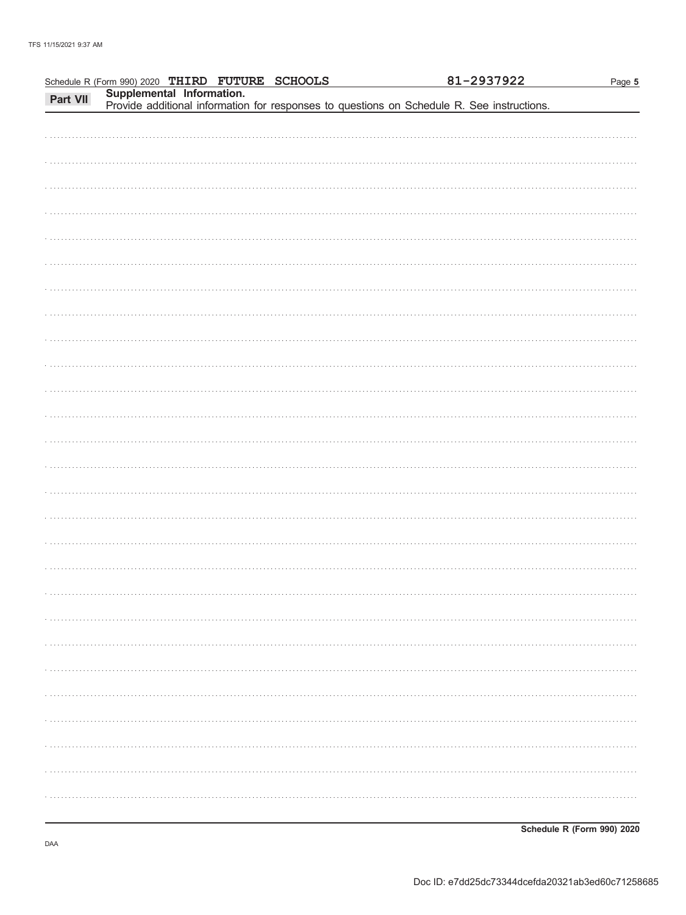Schedule R (Form 990) 2020 THIRD FUTURE SCHOOLS 81-2937922

**Part VII** **Supplemental Information.**

Provide additional information for responses to questions on Schedule R. See instructions.

**Schedule R (Form 990) 2020**

DAA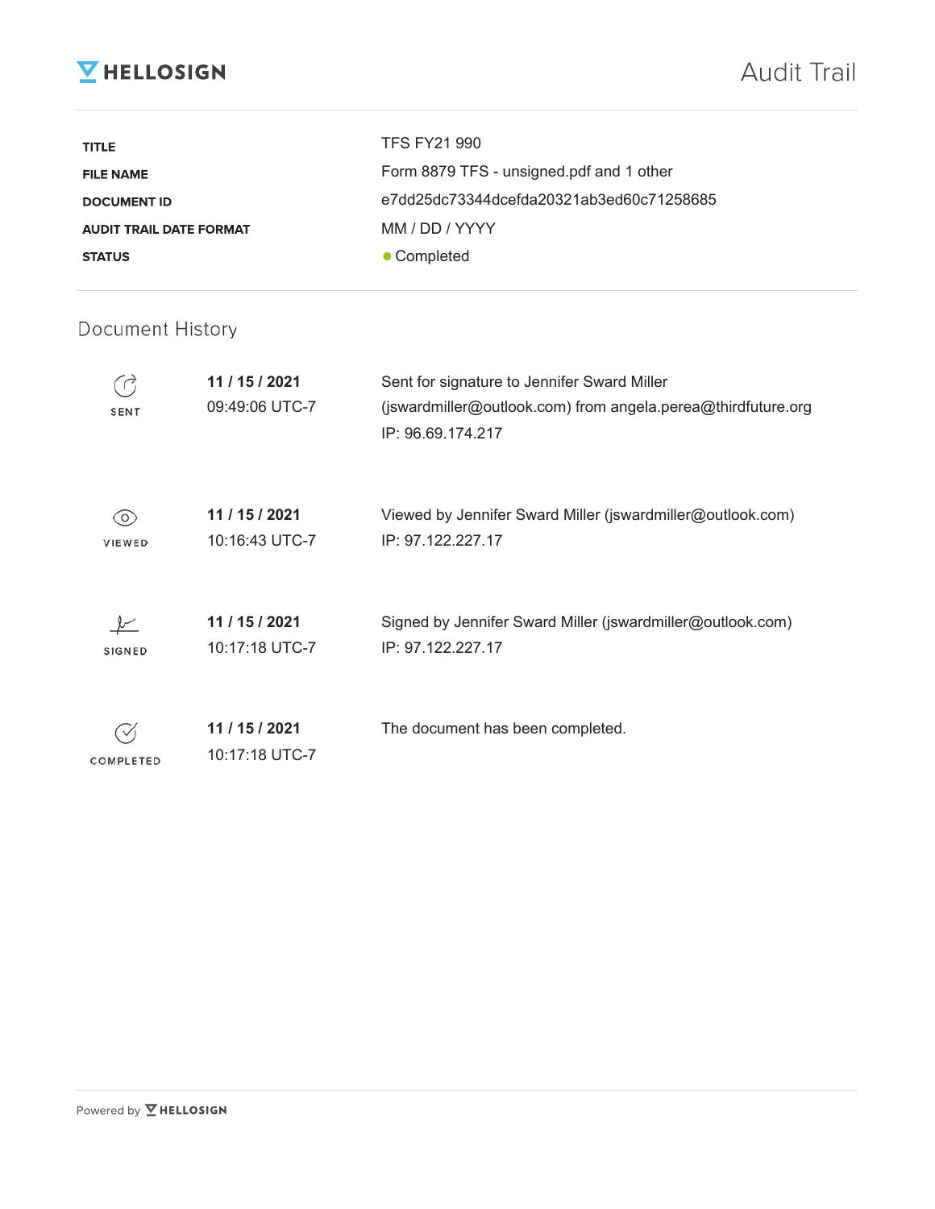HELLOSIGN

# Audit Trail

| | |
|---|---|
| **TITLE** | TFS FY21 990 |
| **FILE NAME** | Form 8879 TFS - unsigned.pdf and 1 other |
| **DOCUMENT ID** | e7dd25dc73344dcefda20321ab3ed60c71258685 |
| **AUDIT TRAIL DATE FORMAT** | MM / DD / YYYY |
| **STATUS** | ● Completed |

## Document History

| | | |
|---|---|---|
| SENT | **11 / 15 / 2021** 09:49:06 UTC-7 | Sent for signature to Jennifer Sward Miller (jswardmiller@outlook.com) from angela.perea@thirdfuture.org IP: 96.69.174.217 |
| VIEWED | **11 / 15 / 2021** 10:16:43 UTC-7 | Viewed by Jennifer Sward Miller (jswardmiller@outlook.com) IP: 97.122.227.17 |
| SIGNED | **11 / 15 / 2021** 10:17:18 UTC-7 | Signed by Jennifer Sward Miller (jswardmiller@outlook.com) IP: 97.122.227.17 |
| COMPLETED | **11 / 15 / 2021** 10:17:18 UTC-7 | The document has been completed. |

Powered by HELLOSIGN